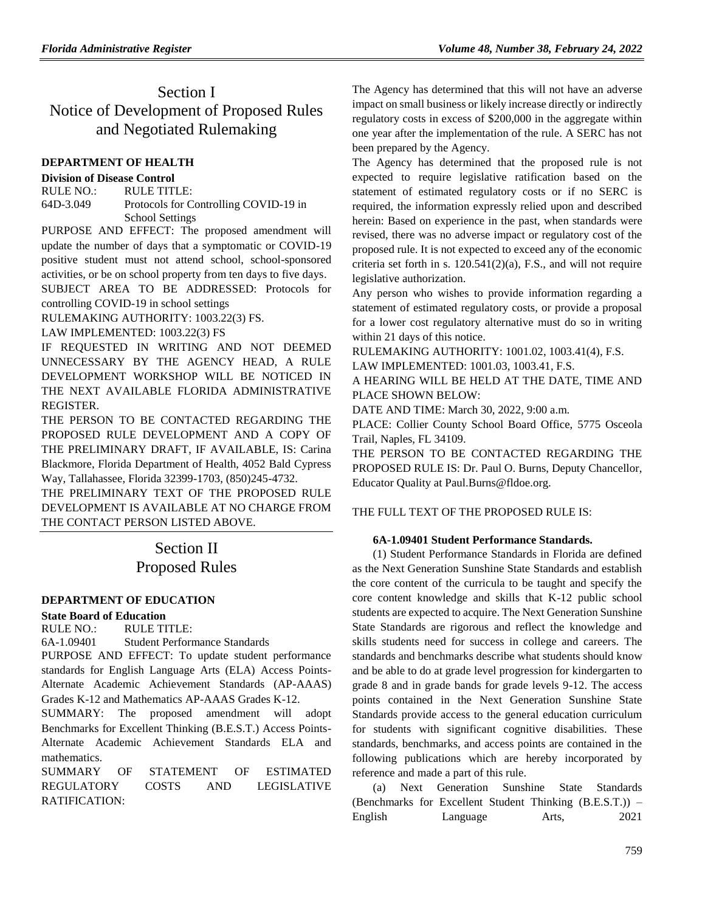# Section I
# Notice of Development of Proposed Rules and Negotiated Rulemaking

## DEPARTMENT OF HEALTH

### Division of Disease Control

RULE NO.: RULE TITLE:

64D-3.049 Protocols for Controlling COVID-19 in School Settings

PURPOSE AND EFFECT: The proposed amendment will update the number of days that a symptomatic or COVID-19 positive student must not attend school, school-sponsored activities, or be on school property from ten days to five days.

SUBJECT AREA TO BE ADDRESSED: Protocols for controlling COVID-19 in school settings

RULEMAKING AUTHORITY: 1003.22(3) FS.

LAW IMPLEMENTED: 1003.22(3) FS

IF REQUESTED IN WRITING AND NOT DEEMED UNNECESSARY BY THE AGENCY HEAD, A RULE DEVELOPMENT WORKSHOP WILL BE NOTICED IN THE NEXT AVAILABLE FLORIDA ADMINISTRATIVE REGISTER.

THE PERSON TO BE CONTACTED REGARDING THE PROPOSED RULE DEVELOPMENT AND A COPY OF THE PRELIMINARY DRAFT, IF AVAILABLE, IS: Carina Blackmore, Florida Department of Health, 4052 Bald Cypress Way, Tallahassee, Florida 32399-1703, (850)245-4732.

THE PRELIMINARY TEXT OF THE PROPOSED RULE DEVELOPMENT IS AVAILABLE AT NO CHARGE FROM THE CONTACT PERSON LISTED ABOVE.

# Section II
# Proposed Rules

## DEPARTMENT OF EDUCATION

### State Board of Education

RULE NO.: RULE TITLE:

6A-1.09401 Student Performance Standards

PURPOSE AND EFFECT: To update student performance standards for English Language Arts (ELA) Access Points-Alternate Academic Achievement Standards (AP-AAAS) Grades K-12 and Mathematics AP-AAAS Grades K-12.

SUMMARY: The proposed amendment will adopt Benchmarks for Excellent Thinking (B.E.S.T.) Access Points-Alternate Academic Achievement Standards ELA and mathematics.

SUMMARY OF STATEMENT OF ESTIMATED REGULATORY COSTS AND LEGISLATIVE RATIFICATION:

The Agency has determined that this will not have an adverse impact on small business or likely increase directly or indirectly regulatory costs in excess of $200,000 in the aggregate within one year after the implementation of the rule. A SERC has not been prepared by the Agency.

The Agency has determined that the proposed rule is not expected to require legislative ratification based on the statement of estimated regulatory costs or if no SERC is required, the information expressly relied upon and described herein: Based on experience in the past, when standards were revised, there was no adverse impact or regulatory cost of the proposed rule. It is not expected to exceed any of the economic criteria set forth in s. 120.541(2)(a), F.S., and will not require legislative authorization.

Any person who wishes to provide information regarding a statement of estimated regulatory costs, or provide a proposal for a lower cost regulatory alternative must do so in writing within 21 days of this notice.

RULEMAKING AUTHORITY: 1001.02, 1003.41(4), F.S.

LAW IMPLEMENTED: 1001.03, 1003.41, F.S.

A HEARING WILL BE HELD AT THE DATE, TIME AND PLACE SHOWN BELOW:

DATE AND TIME: March 30, 2022, 9:00 a.m.

PLACE: Collier County School Board Office, 5775 Osceola Trail, Naples, FL 34109.

THE PERSON TO BE CONTACTED REGARDING THE PROPOSED RULE IS: Dr. Paul O. Burns, Deputy Chancellor, Educator Quality at Paul.Burns@fldoe.org.

THE FULL TEXT OF THE PROPOSED RULE IS:

**6A-1.09401 Student Performance Standards.**

(1) Student Performance Standards in Florida are defined as the Next Generation Sunshine State Standards and establish the core content of the curricula to be taught and specify the core content knowledge and skills that K-12 public school students are expected to acquire. The Next Generation Sunshine State Standards are rigorous and reflect the knowledge and skills students need for success in college and careers. The standards and benchmarks describe what students should know and be able to do at grade level progression for kindergarten to grade 8 and in grade bands for grade levels 9-12. The access points contained in the Next Generation Sunshine State Standards provide access to the general education curriculum for students with significant cognitive disabilities. These standards, benchmarks, and access points are contained in the following publications which are hereby incorporated by reference and made a part of this rule.

(a) Next Generation Sunshine State Standards (Benchmarks for Excellent Student Thinking (B.E.S.T.)) – English Language Arts, 2021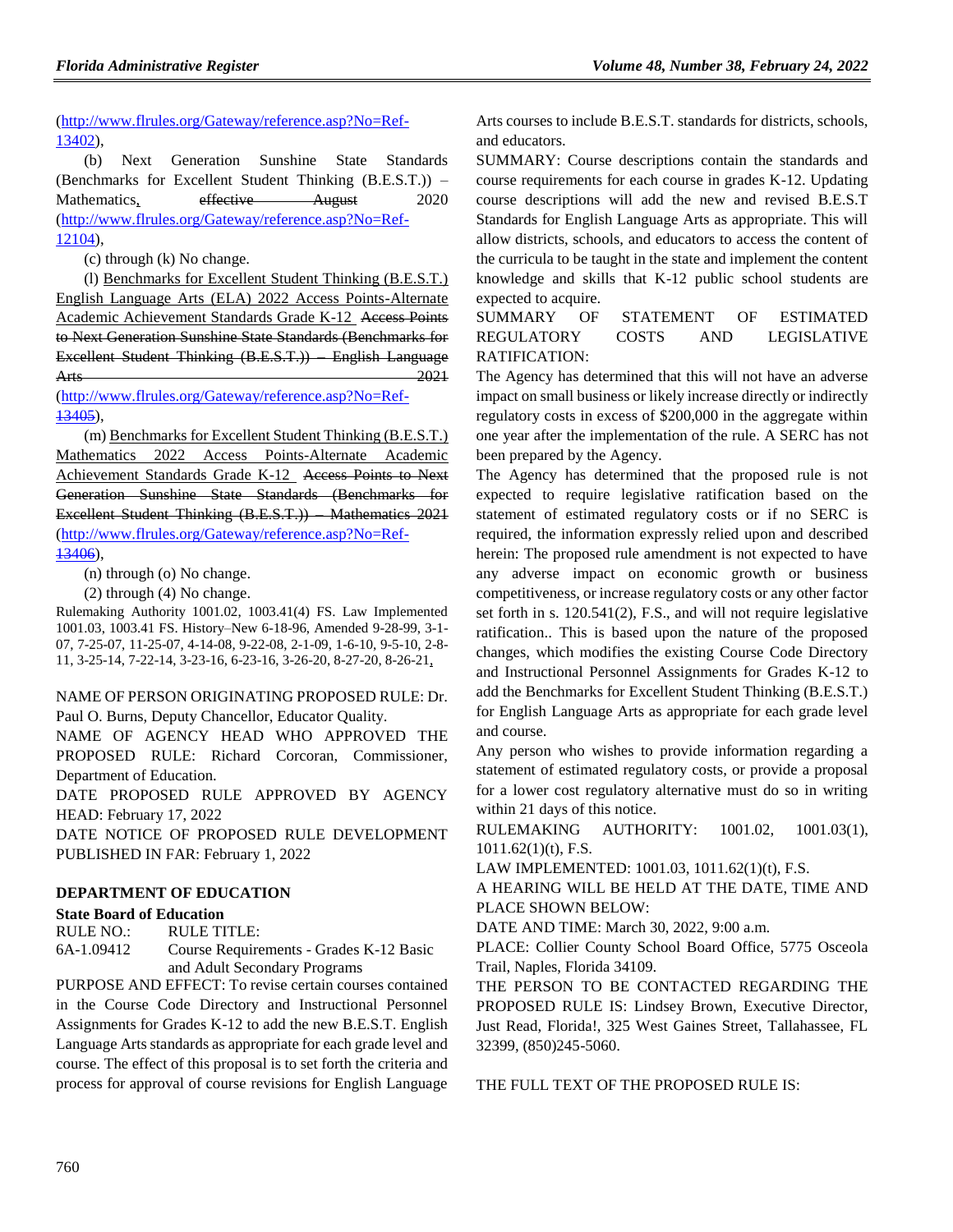(http://www.flrules.org/Gateway/reference.asp?No=Ref-13402),

(b) Next Generation Sunshine State Standards (Benchmarks for Excellent Student Thinking (B.E.S.T.)) – Mathematics, ~~effective August~~ 2020 (http://www.flrules.org/Gateway/reference.asp?No=Ref-12104),

(c) through (k) No change.

(l) Benchmarks for Excellent Student Thinking (B.E.S.T.) English Language Arts (ELA) 2022 Access Points-Alternate Academic Achievement Standards Grade K-12 ~~Access Points to Next Generation Sunshine State Standards (Benchmarks for Excellent Student Thinking (B.E.S.T.)) – English Language Arts 2021~~ (http://www.flrules.org/Gateway/reference.asp?No=Ref-~~13405~~),

(m) Benchmarks for Excellent Student Thinking (B.E.S.T.) Mathematics 2022 Access Points-Alternate Academic Achievement Standards Grade K-12 ~~Access Points to Next Generation Sunshine State Standards (Benchmarks for Excellent Student Thinking (B.E.S.T.)) – Mathematics 2021~~ (http://www.flrules.org/Gateway/reference.asp?No=Ref-~~13406~~),

(n) through (o) No change.

(2) through (4) No change.

Rulemaking Authority 1001.02, 1003.41(4) FS. Law Implemented 1001.03, 1003.41 FS. History–New 6-18-96, Amended 9-28-99, 3-1-07, 7-25-07, 11-25-07, 4-14-08, 9-22-08, 2-1-09, 1-6-10, 9-5-10, 2-8-11, 3-25-14, 7-22-14, 3-23-16, 6-23-16, 3-26-20, 8-27-20, 8-26-21,

NAME OF PERSON ORIGINATING PROPOSED RULE: Dr. Paul O. Burns, Deputy Chancellor, Educator Quality.

NAME OF AGENCY HEAD WHO APPROVED THE PROPOSED RULE: Richard Corcoran, Commissioner, Department of Education.

DATE PROPOSED RULE APPROVED BY AGENCY HEAD: February 17, 2022

DATE NOTICE OF PROPOSED RULE DEVELOPMENT PUBLISHED IN FAR: February 1, 2022

## DEPARTMENT OF EDUCATION

### State Board of Education

| RULE NO.: | RULE TITLE: |
|---|---|
| 6A-1.09412 | Course Requirements - Grades K-12 Basic and Adult Secondary Programs |

PURPOSE AND EFFECT: To revise certain courses contained in the Course Code Directory and Instructional Personnel Assignments for Grades K-12 to add the new B.E.S.T. English Language Arts standards as appropriate for each grade level and course. The effect of this proposal is to set forth the criteria and process for approval of course revisions for English Language Arts courses to include B.E.S.T. standards for districts, schools, and educators.

SUMMARY: Course descriptions contain the standards and course requirements for each course in grades K-12. Updating course descriptions will add the new and revised B.E.S.T Standards for English Language Arts as appropriate. This will allow districts, schools, and educators to access the content of the curricula to be taught in the state and implement the content knowledge and skills that K-12 public school students are expected to acquire.

SUMMARY OF STATEMENT OF ESTIMATED REGULATORY COSTS AND LEGISLATIVE RATIFICATION:

The Agency has determined that this will not have an adverse impact on small business or likely increase directly or indirectly regulatory costs in excess of $200,000 in the aggregate within one year after the implementation of the rule. A SERC has not been prepared by the Agency.

The Agency has determined that the proposed rule is not expected to require legislative ratification based on the statement of estimated regulatory costs or if no SERC is required, the information expressly relied upon and described herein: The proposed rule amendment is not expected to have any adverse impact on economic growth or business competitiveness, or increase regulatory costs or any other factor set forth in s. 120.541(2), F.S., and will not require legislative ratification.. This is based upon the nature of the proposed changes, which modifies the existing Course Code Directory and Instructional Personnel Assignments for Grades K-12 to add the Benchmarks for Excellent Student Thinking (B.E.S.T.) for English Language Arts as appropriate for each grade level and course.

Any person who wishes to provide information regarding a statement of estimated regulatory costs, or provide a proposal for a lower cost regulatory alternative must do so in writing within 21 days of this notice.

RULEMAKING AUTHORITY: 1001.02, 1001.03(1), 1011.62(1)(t), F.S.

LAW IMPLEMENTED: 1001.03, 1011.62(1)(t), F.S.

A HEARING WILL BE HELD AT THE DATE, TIME AND PLACE SHOWN BELOW:

DATE AND TIME: March 30, 2022, 9:00 a.m.

PLACE: Collier County School Board Office, 5775 Osceola Trail, Naples, Florida 34109.

THE PERSON TO BE CONTACTED REGARDING THE PROPOSED RULE IS: Lindsey Brown, Executive Director, Just Read, Florida!, 325 West Gaines Street, Tallahassee, FL 32399, (850)245-5060.

THE FULL TEXT OF THE PROPOSED RULE IS: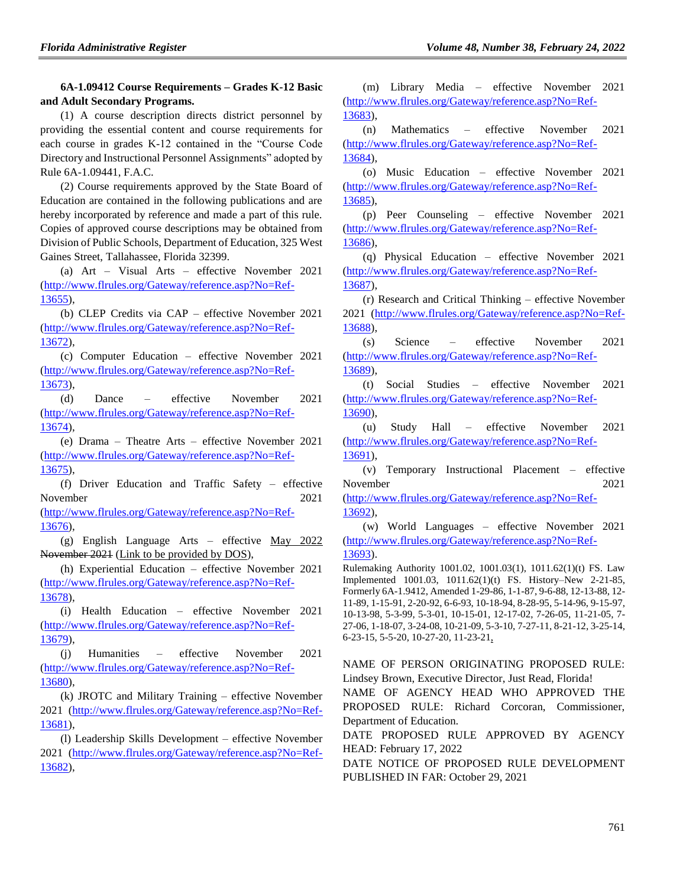**6A-1.09412 Course Requirements – Grades K-12 Basic and Adult Secondary Programs.**

(1) A course description directs district personnel by providing the essential content and course requirements for each course in grades K-12 contained in the "Course Code Directory and Instructional Personnel Assignments" adopted by Rule 6A-1.09441, F.A.C.

(2) Course requirements approved by the State Board of Education are contained in the following publications and are hereby incorporated by reference and made a part of this rule. Copies of approved course descriptions may be obtained from Division of Public Schools, Department of Education, 325 West Gaines Street, Tallahassee, Florida 32399.

(a) Art – Visual Arts – effective November 2021 (http://www.flrules.org/Gateway/reference.asp?No=Ref-13655),

(b) CLEP Credits via CAP – effective November 2021 (http://www.flrules.org/Gateway/reference.asp?No=Ref-13672),

(c) Computer Education – effective November 2021 (http://www.flrules.org/Gateway/reference.asp?No=Ref-13673),

(d) Dance – effective November 2021 (http://www.flrules.org/Gateway/reference.asp?No=Ref-13674),

(e) Drama – Theatre Arts – effective November 2021 (http://www.flrules.org/Gateway/reference.asp?No=Ref-13675),

(f) Driver Education and Traffic Safety – effective November 2021 (http://www.flrules.org/Gateway/reference.asp?No=Ref-13676),

(g) English Language Arts – effective May 2022 ~~November 2021~~ (Link to be provided by DOS),

(h) Experiential Education – effective November 2021 (http://www.flrules.org/Gateway/reference.asp?No=Ref-13678),

(i) Health Education – effective November 2021 (http://www.flrules.org/Gateway/reference.asp?No=Ref-13679),

(j) Humanities – effective November 2021 (http://www.flrules.org/Gateway/reference.asp?No=Ref-13680),

(k) JROTC and Military Training – effective November 2021 (http://www.flrules.org/Gateway/reference.asp?No=Ref-13681),

(l) Leadership Skills Development – effective November 2021 (http://www.flrules.org/Gateway/reference.asp?No=Ref-13682),

(m) Library Media – effective November 2021 (http://www.flrules.org/Gateway/reference.asp?No=Ref-13683),

(n) Mathematics – effective November 2021 (http://www.flrules.org/Gateway/reference.asp?No=Ref-13684),

(o) Music Education – effective November 2021 (http://www.flrules.org/Gateway/reference.asp?No=Ref-13685),

(p) Peer Counseling – effective November 2021 (http://www.flrules.org/Gateway/reference.asp?No=Ref-13686),

(q) Physical Education – effective November 2021 (http://www.flrules.org/Gateway/reference.asp?No=Ref-13687),

(r) Research and Critical Thinking – effective November 2021 (http://www.flrules.org/Gateway/reference.asp?No=Ref-13688),

(s) Science – effective November 2021 (http://www.flrules.org/Gateway/reference.asp?No=Ref-13689),

(t) Social Studies – effective November 2021 (http://www.flrules.org/Gateway/reference.asp?No=Ref-13690),

(u) Study Hall – effective November 2021 (http://www.flrules.org/Gateway/reference.asp?No=Ref-13691),

(v) Temporary Instructional Placement – effective November 2021 (http://www.flrules.org/Gateway/reference.asp?No=Ref-13692),

(w) World Languages – effective November 2021 (http://www.flrules.org/Gateway/reference.asp?No=Ref-13693).

Rulemaking Authority 1001.02, 1001.03(1), 1011.62(1)(t) FS. Law Implemented 1001.03, 1011.62(1)(t) FS. History–New 2-21-85, Formerly 6A-1.9412, Amended 1-29-86, 1-1-87, 9-6-88, 12-13-88, 12-11-89, 1-15-91, 2-20-92, 6-6-93, 10-18-94, 8-28-95, 5-14-96, 9-15-97, 10-13-98, 5-3-99, 5-3-01, 10-15-01, 12-17-02, 7-26-05, 11-21-05, 7-27-06, 1-18-07, 3-24-08, 10-21-09, 5-3-10, 7-27-11, 8-21-12, 3-25-14, 6-23-15, 5-5-20, 10-27-20, 11-23-21,.

NAME OF PERSON ORIGINATING PROPOSED RULE: Lindsey Brown, Executive Director, Just Read, Florida!

NAME OF AGENCY HEAD WHO APPROVED THE PROPOSED RULE: Richard Corcoran, Commissioner, Department of Education.

DATE PROPOSED RULE APPROVED BY AGENCY HEAD: February 17, 2022

DATE NOTICE OF PROPOSED RULE DEVELOPMENT PUBLISHED IN FAR: October 29, 2021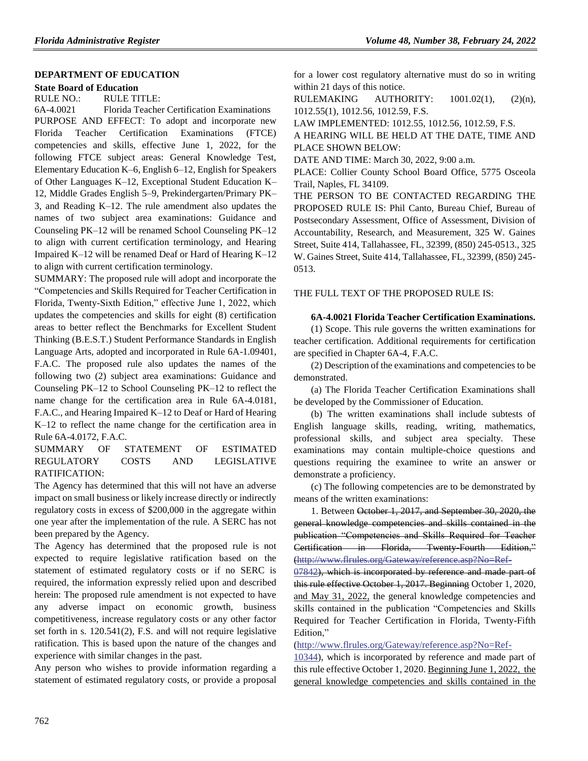## DEPARTMENT OF EDUCATION

### State Board of Education

RULE NO.: RULE TITLE:

6A-4.0021 Florida Teacher Certification Examinations

PURPOSE AND EFFECT: To adopt and incorporate new Florida Teacher Certification Examinations (FTCE) competencies and skills, effective June 1, 2022, for the following FTCE subject areas: General Knowledge Test, Elementary Education K–6, English 6–12, English for Speakers of Other Languages K–12, Exceptional Student Education K–12, Middle Grades English 5–9, Prekindergarten/Primary PK–3, and Reading K–12. The rule amendment also updates the names of two subject area examinations: Guidance and Counseling PK–12 will be renamed School Counseling PK–12 to align with current certification terminology, and Hearing Impaired K–12 will be renamed Deaf or Hard of Hearing K–12 to align with current certification terminology.

SUMMARY: The proposed rule will adopt and incorporate the "Competencies and Skills Required for Teacher Certification in Florida, Twenty-Sixth Edition," effective June 1, 2022, which updates the competencies and skills for eight (8) certification areas to better reflect the Benchmarks for Excellent Student Thinking (B.E.S.T.) Student Performance Standards in English Language Arts, adopted and incorporated in Rule 6A-1.09401, F.A.C. The proposed rule also updates the names of the following two (2) subject area examinations: Guidance and Counseling PK–12 to School Counseling PK–12 to reflect the name change for the certification area in Rule 6A-4.0181, F.A.C., and Hearing Impaired K–12 to Deaf or Hard of Hearing K–12 to reflect the name change for the certification area in Rule 6A-4.0172, F.A.C.

SUMMARY OF STATEMENT OF ESTIMATED REGULATORY COSTS AND LEGISLATIVE RATIFICATION:

The Agency has determined that this will not have an adverse impact on small business or likely increase directly or indirectly regulatory costs in excess of $200,000 in the aggregate within one year after the implementation of the rule. A SERC has not been prepared by the Agency.

The Agency has determined that the proposed rule is not expected to require legislative ratification based on the statement of estimated regulatory costs or if no SERC is required, the information expressly relied upon and described herein: The proposed rule amendment is not expected to have any adverse impact on economic growth, business competitiveness, increase regulatory costs or any other factor set forth in s. 120.541(2), F.S. and will not require legislative ratification. This is based upon the nature of the changes and experience with similar changes in the past.

Any person who wishes to provide information regarding a statement of estimated regulatory costs, or provide a proposal for a lower cost regulatory alternative must do so in writing within 21 days of this notice.

RULEMAKING AUTHORITY: 1001.02(1), (2)(n), 1012.55(1), 1012.56, 1012.59, F.S.

LAW IMPLEMENTED: 1012.55, 1012.56, 1012.59, F.S.

A HEARING WILL BE HELD AT THE DATE, TIME AND PLACE SHOWN BELOW:

DATE AND TIME: March 30, 2022, 9:00 a.m.

PLACE: Collier County School Board Office, 5775 Osceola Trail, Naples, FL 34109.

THE PERSON TO BE CONTACTED REGARDING THE PROPOSED RULE IS: Phil Canto, Bureau Chief, Bureau of Postsecondary Assessment, Office of Assessment, Division of Accountability, Research, and Measurement, 325 W. Gaines Street, Suite 414, Tallahassee, FL, 32399, (850) 245-0513., 325 W. Gaines Street, Suite 414, Tallahassee, FL, 32399, (850) 245-0513.

THE FULL TEXT OF THE PROPOSED RULE IS:

**6A-4.0021 Florida Teacher Certification Examinations.**

(1) Scope. This rule governs the written examinations for teacher certification. Additional requirements for certification are specified in Chapter 6A-4, F.A.C.

(2) Description of the examinations and competencies to be demonstrated.

(a) The Florida Teacher Certification Examinations shall be developed by the Commissioner of Education.

(b) The written examinations shall include subtests of English language skills, reading, writing, mathematics, professional skills, and subject area specialty. These examinations may contain multiple-choice questions and questions requiring the examinee to write an answer or demonstrate a proficiency.

(c) The following competencies are to be demonstrated by means of the written examinations:

1. Between ~~October 1, 2017, and September 30, 2020, the general knowledge competencies and skills contained in the publication "Competencies and Skills Required for Teacher Certification in Florida, Twenty-Fourth Edition," (http://www.flrules.org/Gateway/reference.asp?No=Ref-07842), which is incorporated by reference and made part of this rule effective October 1, 2017. Beginning~~ October 1, 2020, <u>and May 31, 2022,</u> the general knowledge competencies and skills contained in the publication "Competencies and Skills Required for Teacher Certification in Florida, Twenty-Fifth Edition," (http://www.flrules.org/Gateway/reference.asp?No=Ref-10344), which is incorporated by reference and made part of this rule effective October 1, 2020. <u>Beginning June 1, 2022, the general knowledge competencies and skills contained in the</u>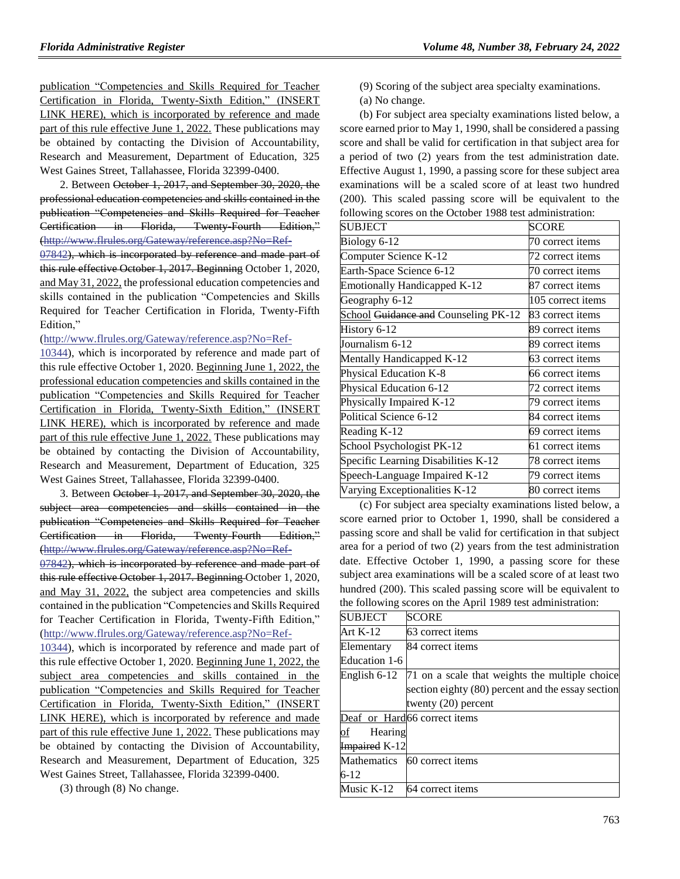publication "Competencies and Skills Required for Teacher Certification in Florida, Twenty-Sixth Edition," (INSERT LINK HERE), which is incorporated by reference and made part of this rule effective June 1, 2022. These publications may be obtained by contacting the Division of Accountability, Research and Measurement, Department of Education, 325 West Gaines Street, Tallahassee, Florida 32399-0400.

2. Between ~~October 1, 2017, and September 30, 2020, the professional education competencies and skills contained in the publication "Competencies and Skills Required for Teacher Certification in Florida, Twenty-Fourth Edition," (http://www.flrules.org/Gateway/reference.asp?No=Ref-07842), which is incorporated by reference and made part of this rule effective October 1, 2017. Beginning~~ October 1, 2020, and May 31, 2022, the professional education competencies and skills contained in the publication "Competencies and Skills Required for Teacher Certification in Florida, Twenty-Fifth Edition," (http://www.flrules.org/Gateway/reference.asp?No=Ref-10344), which is incorporated by reference and made part of this rule effective October 1, 2020. Beginning June 1, 2022, the professional education competencies and skills contained in the publication "Competencies and Skills Required for Teacher Certification in Florida, Twenty-Sixth Edition," (INSERT LINK HERE), which is incorporated by reference and made part of this rule effective June 1, 2022. These publications may be obtained by contacting the Division of Accountability, Research and Measurement, Department of Education, 325 West Gaines Street, Tallahassee, Florida 32399-0400.

3. Between ~~October 1, 2017, and September 30, 2020, the subject area competencies and skills contained in the publication "Competencies and Skills Required for Teacher Certification in Florida, Twenty-Fourth Edition," (http://www.flrules.org/Gateway/reference.asp?No=Ref-07842), which is incorporated by reference and made part of this rule effective October 1, 2017. Beginning~~ October 1, 2020, and May 31, 2022, the subject area competencies and skills contained in the publication "Competencies and Skills Required for Teacher Certification in Florida, Twenty-Fifth Edition," (http://www.flrules.org/Gateway/reference.asp?No=Ref-10344), which is incorporated by reference and made part of this rule effective October 1, 2020. Beginning June 1, 2022, the subject area competencies and skills contained in the publication "Competencies and Skills Required for Teacher Certification in Florida, Twenty-Sixth Edition," (INSERT LINK HERE), which is incorporated by reference and made part of this rule effective June 1, 2022. These publications may be obtained by contacting the Division of Accountability, Research and Measurement, Department of Education, 325 West Gaines Street, Tallahassee, Florida 32399-0400.

(3) through (8) No change.

(9) Scoring of the subject area specialty examinations.

(a) No change.

(b) For subject area specialty examinations listed below, a score earned prior to May 1, 1990, shall be considered a passing score and shall be valid for certification in that subject area for a period of two (2) years from the test administration date. Effective August 1, 1990, a passing score for these subject area examinations will be a scaled score of at least two hundred (200). This scaled passing score will be equivalent to the following scores on the October 1988 test administration:

| SUBJECT | SCORE |
|---|---|
| Biology 6-12 | 70 correct items |
| Computer Science K-12 | 72 correct items |
| Earth-Space Science 6-12 | 70 correct items |
| Emotionally Handicapped K-12 | 87 correct items |
| Geography 6-12 | 105 correct items |
| School ~~Guidance and~~ Counseling PK-12 | 83 correct items |
| History 6-12 | 89 correct items |
| Journalism 6-12 | 89 correct items |
| Mentally Handicapped K-12 | 63 correct items |
| Physical Education K-8 | 66 correct items |
| Physical Education 6-12 | 72 correct items |
| Physically Impaired K-12 | 79 correct items |
| Political Science 6-12 | 84 correct items |
| Reading K-12 | 69 correct items |
| School Psychologist PK-12 | 61 correct items |
| Specific Learning Disabilities K-12 | 78 correct items |
| Speech-Language Impaired K-12 | 79 correct items |
| Varying Exceptionalities K-12 | 80 correct items |

(c) For subject area specialty examinations listed below, a score earned prior to October 1, 1990, shall be considered a passing score and shall be valid for certification in that subject area for a period of two (2) years from the test administration date. Effective October 1, 1990, a passing score for these subject area examinations will be a scaled score of at least two hundred (200). This scaled passing score will be equivalent to the following scores on the April 1989 test administration:

| SUBJECT | SCORE |
|---|---|
| Art K-12 | 63 correct items |
| Elementary Education 1-6 | 84 correct items |
| English 6-12 | 71 on a scale that weights the multiple choice section eighty (80) percent and the essay section twenty (20) percent |
| Deaf or Hard of Hearing ~~Impaired~~ K-12 | 66 correct items |
| Mathematics 6-12 | 60 correct items |
| Music K-12 | 64 correct items |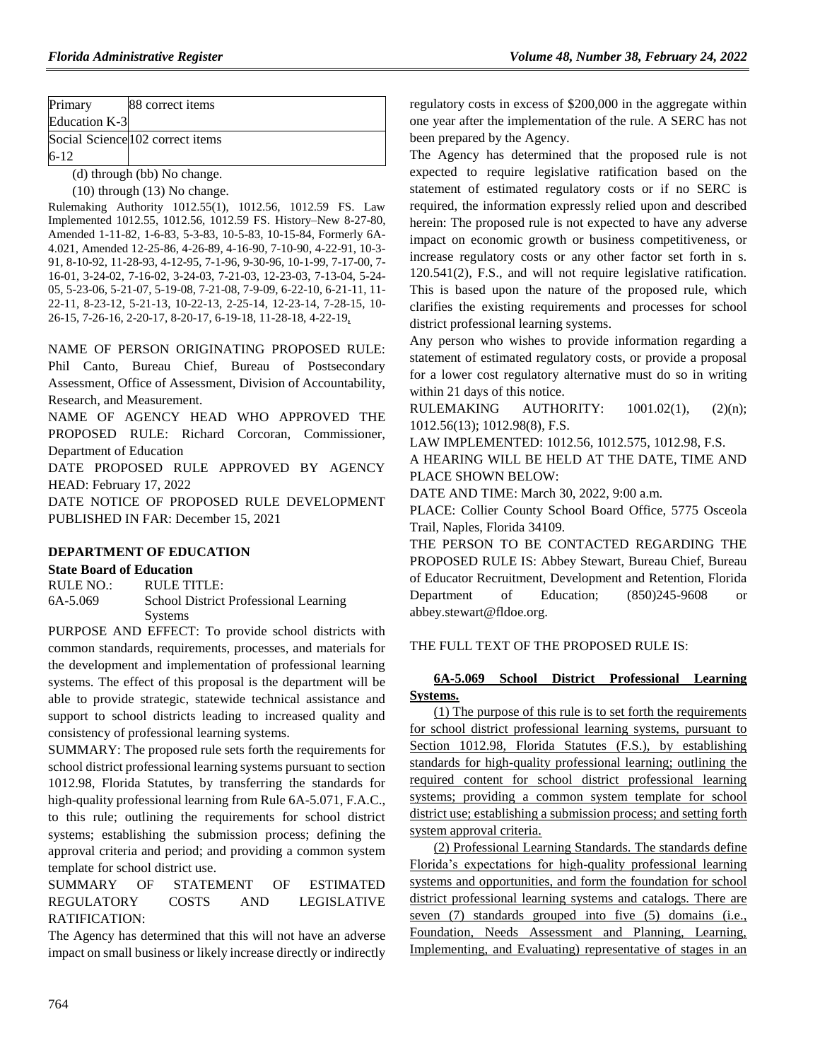| Primary Education K-3 | 88 correct items |
| --- | --- |
| Social Science 6-12 | 102 correct items |

(d) through (bb) No change.

(10) through (13) No change.

Rulemaking Authority 1012.55(1), 1012.56, 1012.59 FS. Law Implemented 1012.55, 1012.56, 1012.59 FS. History–New 8-27-80, Amended 1-11-82, 1-6-83, 5-3-83, 10-5-83, 10-15-84, Formerly 6A-4.021, Amended 12-25-86, 4-26-89, 4-16-90, 7-10-90, 4-22-91, 10-3-91, 8-10-92, 11-28-93, 4-12-95, 7-1-96, 9-30-96, 10-1-99, 7-17-00, 7-16-01, 3-24-02, 7-16-02, 3-24-03, 7-21-03, 12-23-03, 7-13-04, 5-24-05, 5-23-06, 5-21-07, 5-19-08, 7-21-08, 7-9-09, 6-22-10, 6-21-11, 11-22-11, 8-23-12, 5-21-13, 10-22-13, 2-25-14, 12-23-14, 7-28-15, 10-26-15, 7-26-16, 2-20-17, 8-20-17, 6-19-18, 11-28-18, 4-22-19, .

NAME OF PERSON ORIGINATING PROPOSED RULE: Phil Canto, Bureau Chief, Bureau of Postsecondary Assessment, Office of Assessment, Division of Accountability, Research, and Measurement.

NAME OF AGENCY HEAD WHO APPROVED THE PROPOSED RULE: Richard Corcoran, Commissioner, Department of Education

DATE PROPOSED RULE APPROVED BY AGENCY HEAD: February 17, 2022

DATE NOTICE OF PROPOSED RULE DEVELOPMENT PUBLISHED IN FAR: December 15, 2021

## DEPARTMENT OF EDUCATION

### State Board of Education

RULE NO.: RULE TITLE:

6A-5.069 School District Professional Learning Systems

PURPOSE AND EFFECT: To provide school districts with common standards, requirements, processes, and materials for the development and implementation of professional learning systems. The effect of this proposal is the department will be able to provide strategic, statewide technical assistance and support to school districts leading to increased quality and consistency of professional learning systems.

SUMMARY: The proposed rule sets forth the requirements for school district professional learning systems pursuant to section 1012.98, Florida Statutes, by transferring the standards for high-quality professional learning from Rule 6A-5.071, F.A.C., to this rule; outlining the requirements for school district systems; establishing the submission process; defining the approval criteria and period; and providing a common system template for school district use.

SUMMARY OF STATEMENT OF ESTIMATED REGULATORY COSTS AND LEGISLATIVE RATIFICATION:

The Agency has determined that this will not have an adverse impact on small business or likely increase directly or indirectly regulatory costs in excess of $200,000 in the aggregate within one year after the implementation of the rule. A SERC has not been prepared by the Agency.

The Agency has determined that the proposed rule is not expected to require legislative ratification based on the statement of estimated regulatory costs or if no SERC is required, the information expressly relied upon and described herein: The proposed rule is not expected to have any adverse impact on economic growth or business competitiveness, or increase regulatory costs or any other factor set forth in s. 120.541(2), F.S., and will not require legislative ratification. This is based upon the nature of the proposed rule, which clarifies the existing requirements and processes for school district professional learning systems.

Any person who wishes to provide information regarding a statement of estimated regulatory costs, or provide a proposal for a lower cost regulatory alternative must do so in writing within 21 days of this notice.

RULEMAKING AUTHORITY: 1001.02(1), (2)(n); 1012.56(13); 1012.98(8), F.S.

LAW IMPLEMENTED: 1012.56, 1012.575, 1012.98, F.S.

A HEARING WILL BE HELD AT THE DATE, TIME AND PLACE SHOWN BELOW:

DATE AND TIME: March 30, 2022, 9:00 a.m.

PLACE: Collier County School Board Office, 5775 Osceola Trail, Naples, Florida 34109.

THE PERSON TO BE CONTACTED REGARDING THE PROPOSED RULE IS: Abbey Stewart, Bureau Chief, Bureau of Educator Recruitment, Development and Retention, Florida Department of Education; (850)245-9608 or abbey.stewart@fldoe.org.

THE FULL TEXT OF THE PROPOSED RULE IS:

**6A-5.069 School District Professional Learning Systems.**

(1) The purpose of this rule is to set forth the requirements for school district professional learning systems, pursuant to Section 1012.98, Florida Statutes (F.S.), by establishing standards for high-quality professional learning; outlining the required content for school district professional learning systems; providing a common system template for school district use; establishing a submission process; and setting forth system approval criteria.

(2) Professional Learning Standards. The standards define Florida's expectations for high-quality professional learning systems and opportunities, and form the foundation for school district professional learning systems and catalogs. There are seven (7) standards grouped into five (5) domains (i.e., Foundation, Needs Assessment and Planning, Learning, Implementing, and Evaluating) representative of stages in an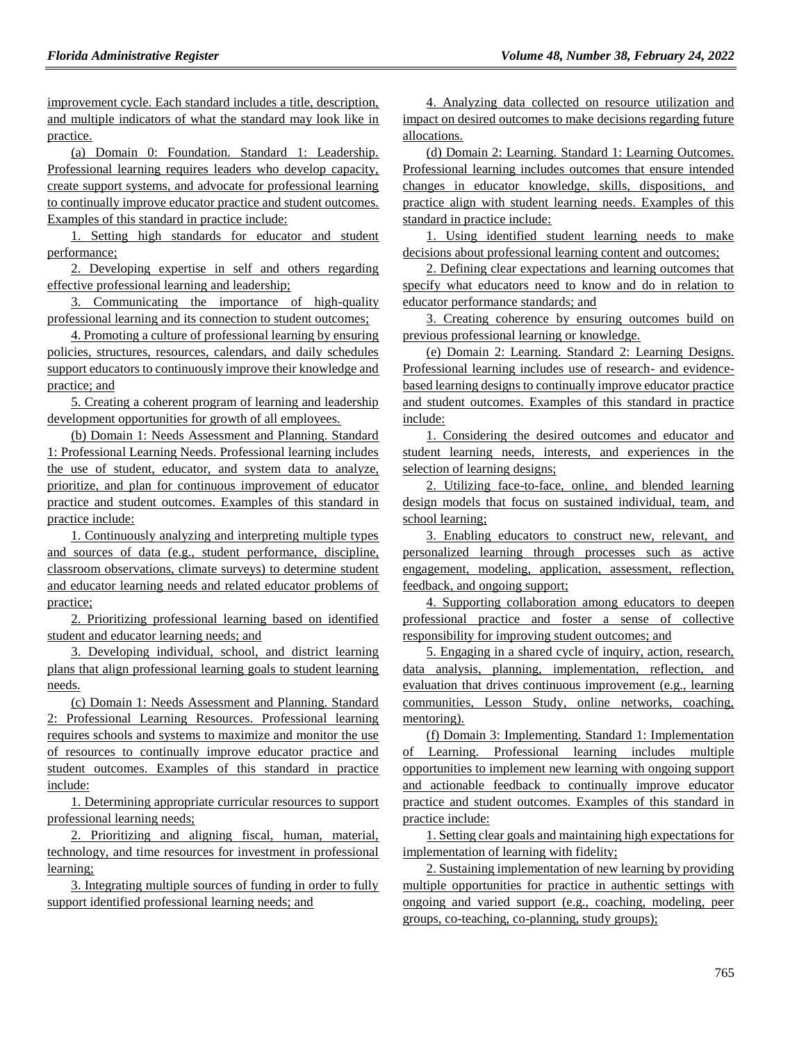improvement cycle. Each standard includes a title, description, and multiple indicators of what the standard may look like in practice.

(a) Domain 0: Foundation. Standard 1: Leadership. Professional learning requires leaders who develop capacity, create support systems, and advocate for professional learning to continually improve educator practice and student outcomes. Examples of this standard in practice include:

1. Setting high standards for educator and student performance;

2. Developing expertise in self and others regarding effective professional learning and leadership;

3. Communicating the importance of high-quality professional learning and its connection to student outcomes;

4. Promoting a culture of professional learning by ensuring policies, structures, resources, calendars, and daily schedules support educators to continuously improve their knowledge and practice; and

5. Creating a coherent program of learning and leadership development opportunities for growth of all employees.

(b) Domain 1: Needs Assessment and Planning. Standard 1: Professional Learning Needs. Professional learning includes the use of student, educator, and system data to analyze, prioritize, and plan for continuous improvement of educator practice and student outcomes. Examples of this standard in practice include:

1. Continuously analyzing and interpreting multiple types and sources of data (e.g., student performance, discipline, classroom observations, climate surveys) to determine student and educator learning needs and related educator problems of practice;

2. Prioritizing professional learning based on identified student and educator learning needs; and

3. Developing individual, school, and district learning plans that align professional learning goals to student learning needs.

(c) Domain 1: Needs Assessment and Planning. Standard 2: Professional Learning Resources. Professional learning requires schools and systems to maximize and monitor the use of resources to continually improve educator practice and student outcomes. Examples of this standard in practice include:

1. Determining appropriate curricular resources to support professional learning needs;

2. Prioritizing and aligning fiscal, human, material, technology, and time resources for investment in professional learning;

3. Integrating multiple sources of funding in order to fully support identified professional learning needs; and

4. Analyzing data collected on resource utilization and impact on desired outcomes to make decisions regarding future allocations.

(d) Domain 2: Learning. Standard 1: Learning Outcomes. Professional learning includes outcomes that ensure intended changes in educator knowledge, skills, dispositions, and practice align with student learning needs. Examples of this standard in practice include:

1. Using identified student learning needs to make decisions about professional learning content and outcomes;

2. Defining clear expectations and learning outcomes that specify what educators need to know and do in relation to educator performance standards; and

3. Creating coherence by ensuring outcomes build on previous professional learning or knowledge.

(e) Domain 2: Learning. Standard 2: Learning Designs. Professional learning includes use of research- and evidence-based learning designs to continually improve educator practice and student outcomes. Examples of this standard in practice include:

1. Considering the desired outcomes and educator and student learning needs, interests, and experiences in the selection of learning designs;

2. Utilizing face-to-face, online, and blended learning design models that focus on sustained individual, team, and school learning;

3. Enabling educators to construct new, relevant, and personalized learning through processes such as active engagement, modeling, application, assessment, reflection, feedback, and ongoing support;

4. Supporting collaboration among educators to deepen professional practice and foster a sense of collective responsibility for improving student outcomes; and

5. Engaging in a shared cycle of inquiry, action, research, data analysis, planning, implementation, reflection, and evaluation that drives continuous improvement (e.g., learning communities, Lesson Study, online networks, coaching, mentoring).

(f) Domain 3: Implementing. Standard 1: Implementation of Learning. Professional learning includes multiple opportunities to implement new learning with ongoing support and actionable feedback to continually improve educator practice and student outcomes. Examples of this standard in practice include:

1. Setting clear goals and maintaining high expectations for implementation of learning with fidelity;

2. Sustaining implementation of new learning by providing multiple opportunities for practice in authentic settings with ongoing and varied support (e.g., coaching, modeling, peer groups, co-teaching, co-planning, study groups);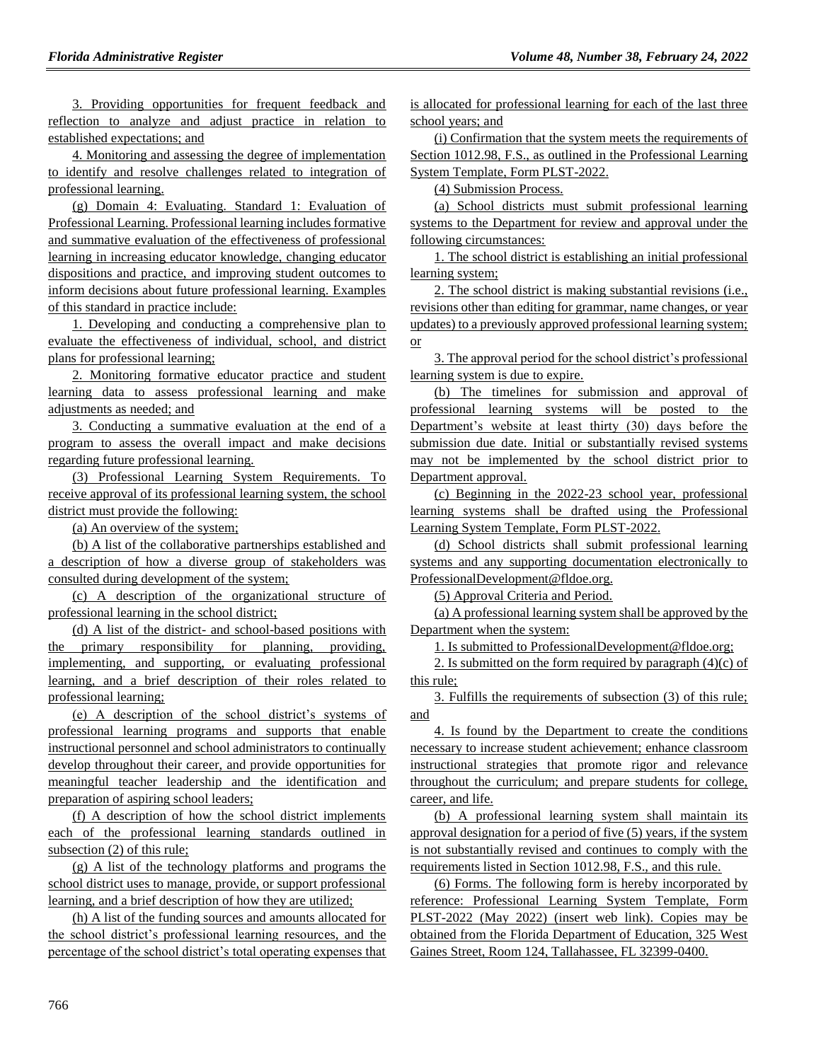3. Providing opportunities for frequent feedback and reflection to analyze and adjust practice in relation to established expectations; and

4. Monitoring and assessing the degree of implementation to identify and resolve challenges related to integration of professional learning.

(g) Domain 4: Evaluating. Standard 1: Evaluation of Professional Learning. Professional learning includes formative and summative evaluation of the effectiveness of professional learning in increasing educator knowledge, changing educator dispositions and practice, and improving student outcomes to inform decisions about future professional learning. Examples of this standard in practice include:

1. Developing and conducting a comprehensive plan to evaluate the effectiveness of individual, school, and district plans for professional learning;

2. Monitoring formative educator practice and student learning data to assess professional learning and make adjustments as needed; and

3. Conducting a summative evaluation at the end of a program to assess the overall impact and make decisions regarding future professional learning.

(3) Professional Learning System Requirements. To receive approval of its professional learning system, the school district must provide the following:

(a) An overview of the system;

(b) A list of the collaborative partnerships established and a description of how a diverse group of stakeholders was consulted during development of the system;

(c) A description of the organizational structure of professional learning in the school district;

(d) A list of the district- and school-based positions with the primary responsibility for planning, providing, implementing, and supporting, or evaluating professional learning, and a brief description of their roles related to professional learning;

(e) A description of the school district's systems of professional learning programs and supports that enable instructional personnel and school administrators to continually develop throughout their career, and provide opportunities for meaningful teacher leadership and the identification and preparation of aspiring school leaders;

(f) A description of how the school district implements each of the professional learning standards outlined in subsection (2) of this rule;

(g) A list of the technology platforms and programs the school district uses to manage, provide, or support professional learning, and a brief description of how they are utilized;

(h) A list of the funding sources and amounts allocated for the school district's professional learning resources, and the percentage of the school district's total operating expenses that is allocated for professional learning for each of the last three school years; and

(i) Confirmation that the system meets the requirements of Section 1012.98, F.S., as outlined in the Professional Learning System Template, Form PLST-2022.

(4) Submission Process.

(a) School districts must submit professional learning systems to the Department for review and approval under the following circumstances:

1. The school district is establishing an initial professional learning system;

2. The school district is making substantial revisions (i.e., revisions other than editing for grammar, name changes, or year updates) to a previously approved professional learning system; or

3. The approval period for the school district's professional learning system is due to expire.

(b) The timelines for submission and approval of professional learning systems will be posted to the Department's website at least thirty (30) days before the submission due date. Initial or substantially revised systems may not be implemented by the school district prior to Department approval.

(c) Beginning in the 2022-23 school year, professional learning systems shall be drafted using the Professional Learning System Template, Form PLST-2022.

(d) School districts shall submit professional learning systems and any supporting documentation electronically to ProfessionalDevelopment@fldoe.org.

(5) Approval Criteria and Period.

(a) A professional learning system shall be approved by the Department when the system:

1. Is submitted to ProfessionalDevelopment@fldoe.org;

2. Is submitted on the form required by paragraph (4)(c) of this rule;

3. Fulfills the requirements of subsection (3) of this rule; and

4. Is found by the Department to create the conditions necessary to increase student achievement; enhance classroom instructional strategies that promote rigor and relevance throughout the curriculum; and prepare students for college, career, and life.

(b) A professional learning system shall maintain its approval designation for a period of five (5) years, if the system is not substantially revised and continues to comply with the requirements listed in Section 1012.98, F.S., and this rule.

(6) Forms. The following form is hereby incorporated by reference: Professional Learning System Template, Form PLST-2022 (May 2022) (insert web link). Copies may be obtained from the Florida Department of Education, 325 West Gaines Street, Room 124, Tallahassee, FL 32399-0400.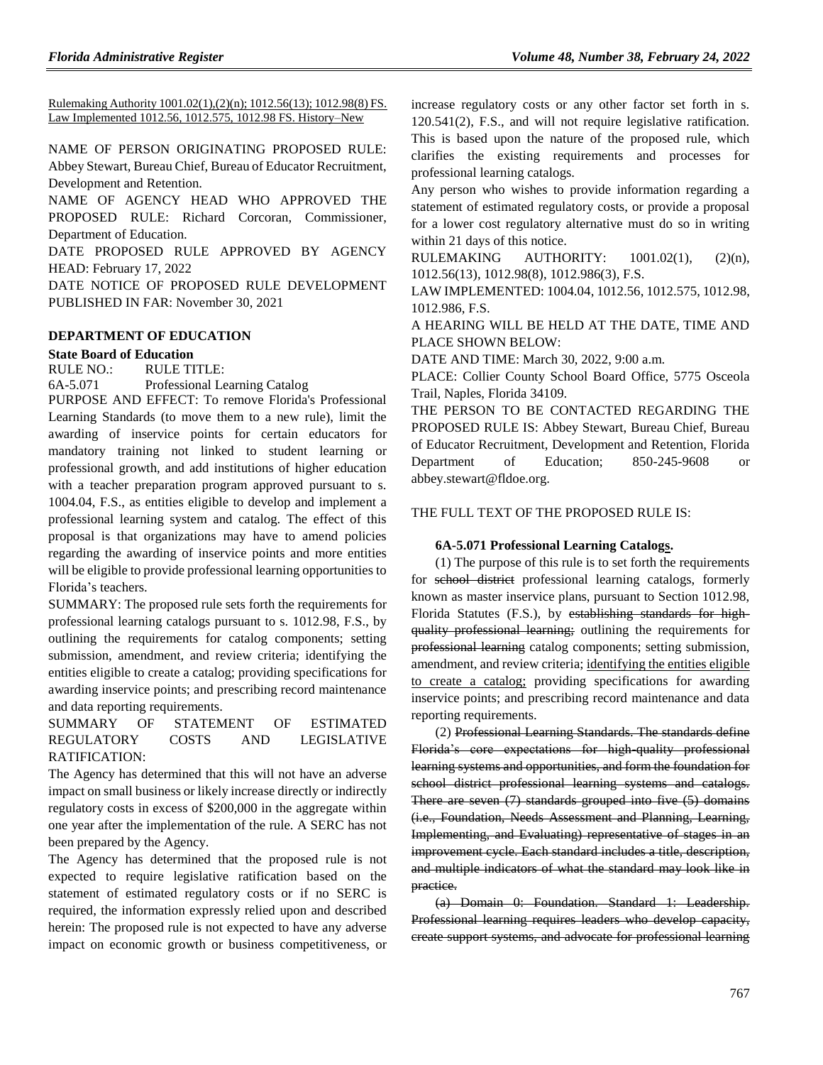Rulemaking Authority 1001.02(1),(2)(n); 1012.56(13); 1012.98(8) FS. Law Implemented 1012.56, 1012.575, 1012.98 FS. History–New

NAME OF PERSON ORIGINATING PROPOSED RULE: Abbey Stewart, Bureau Chief, Bureau of Educator Recruitment, Development and Retention.

NAME OF AGENCY HEAD WHO APPROVED THE PROPOSED RULE: Richard Corcoran, Commissioner, Department of Education.

DATE PROPOSED RULE APPROVED BY AGENCY HEAD: February 17, 2022

DATE NOTICE OF PROPOSED RULE DEVELOPMENT PUBLISHED IN FAR: November 30, 2021

**DEPARTMENT OF EDUCATION**

**State Board of Education**

RULE NO.: RULE TITLE:

6A-5.071 Professional Learning Catalog

PURPOSE AND EFFECT: To remove Florida's Professional Learning Standards (to move them to a new rule), limit the awarding of inservice points for certain educators for mandatory training not linked to student learning or professional growth, and add institutions of higher education with a teacher preparation program approved pursuant to s. 1004.04, F.S., as entities eligible to develop and implement a professional learning system and catalog. The effect of this proposal is that organizations may have to amend policies regarding the awarding of inservice points and more entities will be eligible to provide professional learning opportunities to Florida's teachers.

SUMMARY: The proposed rule sets forth the requirements for professional learning catalogs pursuant to s. 1012.98, F.S., by outlining the requirements for catalog components; setting submission, amendment, and review criteria; identifying the entities eligible to create a catalog; providing specifications for awarding inservice points; and prescribing record maintenance and data reporting requirements.

SUMMARY OF STATEMENT OF ESTIMATED REGULATORY COSTS AND LEGISLATIVE RATIFICATION:

The Agency has determined that this will not have an adverse impact on small business or likely increase directly or indirectly regulatory costs in excess of $200,000 in the aggregate within one year after the implementation of the rule. A SERC has not been prepared by the Agency.

The Agency has determined that the proposed rule is not expected to require legislative ratification based on the statement of estimated regulatory costs or if no SERC is required, the information expressly relied upon and described herein: The proposed rule is not expected to have any adverse impact on economic growth or business competitiveness, or increase regulatory costs or any other factor set forth in s. 120.541(2), F.S., and will not require legislative ratification. This is based upon the nature of the proposed rule, which clarifies the existing requirements and processes for professional learning catalogs.

Any person who wishes to provide information regarding a statement of estimated regulatory costs, or provide a proposal for a lower cost regulatory alternative must do so in writing within 21 days of this notice.

RULEMAKING AUTHORITY: 1001.02(1), (2)(n), 1012.56(13), 1012.98(8), 1012.986(3), F.S.

LAW IMPLEMENTED: 1004.04, 1012.56, 1012.575, 1012.98, 1012.986, F.S.

A HEARING WILL BE HELD AT THE DATE, TIME AND PLACE SHOWN BELOW:

DATE AND TIME: March 30, 2022, 9:00 a.m.

PLACE: Collier County School Board Office, 5775 Osceola Trail, Naples, Florida 34109.

THE PERSON TO BE CONTACTED REGARDING THE PROPOSED RULE IS: Abbey Stewart, Bureau Chief, Bureau of Educator Recruitment, Development and Retention, Florida Department of Education; 850-245-9608 or abbey.stewart@fldoe.org.

THE FULL TEXT OF THE PROPOSED RULE IS:

**6A-5.071 Professional Learning Catalogs.**

(1) The purpose of this rule is to set forth the requirements for ~~school district~~ professional learning catalogs, formerly known as master inservice plans, pursuant to Section 1012.98, Florida Statutes (F.S.), by ~~establishing standards for high-quality professional learning;~~ outlining the requirements for ~~professional learning~~ catalog components; setting submission, amendment, and review criteria; identifying the entities eligible to create a catalog; providing specifications for awarding inservice points; and prescribing record maintenance and data reporting requirements.

(2) ~~Professional Learning Standards. The standards define Florida's core expectations for high-quality professional learning systems and opportunities, and form the foundation for school district professional learning systems and catalogs. There are seven (7) standards grouped into five (5) domains (i.e., Foundation, Needs Assessment and Planning, Learning, Implementing, and Evaluating) representative of stages in an improvement cycle. Each standard includes a title, description, and multiple indicators of what the standard may look like in practice.~~

~~(a) Domain 0: Foundation. Standard 1: Leadership. Professional learning requires leaders who develop capacity, create support systems, and advocate for professional learning~~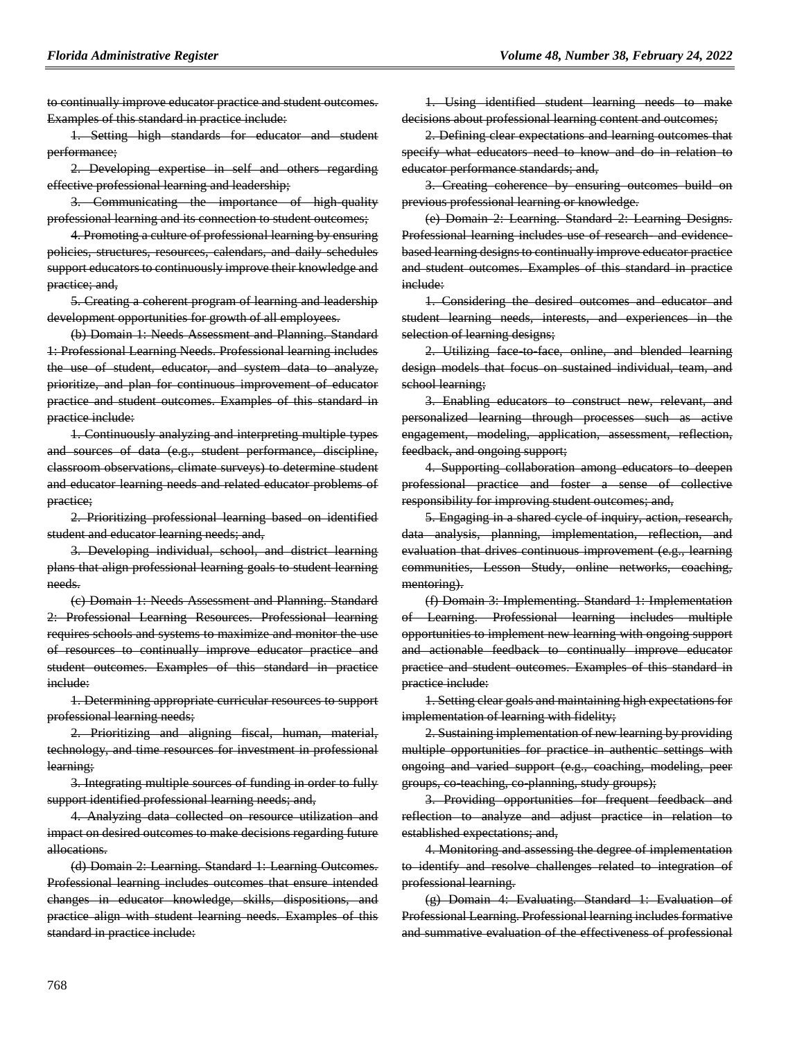~~to continually improve educator practice and student outcomes. Examples of this standard in practice include:~~

~~1. Setting high standards for educator and student performance;~~

~~2. Developing expertise in self and others regarding effective professional learning and leadership;~~

~~3. Communicating the importance of high-quality professional learning and its connection to student outcomes;~~

~~4. Promoting a culture of professional learning by ensuring policies, structures, resources, calendars, and daily schedules support educators to continuously improve their knowledge and practice; and,~~

~~5. Creating a coherent program of learning and leadership development opportunities for growth of all employees.~~

~~(b) Domain 1: Needs Assessment and Planning. Standard 1: Professional Learning Needs. Professional learning includes the use of student, educator, and system data to analyze, prioritize, and plan for continuous improvement of educator practice and student outcomes. Examples of this standard in practice include:~~

~~1. Continuously analyzing and interpreting multiple types and sources of data (e.g., student performance, discipline, classroom observations, climate surveys) to determine student and educator learning needs and related educator problems of practice;~~

~~2. Prioritizing professional learning based on identified student and educator learning needs; and,~~

~~3. Developing individual, school, and district learning plans that align professional learning goals to student learning needs.~~

~~(c) Domain 1: Needs Assessment and Planning. Standard 2: Professional Learning Resources. Professional learning requires schools and systems to maximize and monitor the use of resources to continually improve educator practice and student outcomes. Examples of this standard in practice include:~~

~~1. Determining appropriate curricular resources to support professional learning needs;~~

~~2. Prioritizing and aligning fiscal, human, material, technology, and time resources for investment in professional learning;~~

~~3. Integrating multiple sources of funding in order to fully support identified professional learning needs; and,~~

~~4. Analyzing data collected on resource utilization and impact on desired outcomes to make decisions regarding future allocations.~~

~~(d) Domain 2: Learning. Standard 1: Learning Outcomes. Professional learning includes outcomes that ensure intended changes in educator knowledge, skills, dispositions, and practice align with student learning needs. Examples of this standard in practice include:~~

~~1. Using identified student learning needs to make decisions about professional learning content and outcomes;~~

~~2. Defining clear expectations and learning outcomes that specify what educators need to know and do in relation to educator performance standards; and,~~

~~3. Creating coherence by ensuring outcomes build on previous professional learning or knowledge.~~

~~(e) Domain 2: Learning. Standard 2: Learning Designs. Professional learning includes use of research- and evidence-based learning designs to continually improve educator practice and student outcomes. Examples of this standard in practice include:~~

~~1. Considering the desired outcomes and educator and student learning needs, interests, and experiences in the selection of learning designs;~~

~~2. Utilizing face-to-face, online, and blended learning design models that focus on sustained individual, team, and school learning;~~

~~3. Enabling educators to construct new, relevant, and personalized learning through processes such as active engagement, modeling, application, assessment, reflection, feedback, and ongoing support;~~

~~4. Supporting collaboration among educators to deepen professional practice and foster a sense of collective responsibility for improving student outcomes; and,~~

~~5. Engaging in a shared cycle of inquiry, action, research, data analysis, planning, implementation, reflection, and evaluation that drives continuous improvement (e.g., learning communities, Lesson Study, online networks, coaching, mentoring).~~

~~(f) Domain 3: Implementing. Standard 1: Implementation of Learning. Professional learning includes multiple opportunities to implement new learning with ongoing support and actionable feedback to continually improve educator practice and student outcomes. Examples of this standard in practice include:~~

~~1. Setting clear goals and maintaining high expectations for implementation of learning with fidelity;~~

~~2. Sustaining implementation of new learning by providing multiple opportunities for practice in authentic settings with ongoing and varied support (e.g., coaching, modeling, peer groups, co-teaching, co-planning, study groups);~~

~~3. Providing opportunities for frequent feedback and reflection to analyze and adjust practice in relation to established expectations; and,~~

~~4. Monitoring and assessing the degree of implementation to identify and resolve challenges related to integration of professional learning.~~

~~(g) Domain 4: Evaluating. Standard 1: Evaluation of Professional Learning. Professional learning includes formative and summative evaluation of the effectiveness of professional~~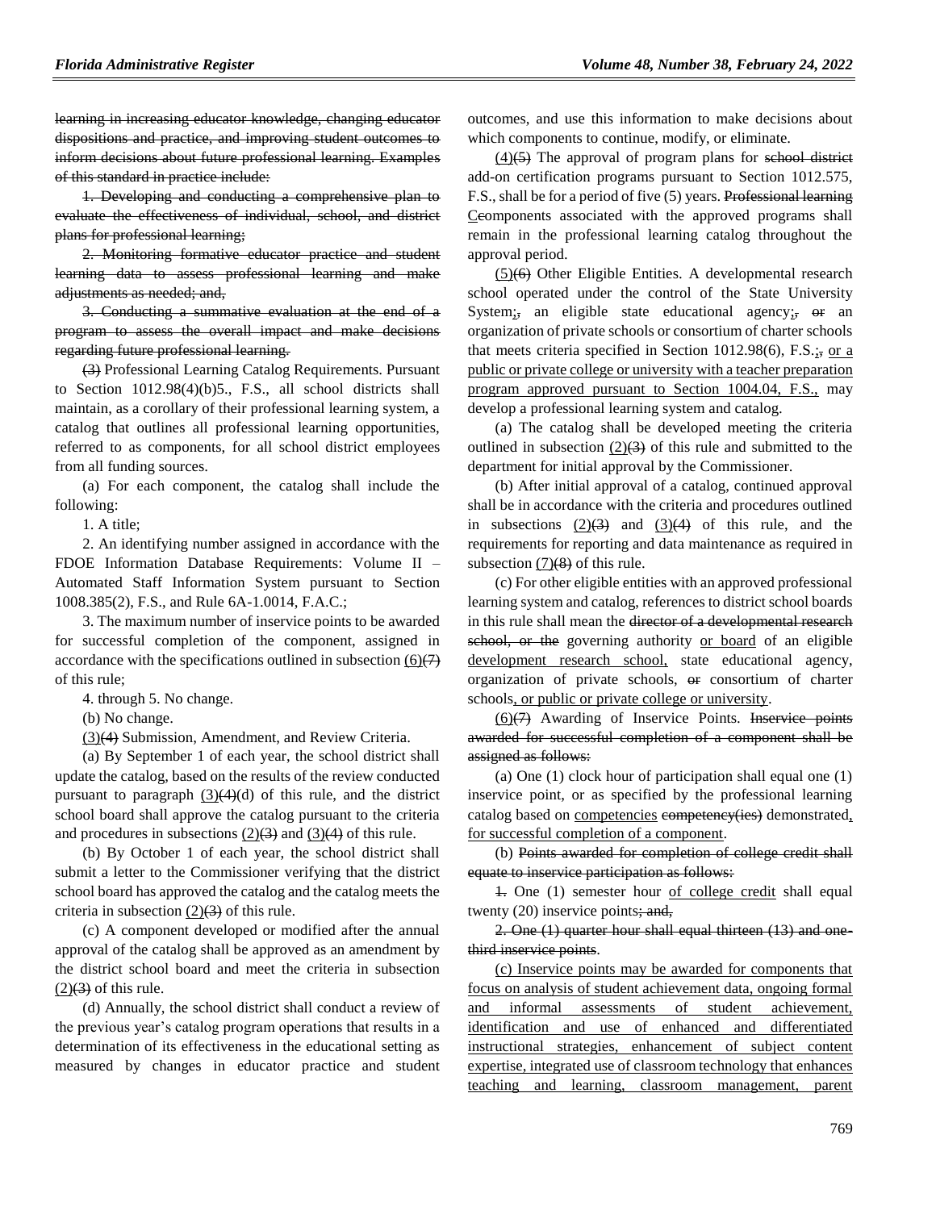~~learning in increasing educator knowledge, changing educator dispositions and practice, and improving student outcomes to inform decisions about future professional learning. Examples of this standard in practice include:~~

~~1. Developing and conducting a comprehensive plan to evaluate the effectiveness of individual, school, and district plans for professional learning;~~

~~2. Monitoring formative educator practice and student learning data to assess professional learning and make adjustments as needed; and,~~

~~3. Conducting a summative evaluation at the end of a program to assess the overall impact and make decisions regarding future professional learning.~~

~~(3)~~ Professional Learning Catalog Requirements. Pursuant to Section 1012.98(4)(b)5., F.S., all school districts shall maintain, as a corollary of their professional learning system, a catalog that outlines all professional learning opportunities, referred to as components, for all school district employees from all funding sources.

(a) For each component, the catalog shall include the following:

1. A title;

2. An identifying number assigned in accordance with the FDOE Information Database Requirements: Volume II – Automated Staff Information System pursuant to Section 1008.385(2), F.S., and Rule 6A-1.0014, F.A.C.;

3. The maximum number of inservice points to be awarded for successful completion of the component, assigned in accordance with the specifications outlined in subsection <u>(6)</u>~~(7)~~ of this rule;

4. through 5. No change.

(b) No change.

<u>(3)</u>~~(4)~~ Submission, Amendment, and Review Criteria.

(a) By September 1 of each year, the school district shall update the catalog, based on the results of the review conducted pursuant to paragraph <u>(3)</u>~~(4)~~(d) of this rule, and the district school board shall approve the catalog pursuant to the criteria and procedures in subsections <u>(2)</u>~~(3)~~ and <u>(3)</u>~~(4)~~ of this rule.

(b) By October 1 of each year, the school district shall submit a letter to the Commissioner verifying that the district school board has approved the catalog and the catalog meets the criteria in subsection <u>(2)</u>~~(3)~~ of this rule.

(c) A component developed or modified after the annual approval of the catalog shall be approved as an amendment by the district school board and meet the criteria in subsection <u>(2)</u>~~(3)~~ of this rule.

(d) Annually, the school district shall conduct a review of the previous year's catalog program operations that results in a determination of its effectiveness in the educational setting as measured by changes in educator practice and student outcomes, and use this information to make decisions about which components to continue, modify, or eliminate.

<u>(4)</u>~~(5)~~ The approval of program plans for ~~school district~~ add-on certification programs pursuant to Section 1012.575, F.S., shall be for a period of five (5) years. ~~Professional learning~~ <u>C</u>~~c~~omponents associated with the approved programs shall remain in the professional learning catalog throughout the approval period.

<u>(5)</u>~~(6)~~ Other Eligible Entities. A developmental research school operated under the control of the State University System<u>;</u>~~,~~ an eligible state educational agency<u>;</u>~~,~~ ~~or~~ an organization of private schools or consortium of charter schools that meets criteria specified in Section 1012.98(6), F.S.<u>;</u>~~,~~ <u>or a public or private college or university with a teacher preparation program approved pursuant to Section 1004.04, F.S.,</u> may develop a professional learning system and catalog.

(a) The catalog shall be developed meeting the criteria outlined in subsection <u>(2)</u>~~(3)~~ of this rule and submitted to the department for initial approval by the Commissioner.

(b) After initial approval of a catalog, continued approval shall be in accordance with the criteria and procedures outlined in subsections <u>(2)</u>~~(3)~~ and <u>(3)</u>~~(4)~~ of this rule, and the requirements for reporting and data maintenance as required in subsection <u>(7)</u>~~(8)~~ of this rule.

(c) For other eligible entities with an approved professional learning system and catalog, references to district school boards in this rule shall mean the ~~director of a developmental research school, or the~~ governing authority <u>or board</u> of an eligible <u>developmental research school,</u> state educational agency, organization of private schools, ~~or~~ consortium of charter schools<u>, or public or private college or university</u>.

<u>(6)</u>~~(7)~~ Awarding of Inservice Points. ~~Inservice points awarded for successful completion of a component shall be assigned as follows:~~

(a) One (1) clock hour of participation shall equal one (1) inservice point, or as specified by the professional learning catalog based on <u>competencies</u> ~~competency(ies)~~ demonstrated<u>, for successful completion of a component</u>.

(b) ~~Points awarded for completion of college credit shall equate to inservice participation as follows:~~

~~1.~~ One (1) semester hour <u>of college credit</u> shall equal twenty (20) inservice points~~; and,~~

~~2. One (1) quarter hour shall equal thirteen (13) and one-third inservice points~~.

<u>(c) Inservice points may be awarded for components that focus on analysis of student achievement data, ongoing formal and informal assessments of student achievement, identification and use of enhanced and differentiated instructional strategies, enhancement of subject content expertise, integrated use of classroom technology that enhances teaching and learning, classroom management, parent</u>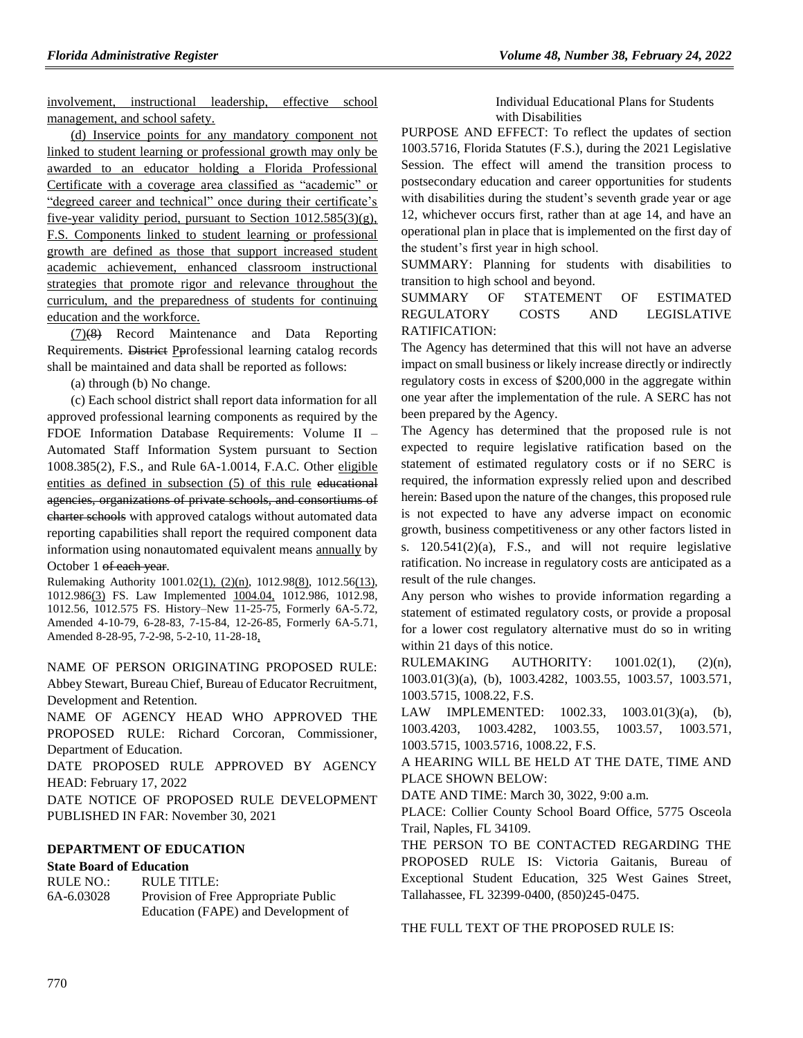involvement, instructional leadership, effective school management, and school safety.

(d) Inservice points for any mandatory component not linked to student learning or professional growth may only be awarded to an educator holding a Florida Professional Certificate with a coverage area classified as "academic" or "degreed career and technical" once during their certificate's five-year validity period, pursuant to Section 1012.585(3)(g), F.S. Components linked to student learning or professional growth are defined as those that support increased student academic achievement, enhanced classroom instructional strategies that promote rigor and relevance throughout the curriculum, and the preparedness of students for continuing education and the workforce.

(7)~~(8)~~ Record Maintenance and Data Reporting Requirements. ~~District~~ ~~P~~professional learning catalog records shall be maintained and data shall be reported as follows:

(a) through (b) No change.

(c) Each school district shall report data information for all approved professional learning components as required by the FDOE Information Database Requirements: Volume II – Automated Staff Information System pursuant to Section 1008.385(2), F.S., and Rule 6A-1.0014, F.A.C. Other eligible entities as defined in subsection (5) of this rule ~~educational agencies, organizations of private schools, and consortiums of charter schools~~ with approved catalogs without automated data reporting capabilities shall report the required component data information using nonautomated equivalent means annually by October 1 ~~of each year~~.

Rulemaking Authority 1001.02(1), (2)(n), 1012.98(8), 1012.56(13), 1012.986(3) FS. Law Implemented 1004.04, 1012.986, 1012.98, 1012.56, 1012.575 FS. History–New 11-25-75, Formerly 6A-5.72, Amended 4-10-79, 6-28-83, 7-15-84, 12-26-85, Formerly 6A-5.71, Amended 8-28-95, 7-2-98, 5-2-10, 11-28-18,.

NAME OF PERSON ORIGINATING PROPOSED RULE: Abbey Stewart, Bureau Chief, Bureau of Educator Recruitment, Development and Retention.

NAME OF AGENCY HEAD WHO APPROVED THE PROPOSED RULE: Richard Corcoran, Commissioner, Department of Education.

DATE PROPOSED RULE APPROVED BY AGENCY HEAD: February 17, 2022

DATE NOTICE OF PROPOSED RULE DEVELOPMENT PUBLISHED IN FAR: November 30, 2021

## DEPARTMENT OF EDUCATION

### State Board of Education

RULE NO.: 6A-6.03028

RULE TITLE: Provision of Free Appropriate Public Education (FAPE) and Development of Individual Educational Plans for Students with Disabilities

PURPOSE AND EFFECT: To reflect the updates of section 1003.5716, Florida Statutes (F.S.), during the 2021 Legislative Session. The effect will amend the transition process to postsecondary education and career opportunities for students with disabilities during the student's seventh grade year or age 12, whichever occurs first, rather than at age 14, and have an operational plan in place that is implemented on the first day of the student's first year in high school.

SUMMARY: Planning for students with disabilities to transition to high school and beyond.

SUMMARY OF STATEMENT OF ESTIMATED REGULATORY COSTS AND LEGISLATIVE RATIFICATION:

The Agency has determined that this will not have an adverse impact on small business or likely increase directly or indirectly regulatory costs in excess of $200,000 in the aggregate within one year after the implementation of the rule. A SERC has not been prepared by the Agency.

The Agency has determined that the proposed rule is not expected to require legislative ratification based on the statement of estimated regulatory costs or if no SERC is required, the information expressly relied upon and described herein: Based upon the nature of the changes, this proposed rule is not expected to have any adverse impact on economic growth, business competitiveness or any other factors listed in s. 120.541(2)(a), F.S., and will not require legislative ratification. No increase in regulatory costs are anticipated as a result of the rule changes.

Any person who wishes to provide information regarding a statement of estimated regulatory costs, or provide a proposal for a lower cost regulatory alternative must do so in writing within 21 days of this notice.

RULEMAKING AUTHORITY: 1001.02(1), (2)(n), 1003.01(3)(a), (b), 1003.4282, 1003.55, 1003.57, 1003.571, 1003.5715, 1008.22, F.S.

LAW IMPLEMENTED: 1002.33, 1003.01(3)(a), (b), 1003.4203, 1003.4282, 1003.55, 1003.57, 1003.571, 1003.5715, 1003.5716, 1008.22, F.S.

A HEARING WILL BE HELD AT THE DATE, TIME AND PLACE SHOWN BELOW:

DATE AND TIME: March 30, 3022, 9:00 a.m.

PLACE: Collier County School Board Office, 5775 Osceola Trail, Naples, FL 34109.

THE PERSON TO BE CONTACTED REGARDING THE PROPOSED RULE IS: Victoria Gaitanis, Bureau of Exceptional Student Education, 325 West Gaines Street, Tallahassee, FL 32399-0400, (850)245-0475.

THE FULL TEXT OF THE PROPOSED RULE IS: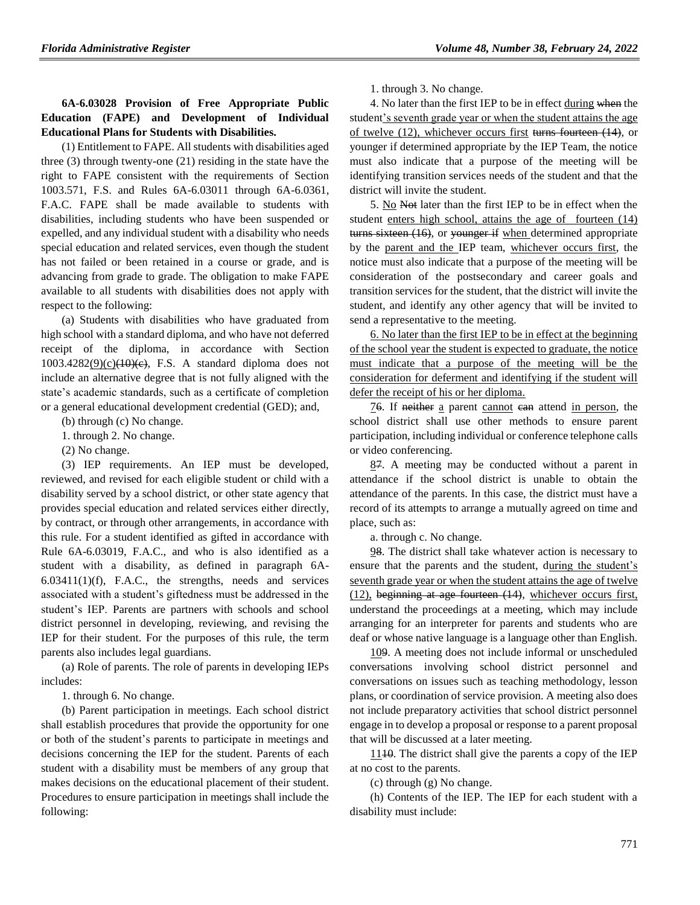**6A-6.03028 Provision of Free Appropriate Public Education (FAPE) and Development of Individual Educational Plans for Students with Disabilities.**

(1) Entitlement to FAPE. All students with disabilities aged three (3) through twenty-one (21) residing in the state have the right to FAPE consistent with the requirements of Section 1003.571, F.S. and Rules 6A-6.03011 through 6A-6.0361, F.A.C. FAPE shall be made available to students with disabilities, including students who have been suspended or expelled, and any individual student with a disability who needs special education and related services, even though the student has not failed or been retained in a course or grade, and is advancing from grade to grade. The obligation to make FAPE available to all students with disabilities does not apply with respect to the following:

(a) Students with disabilities who have graduated from high school with a standard diploma, and who have not deferred receipt of the diploma, in accordance with Section 1003.4282(9)(c)~~(10)(c)~~, F.S. A standard diploma does not include an alternative degree that is not fully aligned with the state's academic standards, such as a certificate of completion or a general educational development credential (GED); and,

(b) through (c) No change.

1. through 2. No change.

(2) No change.

(3) IEP requirements. An IEP must be developed, reviewed, and revised for each eligible student or child with a disability served by a school district, or other state agency that provides special education and related services either directly, by contract, or through other arrangements, in accordance with this rule. For a student identified as gifted in accordance with Rule 6A-6.03019, F.A.C., and who is also identified as a student with a disability, as defined in paragraph 6A-6.03411(1)(f), F.A.C., the strengths, needs and services associated with a student's giftedness must be addressed in the student's IEP. Parents are partners with schools and school district personnel in developing, reviewing, and revising the IEP for their student. For the purposes of this rule, the term parents also includes legal guardians.

(a) Role of parents. The role of parents in developing IEPs includes:

1. through 6. No change.

(b) Parent participation in meetings. Each school district shall establish procedures that provide the opportunity for one or both of the student's parents to participate in meetings and decisions concerning the IEP for the student. Parents of each student with a disability must be members of any group that makes decisions on the educational placement of their student. Procedures to ensure participation in meetings shall include the following:

1. through 3. No change.

4. No later than the first IEP to be in effect during ~~when~~ the student's seventh grade year or when the student attains the age of twelve (12), whichever occurs first ~~turns fourteen (14)~~, or younger if determined appropriate by the IEP Team, the notice must also indicate that a purpose of the meeting will be identifying transition services needs of the student and that the district will invite the student.

5. No ~~Not~~ later than the first IEP to be in effect when the student enters high school, attains the age of fourteen (14) ~~turns sixteen (16)~~, or ~~younger if~~ when determined appropriate by the parent and the IEP team, whichever occurs first, the notice must also indicate that a purpose of the meeting will be consideration of the postsecondary and career goals and transition services for the student, that the district will invite the student, and identify any other agency that will be invited to send a representative to the meeting.

6. No later than the first IEP to be in effect at the beginning of the school year the student is expected to graduate, the notice must indicate that a purpose of the meeting will be the consideration for deferment and identifying if the student will defer the receipt of his or her diploma.

7~~6~~. If ~~neither~~ a parent cannot ~~can~~ attend in person, the school district shall use other methods to ensure parent participation, including individual or conference telephone calls or video conferencing.

8~~7~~. A meeting may be conducted without a parent in attendance if the school district is unable to obtain the attendance of the parents. In this case, the district must have a record of its attempts to arrange a mutually agreed on time and place, such as:

a. through c. No change.

9~~8~~. The district shall take whatever action is necessary to ensure that the parents and the student, during the student's seventh grade year or when the student attains the age of twelve (12), ~~beginning at age fourteen (14)~~, whichever occurs first, understand the proceedings at a meeting, which may include arranging for an interpreter for parents and students who are deaf or whose native language is a language other than English.

10~~9~~. A meeting does not include informal or unscheduled conversations involving school district personnel and conversations on issues such as teaching methodology, lesson plans, or coordination of service provision. A meeting also does not include preparatory activities that school district personnel engage in to develop a proposal or response to a parent proposal that will be discussed at a later meeting.

11~~10~~. The district shall give the parents a copy of the IEP at no cost to the parents.

(c) through (g) No change.

(h) Contents of the IEP. The IEP for each student with a disability must include: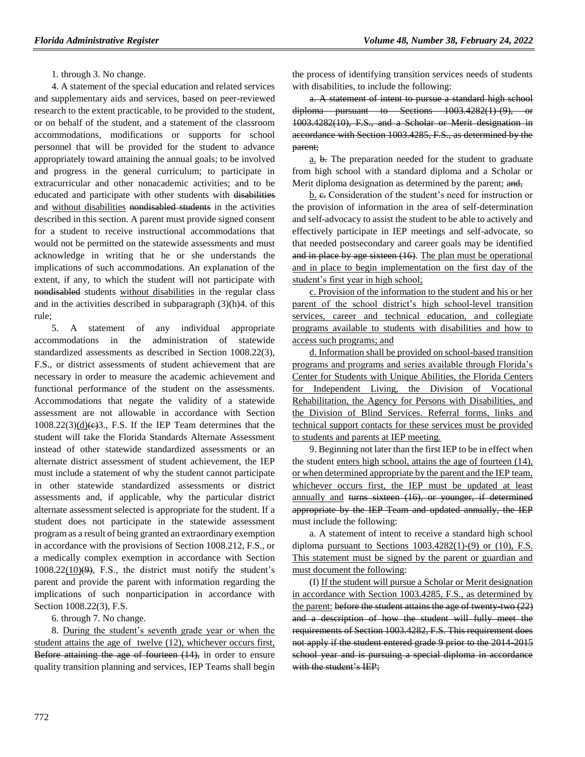1. through 3. No change.

4. A statement of the special education and related services and supplementary aids and services, based on peer-reviewed research to the extent practicable, to be provided to the student, or on behalf of the student, and a statement of the classroom accommodations, modifications or supports for school personnel that will be provided for the student to advance appropriately toward attaining the annual goals; to be involved and progress in the general curriculum; to participate in extracurricular and other nonacademic activities; and to be educated and participate with other students with ~~disabilities~~ and <u>without disabilities</u> ~~nondisabled students~~ in the activities described in this section. A parent must provide signed consent for a student to receive instructional accommodations that would not be permitted on the statewide assessments and must acknowledge in writing that he or she understands the implications of such accommodations. An explanation of the extent, if any, to which the student will not participate with ~~nondisabled~~ students <u>without disabilities</u> in the regular class and in the activities described in subparagraph (3)(h)4. of this rule;

5. A statement of any individual appropriate accommodations in the administration of statewide standardized assessments as described in Section 1008.22(3), F.S., or district assessments of student achievement that are necessary in order to measure the academic achievement and functional performance of the student on the assessments. Accommodations that negate the validity of a statewide assessment are not allowable in accordance with Section 1008.22(3)<u>(d)</u>~~(c)~~3., F.S. If the IEP Team determines that the student will take the Florida Standards Alternate Assessment instead of other statewide standardized assessments or an alternate district assessment of student achievement, the IEP must include a statement of why the student cannot participate in other statewide standardized assessments or district assessments and, if applicable, why the particular district alternate assessment selected is appropriate for the student. If a student does not participate in the statewide assessment program as a result of being granted an extraordinary exemption in accordance with the provisions of Section 1008.212, F.S., or a medically complex exemption in accordance with Section 1008.22<u>(10)</u>~~(9)~~, F.S., the district must notify the student's parent and provide the parent with information regarding the implications of such nonparticipation in accordance with Section 1008.22(3), F.S.

6. through 7. No change.

8. <u>During the student's seventh grade year or when the student attains the age of twelve (12), whichever occurs first,</u> ~~Before attaining the age of fourteen (14),~~ in order to ensure quality transition planning and services, IEP Teams shall begin the process of identifying transition services needs of students with disabilities, to include the following:

~~a. A statement of intent to pursue a standard high school diploma pursuant to Sections 1003.4282(1)-(9), or 1003.4282(10), F.S., and a Scholar or Merit designation in accordance with Section 1003.4285, F.S., as determined by the parent;~~

<u>a.</u> ~~b.~~ The preparation needed for the student to graduate from high school with a standard diploma and a Scholar or Merit diploma designation as determined by the parent; ~~and,~~

<u>b.</u> ~~c.~~ Consideration of the student's need for instruction or the provision of information in the area of self-determination and self-advocacy to assist the student to be able to actively and effectively participate in IEP meetings and self-advocate, so that needed postsecondary and career goals may be identified ~~and in place by age sixteen (16)~~. <u>The plan must be operational and in place to begin implementation on the first day of the student's first year in high school;</u>

<u>c. Provision of the information to the student and his or her parent of the school district's high school-level transition services, career and technical education, and collegiate programs available to students with disabilities and how to access such programs; and</u>

<u>d. Information shall be provided on school-based transition programs and programs and series available through Florida's Center for Students with Unique Abilities, the Florida Centers for Independent Living, the Division of Vocational Rehabilitation, the Agency for Persons with Disabilities, and the Division of Blind Services. Referral forms, links and technical support contacts for these services must be provided to students and parents at IEP meeting.</u>

9. Beginning not later than the first IEP to be in effect when the student <u>enters high school, attains the age of fourteen (14), or when determined appropriate by the parent and the IEP team, whichever occurs first, the IEP must be updated at least annually and</u> ~~turns sixteen (16), or younger, if determined appropriate by the IEP Team and updated annually, the IEP~~ must include the following:

a. A statement of intent to receive a standard high school diploma <u>pursuant to Sections 1003.4282(1)-(9) or (10), F.S. This statement must be signed by the parent or guardian and must document the following</u>:

(I) <u>If the student will pursue a Scholar or Merit designation in accordance with Section 1003.4285, F.S., as determined by the parent:</u> ~~before the student attains the age of twenty-two (22) and a description of how the student will fully meet the requirements of Section 1003.4282, F.S. This requirement does not apply if the student entered grade 9 prior to the 2014-2015 school year and is pursuing a special diploma in accordance with the student's IEP;~~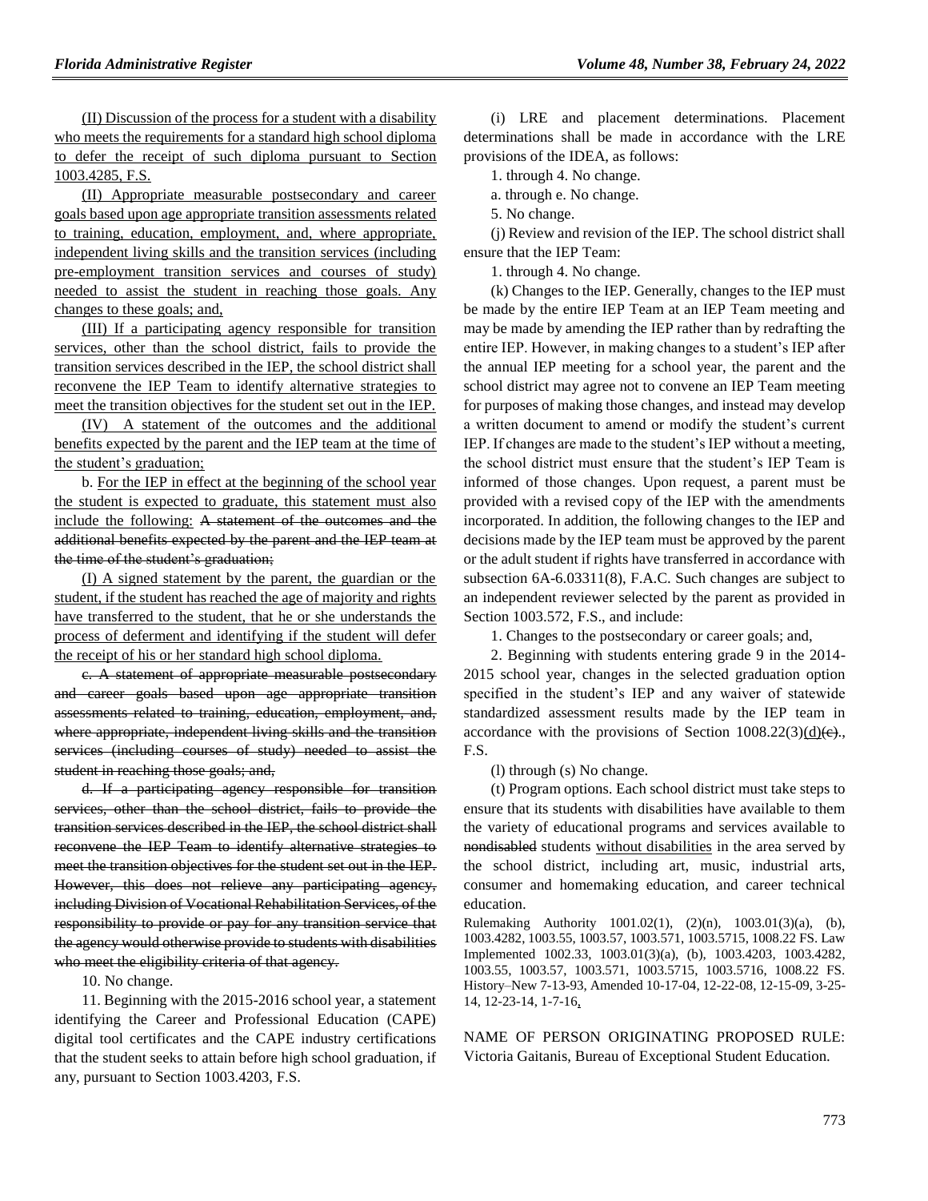(II) Discussion of the process for a student with a disability who meets the requirements for a standard high school diploma to defer the receipt of such diploma pursuant to Section 1003.4285, F.S.

(II) Appropriate measurable postsecondary and career goals based upon age appropriate transition assessments related to training, education, employment, and, where appropriate, independent living skills and the transition services (including pre-employment transition services and courses of study) needed to assist the student in reaching those goals. Any changes to these goals; and,

(III) If a participating agency responsible for transition services, other than the school district, fails to provide the transition services described in the IEP, the school district shall reconvene the IEP Team to identify alternative strategies to meet the transition objectives for the student set out in the IEP.

(IV) A statement of the outcomes and the additional benefits expected by the parent and the IEP team at the time of the student's graduation;

b. For the IEP in effect at the beginning of the school year the student is expected to graduate, this statement must also include the following: ~~A statement of the outcomes and the additional benefits expected by the parent and the IEP team at the time of the student's graduation;~~

(I) A signed statement by the parent, the guardian or the student, if the student has reached the age of majority and rights have transferred to the student, that he or she understands the process of deferment and identifying if the student will defer the receipt of his or her standard high school diploma.

~~c. A statement of appropriate measurable postsecondary and career goals based upon age appropriate transition assessments related to training, education, employment, and, where appropriate, independent living skills and the transition services (including courses of study) needed to assist the student in reaching those goals; and,~~

~~d. If a participating agency responsible for transition services, other than the school district, fails to provide the transition services described in the IEP, the school district shall reconvene the IEP Team to identify alternative strategies to meet the transition objectives for the student set out in the IEP. However, this does not relieve any participating agency, including Division of Vocational Rehabilitation Services, of the responsibility to provide or pay for any transition service that the agency would otherwise provide to students with disabilities who meet the eligibility criteria of that agency.~~

10. No change.

11. Beginning with the 2015-2016 school year, a statement identifying the Career and Professional Education (CAPE) digital tool certificates and the CAPE industry certifications that the student seeks to attain before high school graduation, if any, pursuant to Section 1003.4203, F.S.

(i) LRE and placement determinations. Placement determinations shall be made in accordance with the LRE provisions of the IDEA, as follows:

1. through 4. No change.

a. through e. No change.

5. No change.

(j) Review and revision of the IEP. The school district shall ensure that the IEP Team:

1. through 4. No change.

(k) Changes to the IEP. Generally, changes to the IEP must be made by the entire IEP Team at an IEP Team meeting and may be made by amending the IEP rather than by redrafting the entire IEP. However, in making changes to a student's IEP after the annual IEP meeting for a school year, the parent and the school district may agree not to convene an IEP Team meeting for purposes of making those changes, and instead may develop a written document to amend or modify the student's current IEP. If changes are made to the student's IEP without a meeting, the school district must ensure that the student's IEP Team is informed of those changes. Upon request, a parent must be provided with a revised copy of the IEP with the amendments incorporated. In addition, the following changes to the IEP and decisions made by the IEP team must be approved by the parent or the adult student if rights have transferred in accordance with subsection 6A-6.03311(8), F.A.C. Such changes are subject to an independent reviewer selected by the parent as provided in Section 1003.572, F.S., and include:

1. Changes to the postsecondary or career goals; and,

2. Beginning with students entering grade 9 in the 2014-2015 school year, changes in the selected graduation option specified in the student's IEP and any waiver of statewide standardized assessment results made by the IEP team in accordance with the provisions of Section 1008.22(3)(d)~~(c)~~., F.S.

(l) through (s) No change.

(t) Program options. Each school district must take steps to ensure that its students with disabilities have available to them the variety of educational programs and services available to ~~nondisabled~~ students without disabilities in the area served by the school district, including art, music, industrial arts, consumer and homemaking education, and career technical education.

Rulemaking Authority 1001.02(1), (2)(n), 1003.01(3)(a), (b), 1003.4282, 1003.55, 1003.57, 1003.571, 1003.5715, 1008.22 FS. Law Implemented 1002.33, 1003.01(3)(a), (b), 1003.4203, 1003.4282, 1003.55, 1003.57, 1003.571, 1003.5715, 1003.5716, 1008.22 FS. History–New 7-13-93, Amended 10-17-04, 12-22-08, 12-15-09, 3-25-14, 12-23-14, 1-7-16,

NAME OF PERSON ORIGINATING PROPOSED RULE: Victoria Gaitanis, Bureau of Exceptional Student Education.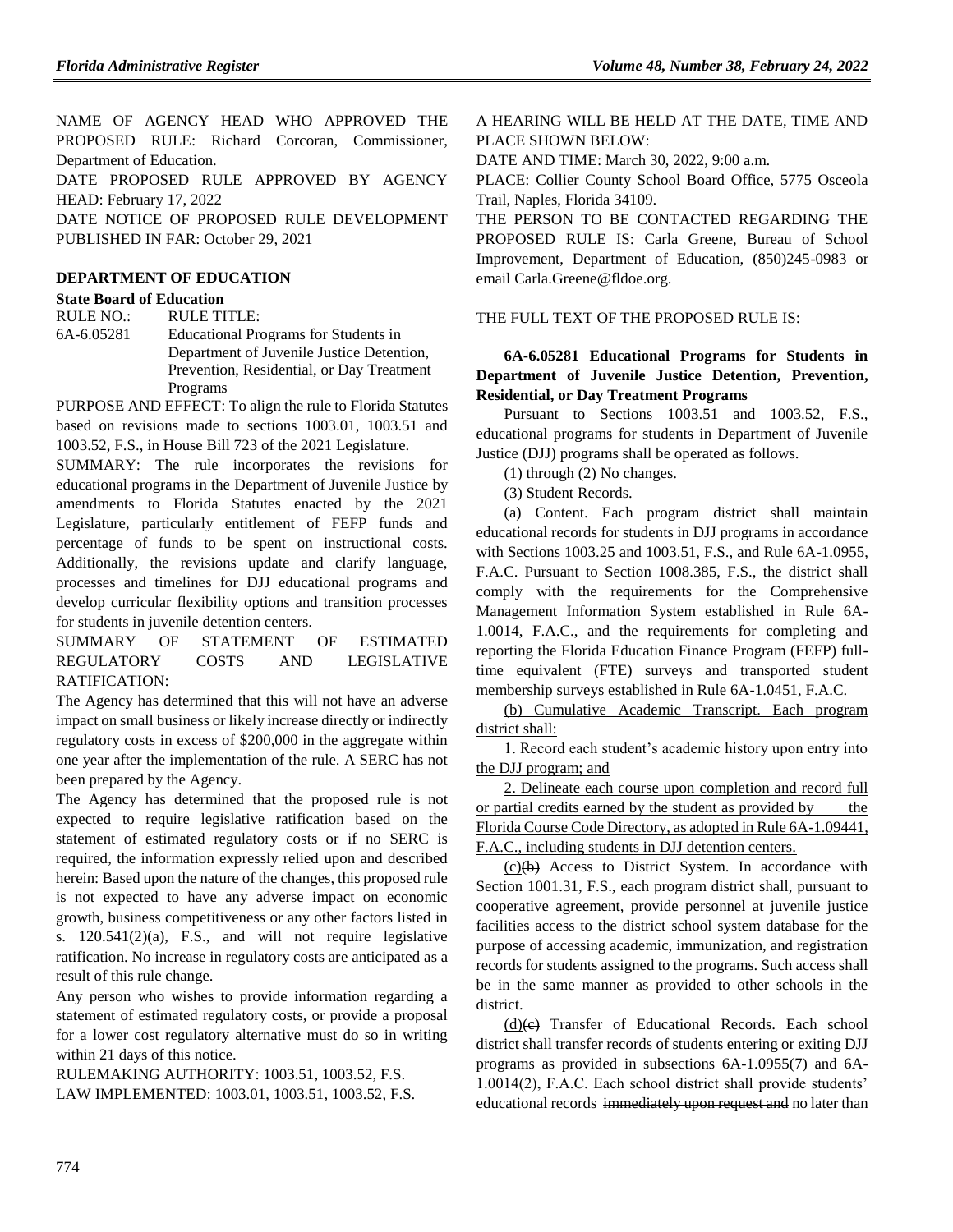NAME OF AGENCY HEAD WHO APPROVED THE PROPOSED RULE: Richard Corcoran, Commissioner, Department of Education.

DATE PROPOSED RULE APPROVED BY AGENCY HEAD: February 17, 2022

DATE NOTICE OF PROPOSED RULE DEVELOPMENT PUBLISHED IN FAR: October 29, 2021

## DEPARTMENT OF EDUCATION

### State Board of Education

RULE NO.: RULE TITLE:

6A-6.05281 Educational Programs for Students in Department of Juvenile Justice Detention, Prevention, Residential, or Day Treatment Programs

PURPOSE AND EFFECT: To align the rule to Florida Statutes based on revisions made to sections 1003.01, 1003.51 and 1003.52, F.S., in House Bill 723 of the 2021 Legislature.

SUMMARY: The rule incorporates the revisions for educational programs in the Department of Juvenile Justice by amendments to Florida Statutes enacted by the 2021 Legislature, particularly entitlement of FEFP funds and percentage of funds to be spent on instructional costs. Additionally, the revisions update and clarify language, processes and timelines for DJJ educational programs and develop curricular flexibility options and transition processes for students in juvenile detention centers.

SUMMARY OF STATEMENT OF ESTIMATED REGULATORY COSTS AND LEGISLATIVE RATIFICATION:

The Agency has determined that this will not have an adverse impact on small business or likely increase directly or indirectly regulatory costs in excess of $200,000 in the aggregate within one year after the implementation of the rule. A SERC has not been prepared by the Agency.

The Agency has determined that the proposed rule is not expected to require legislative ratification based on the statement of estimated regulatory costs or if no SERC is required, the information expressly relied upon and described herein: Based upon the nature of the changes, this proposed rule is not expected to have any adverse impact on economic growth, business competitiveness or any other factors listed in s. 120.541(2)(a), F.S., and will not require legislative ratification. No increase in regulatory costs are anticipated as a result of this rule change.

Any person who wishes to provide information regarding a statement of estimated regulatory costs, or provide a proposal for a lower cost regulatory alternative must do so in writing within 21 days of this notice.

RULEMAKING AUTHORITY: 1003.51, 1003.52, F.S.

LAW IMPLEMENTED: 1003.01, 1003.51, 1003.52, F.S.

A HEARING WILL BE HELD AT THE DATE, TIME AND PLACE SHOWN BELOW:

DATE AND TIME: March 30, 2022, 9:00 a.m.

PLACE: Collier County School Board Office, 5775 Osceola Trail, Naples, Florida 34109.

THE PERSON TO BE CONTACTED REGARDING THE PROPOSED RULE IS: Carla Greene, Bureau of School Improvement, Department of Education, (850)245-0983 or email Carla.Greene@fldoe.org.

THE FULL TEXT OF THE PROPOSED RULE IS:

**6A-6.05281 Educational Programs for Students in Department of Juvenile Justice Detention, Prevention, Residential, or Day Treatment Programs**

Pursuant to Sections 1003.51 and 1003.52, F.S., educational programs for students in Department of Juvenile Justice (DJJ) programs shall be operated as follows.

(1) through (2) No changes.

(3) Student Records.

(a) Content. Each program district shall maintain educational records for students in DJJ programs in accordance with Sections 1003.25 and 1003.51, F.S., and Rule 6A-1.0955, F.A.C. Pursuant to Section 1008.385, F.S., the district shall comply with the requirements for the Comprehensive Management Information System established in Rule 6A-1.0014, F.A.C., and the requirements for completing and reporting the Florida Education Finance Program (FEFP) full-time equivalent (FTE) surveys and transported student membership surveys established in Rule 6A-1.0451, F.A.C.

(b) Cumulative Academic Transcript. Each program district shall:

1. Record each student's academic history upon entry into the DJJ program; and

2. Delineate each course upon completion and record full or partial credits earned by the student as provided by the Florida Course Code Directory, as adopted in Rule 6A-1.09441, F.A.C., including students in DJJ detention centers.

(c)(b) Access to District System. In accordance with Section 1001.31, F.S., each program district shall, pursuant to cooperative agreement, provide personnel at juvenile justice facilities access to the district school system database for the purpose of accessing academic, immunization, and registration records for students assigned to the programs. Such access shall be in the same manner as provided to other schools in the district.

(d)(c) Transfer of Educational Records. Each school district shall transfer records of students entering or exiting DJJ programs as provided in subsections 6A-1.0955(7) and 6A-1.0014(2), F.A.C. Each school district shall provide students' educational records ~~immediately upon request and~~ no later than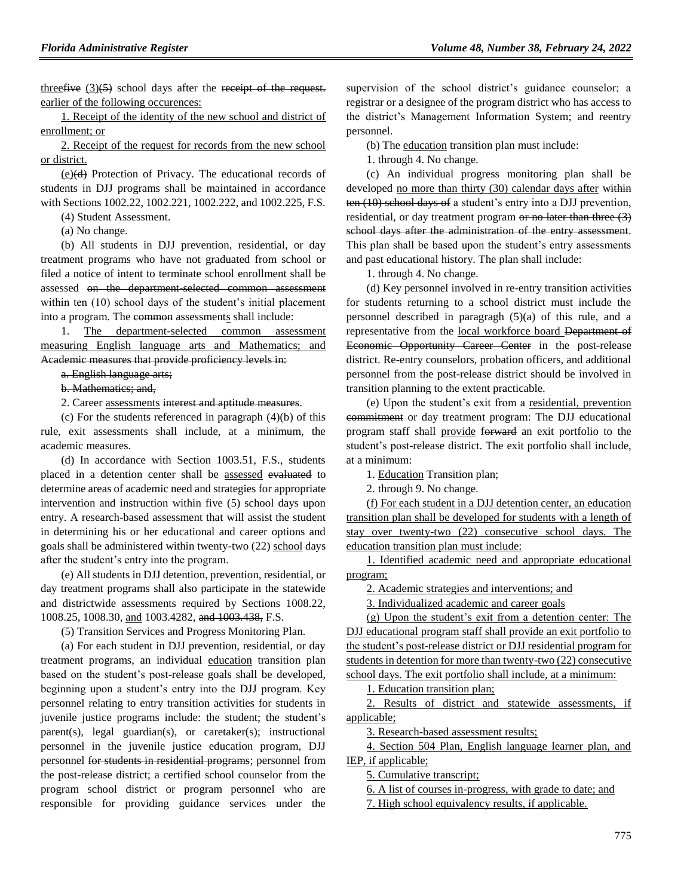threefive (3)(5) school days after the receipt of the request. earlier of the following occurences:

1. Receipt of the identity of the new school and district of enrollment; or

2. Receipt of the request for records from the new school or district.

(e)(d) Protection of Privacy. The educational records of students in DJJ programs shall be maintained in accordance with Sections 1002.22, 1002.221, 1002.222, and 1002.225, F.S.

(4) Student Assessment.

(a) No change.

(b) All students in DJJ prevention, residential, or day treatment programs who have not graduated from school or filed a notice of intent to terminate school enrollment shall be assessed on the department-selected common assessment within ten (10) school days of the student's initial placement into a program. The common assessments shall include:

1. The department-selected common assessment measuring English language arts and Mathematics; and Academic measures that provide proficiency levels in:

a. English language arts;

b. Mathematics; and,

2. Career assessments interest and aptitude measures.

(c) For the students referenced in paragraph (4)(b) of this rule, exit assessments shall include, at a minimum, the academic measures.

(d) In accordance with Section 1003.51, F.S., students placed in a detention center shall be assessed evaluated to determine areas of academic need and strategies for appropriate intervention and instruction within five (5) school days upon entry. A research-based assessment that will assist the student in determining his or her educational and career options and goals shall be administered within twenty-two (22) school days after the student's entry into the program.

(e) All students in DJJ detention, prevention, residential, or day treatment programs shall also participate in the statewide and districtwide assessments required by Sections 1008.22, 1008.25, 1008.30, and 1003.4282, and 1003.438, F.S.

(5) Transition Services and Progress Monitoring Plan.

(a) For each student in DJJ prevention, residential, or day treatment programs, an individual education transition plan based on the student's post-release goals shall be developed, beginning upon a student's entry into the DJJ program. Key personnel relating to entry transition activities for students in juvenile justice programs include: the student; the student's parent(s), legal guardian(s), or caretaker(s); instructional personnel in the juvenile justice education program, DJJ personnel for students in residential programs; personnel from the post-release district; a certified school counselor from the program school district or program personnel who are responsible for providing guidance services under the supervision of the school district's guidance counselor; a registrar or a designee of the program district who has access to the district's Management Information System; and reentry personnel.

(b) The education transition plan must include:

1. through 4. No change.

(c) An individual progress monitoring plan shall be developed no more than thirty (30) calendar days after within ten (10) school days of a student's entry into a DJJ prevention, residential, or day treatment program or no later than three (3) school days after the administration of the entry assessment. This plan shall be based upon the student's entry assessments and past educational history. The plan shall include:

1. through 4. No change.

(d) Key personnel involved in re-entry transition activities for students returning to a school district must include the personnel described in paragragh (5)(a) of this rule, and a representative from the local workforce board Department of Economic Opportunity Career Center in the post-release district. Re-entry counselors, probation officers, and additional personnel from the post-release district should be involved in transition planning to the extent practicable.

(e) Upon the student's exit from a residential, prevention commitment or day treatment program: The DJJ educational program staff shall provide forward an exit portfolio to the student's post-release district. The exit portfolio shall include, at a minimum:

1. Education Transition plan;

2. through 9. No change.

(f) For each student in a DJJ detention center, an education transition plan shall be developed for students with a length of stay over twenty-two (22) consecutive school days. The education transition plan must include:

1. Identified academic need and appropriate educational program;

2. Academic strategies and interventions; and

3. Individualized academic and career goals

(g) Upon the student's exit from a detention center: The DJJ educational program staff shall provide an exit portfolio to the student's post-release district or DJJ residential program for students in detention for more than twenty-two (22) consecutive school days. The exit portfolio shall include, at a minimum:

1. Education transition plan;

2. Results of district and statewide assessments, if applicable;

3. Research-based assessment results;

4. Section 504 Plan, English language learner plan, and IEP, if applicable;

5. Cumulative transcript;

6. A list of courses in-progress, with grade to date; and

7. High school equivalency results, if applicable.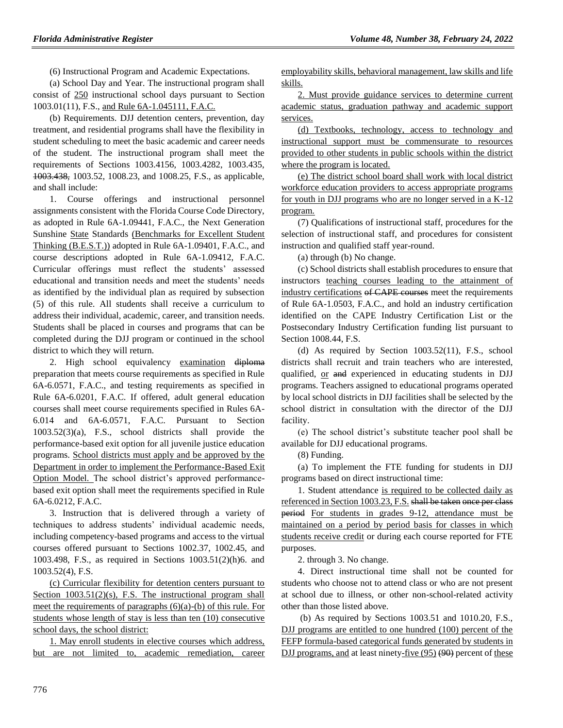(6) Instructional Program and Academic Expectations.

(a) School Day and Year. The instructional program shall consist of 250 instructional school days pursuant to Section 1003.01(11), F.S., and Rule 6A-1.045111, F.A.C.

(b) Requirements. DJJ detention centers, prevention, day treatment, and residential programs shall have the flexibility in student scheduling to meet the basic academic and career needs of the student. The instructional program shall meet the requirements of Sections 1003.4156, 1003.4282, 1003.435, ~~1003.438,~~ 1003.52, 1008.23, and 1008.25, F.S., as applicable, and shall include:

1. Course offerings and instructional personnel assignments consistent with the Florida Course Code Directory, as adopted in Rule 6A-1.09441, F.A.C., the Next Generation Sunshine State Standards (Benchmarks for Excellent Student Thinking (B.E.S.T.)) adopted in Rule 6A-1.09401, F.A.C., and course descriptions adopted in Rule 6A-1.09412, F.A.C. Curricular offerings must reflect the students' assessed educational and transition needs and meet the students' needs as identified by the individual plan as required by subsection (5) of this rule. All students shall receive a curriculum to address their individual, academic, career, and transition needs. Students shall be placed in courses and programs that can be completed during the DJJ program or continued in the school district to which they will return.

2. High school equivalency examination ~~diploma~~ preparation that meets course requirements as specified in Rule 6A-6.0571, F.A.C., and testing requirements as specified in Rule 6A-6.0201, F.A.C. If offered, adult general education courses shall meet course requirements specified in Rules 6A-6.014 and 6A-6.0571, F.A.C. Pursuant to Section 1003.52(3)(a), F.S., school districts shall provide the performance-based exit option for all juvenile justice education programs. School districts must apply and be approved by the Department in order to implement the Performance-Based Exit Option Model. The school district's approved performance-based exit option shall meet the requirements specified in Rule 6A-6.0212, F.A.C.

3. Instruction that is delivered through a variety of techniques to address students' individual academic needs, including competency-based programs and access to the virtual courses offered pursuant to Sections 1002.37, 1002.45, and 1003.498, F.S., as required in Sections 1003.51(2)(h)6. and 1003.52(4), F.S.

(c) Curricular flexibility for detention centers pursuant to Section 1003.51(2)(s), F.S. The instructional program shall meet the requirements of paragraphs (6)(a)-(b) of this rule. For students whose length of stay is less than ten (10) consecutive school days, the school district:

1. May enroll students in elective courses which address, but are not limited to, academic remediation, career employability skills, behavioral management, law skills and life skills.

2. Must provide guidance services to determine current academic status, graduation pathway and academic support services.

(d) Textbooks, technology, access to technology and instructional support must be commensurate to resources provided to other students in public schools within the district where the program is located.

(e) The district school board shall work with local district workforce education providers to access appropriate programs for youth in DJJ programs who are no longer served in a K-12 program.

(7) Qualifications of instructional staff, procedures for the selection of instructional staff, and procedures for consistent instruction and qualified staff year-round.

(a) through (b) No change.

(c) School districts shall establish procedures to ensure that instructors teaching courses leading to the attainment of industry certifications ~~of CAPE courses~~ meet the requirements of Rule 6A-1.0503, F.A.C., and hold an industry certification identified on the CAPE Industry Certification List or the Postsecondary Industry Certification funding list pursuant to Section 1008.44, F.S.

(d) As required by Section 1003.52(11), F.S., school districts shall recruit and train teachers who are interested, qualified, or ~~and~~ experienced in educating students in DJJ programs. Teachers assigned to educational programs operated by local school districts in DJJ facilities shall be selected by the school district in consultation with the director of the DJJ facility.

(e) The school district's substitute teacher pool shall be available for DJJ educational programs.

(8) Funding.

(a) To implement the FTE funding for students in DJJ programs based on direct instructional time:

1. Student attendance is required to be collected daily as referenced in Section 1003.23, F.S. ~~shall be taken once per class period~~ For students in grades 9-12, attendance must be maintained on a period by period basis for classes in which students receive credit or during each course reported for FTE purposes.

2. through 3. No change.

4. Direct instructional time shall not be counted for students who choose not to attend class or who are not present at school due to illness, or other non-school-related activity other than those listed above.

(b) As required by Sections 1003.51 and 1010.20, F.S., DJJ programs are entitled to one hundred (100) percent of the FEFP formula-based categorical funds generated by students in DJJ programs, and at least ninety-five (95) ~~(90)~~ percent of these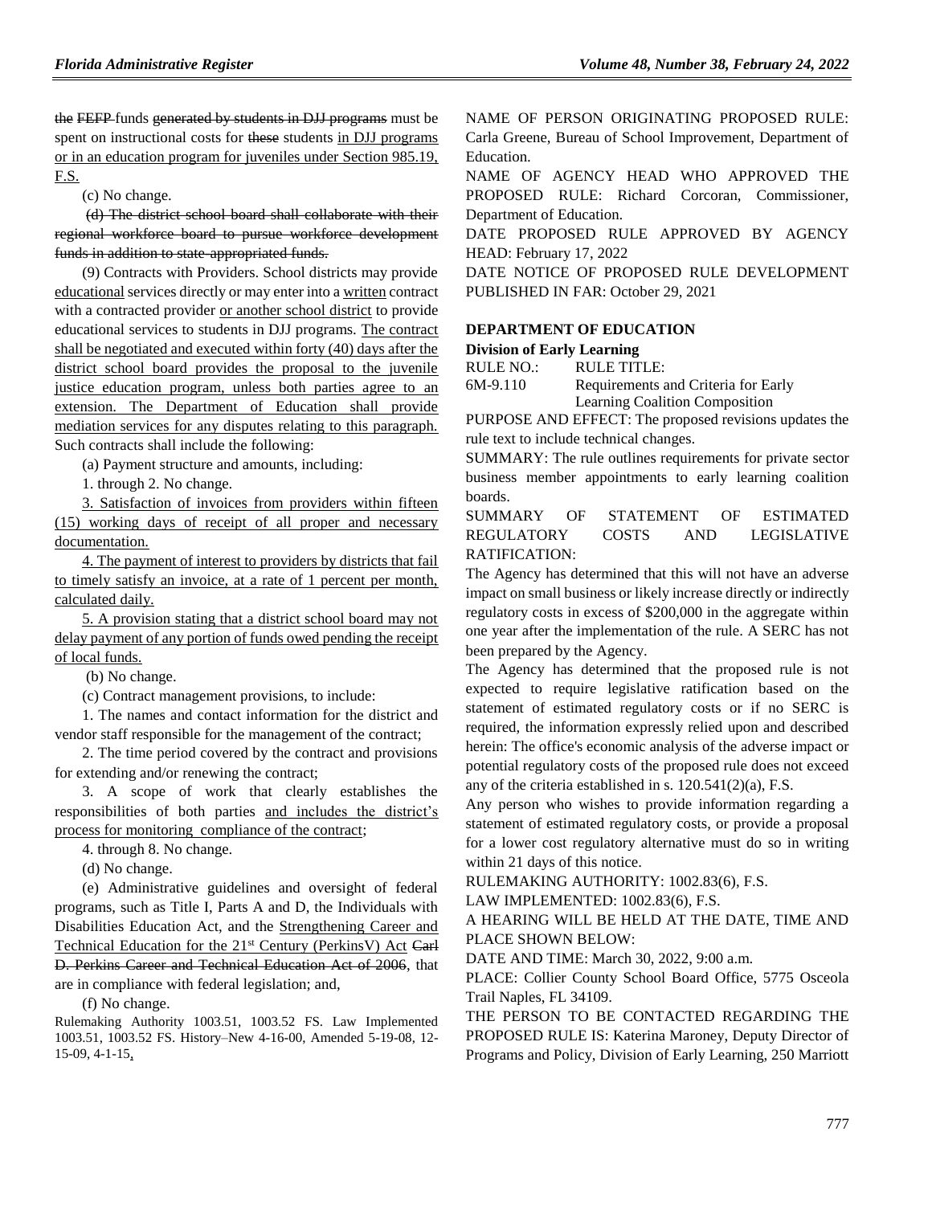~~the FEFP~~ funds ~~generated by students in DJJ programs~~ must be spent on instructional costs for ~~these~~ students <u>in DJJ programs or in an education program for juveniles under Section 985.19, F.S.</u>

(c) No change.

~~(d) The district school board shall collaborate with their regional workforce board to pursue workforce development funds in addition to state-appropriated funds.~~

(9) Contracts with Providers. School districts may provide <u>educational</u> services directly or may enter into a <u>written</u> contract with a contracted provider <u>or another school district</u> to provide educational services to students in DJJ programs. <u>The contract shall be negotiated and executed within forty (40) days after the district school board provides the proposal to the juvenile justice education program, unless both parties agree to an extension. The Department of Education shall provide mediation services for any disputes relating to this paragraph.</u> Such contracts shall include the following:

(a) Payment structure and amounts, including:

1. through 2. No change.

<u>3. Satisfaction of invoices from providers within fifteen (15) working days of receipt of all proper and necessary documentation.</u>

<u>4. The payment of interest to providers by districts that fail to timely satisfy an invoice, at a rate of 1 percent per month, calculated daily.</u>

<u>5. A provision stating that a district school board may not delay payment of any portion of funds owed pending the receipt of local funds.</u>

(b) No change.

(c) Contract management provisions, to include:

1. The names and contact information for the district and vendor staff responsible for the management of the contract;

2. The time period covered by the contract and provisions for extending and/or renewing the contract;

3. A scope of work that clearly establishes the responsibilities of both parties <u>and includes the district's process for monitoring compliance of the contract</u>;

4. through 8. No change.

(d) No change.

(e) Administrative guidelines and oversight of federal programs, such as Title I, Parts A and D, the Individuals with Disabilities Education Act, and the <u>Strengthening Career and Technical Education for the 21st Century (PerkinsV) Act</u> ~~Carl D. Perkins Career and Technical Education Act of 2006~~, that are in compliance with federal legislation; and,

(f) No change.

Rulemaking Authority 1003.51, 1003.52 FS. Law Implemented 1003.51, 1003.52 FS. History–New 4-16-00, Amended 5-19-08, 12-15-09, 4-1-15<u>,</u>

NAME OF PERSON ORIGINATING PROPOSED RULE: Carla Greene, Bureau of School Improvement, Department of Education.

NAME OF AGENCY HEAD WHO APPROVED THE PROPOSED RULE: Richard Corcoran, Commissioner, Department of Education.

DATE PROPOSED RULE APPROVED BY AGENCY HEAD: February 17, 2022

DATE NOTICE OF PROPOSED RULE DEVELOPMENT PUBLISHED IN FAR: October 29, 2021

### DEPARTMENT OF EDUCATION

**Division of Early Learning**

| RULE NO.: | RULE TITLE: |
|---|---|
| 6M-9.110 | Requirements and Criteria for Early Learning Coalition Composition |

PURPOSE AND EFFECT: The proposed revisions updates the rule text to include technical changes.

SUMMARY: The rule outlines requirements for private sector business member appointments to early learning coalition boards.

SUMMARY OF STATEMENT OF ESTIMATED REGULATORY COSTS AND LEGISLATIVE RATIFICATION:

The Agency has determined that this will not have an adverse impact on small business or likely increase directly or indirectly regulatory costs in excess of $200,000 in the aggregate within one year after the implementation of the rule. A SERC has not been prepared by the Agency.

The Agency has determined that the proposed rule is not expected to require legislative ratification based on the statement of estimated regulatory costs or if no SERC is required, the information expressly relied upon and described herein: The office's economic analysis of the adverse impact or potential regulatory costs of the proposed rule does not exceed any of the criteria established in s. 120.541(2)(a), F.S.

Any person who wishes to provide information regarding a statement of estimated regulatory costs, or provide a proposal for a lower cost regulatory alternative must do so in writing within 21 days of this notice.

RULEMAKING AUTHORITY: 1002.83(6), F.S.

LAW IMPLEMENTED: 1002.83(6), F.S.

A HEARING WILL BE HELD AT THE DATE, TIME AND PLACE SHOWN BELOW:

DATE AND TIME: March 30, 2022, 9:00 a.m.

PLACE: Collier County School Board Office, 5775 Osceola Trail Naples, FL 34109.

THE PERSON TO BE CONTACTED REGARDING THE PROPOSED RULE IS: Katerina Maroney, Deputy Director of Programs and Policy, Division of Early Learning, 250 Marriott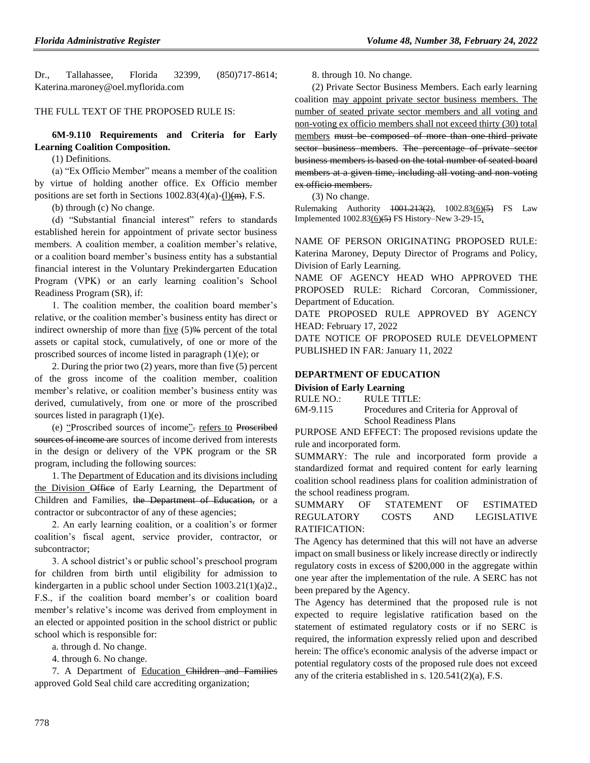Dr., Tallahassee, Florida 32399, (850)717-8614; Katerina.maroney@oel.myflorida.com

THE FULL TEXT OF THE PROPOSED RULE IS:

**6M-9.110 Requirements and Criteria for Early Learning Coalition Composition.**

(1) Definitions.

(a) "Ex Officio Member" means a member of the coalition by virtue of holding another office. Ex Officio member positions are set forth in Sections 1002.83(4)(a)-(l)(m), F.S.

(b) through (c) No change.

(d) "Substantial financial interest" refers to standards established herein for appointment of private sector business members. A coalition member, a coalition member's relative, or a coalition board member's business entity has a substantial financial interest in the Voluntary Prekindergarten Education Program (VPK) or an early learning coalition's School Readiness Program (SR), if:

1. The coalition member, the coalition board member's relative, or the coalition member's business entity has direct or indirect ownership of more than five (5)% percent of the total assets or capital stock, cumulatively, of one or more of the proscribed sources of income listed in paragraph (1)(e); or

2. During the prior two (2) years, more than five (5) percent of the gross income of the coalition member, coalition member's relative, or coalition member's business entity was derived, cumulatively, from one or more of the proscribed sources listed in paragraph (1)(e).

(e) "Proscribed sources of income". refers to Proscribed sources of income are sources of income derived from interests in the design or delivery of the VPK program or the SR program, including the following sources:

1. The Department of Education and its divisions including the Division Office of Early Learning, the Department of Children and Families, the Department of Education, or a contractor or subcontractor of any of these agencies;

2. An early learning coalition, or a coalition's or former coalition's fiscal agent, service provider, contractor, or subcontractor;

3. A school district's or public school's preschool program for children from birth until eligibility for admission to kindergarten in a public school under Section 1003.21(1)(a)2., F.S., if the coalition board member's or coalition board member's relative's income was derived from employment in an elected or appointed position in the school district or public school which is responsible for:

a. through d. No change.

4. through 6. No change.

7. A Department of Education Children and Families approved Gold Seal child care accrediting organization;

8. through 10. No change.

(2) Private Sector Business Members. Each early learning coalition may appoint private sector business members. The number of seated private sector members and all voting and non-voting ex officio members shall not exceed thirty (30) total members must be composed of more than one-third private sector business members. The percentage of private sector business members is based on the total number of seated board members at a given time, including all voting and non-voting ex officio members.

(3) No change.

Rulemaking Authority 1001.213(2), 1002.83(6)(5) FS Law Implemented 1002.83(6)(5) FS History–New 3-29-15,.

NAME OF PERSON ORIGINATING PROPOSED RULE: Katerina Maroney, Deputy Director of Programs and Policy, Division of Early Learning.

NAME OF AGENCY HEAD WHO APPROVED THE PROPOSED RULE: Richard Corcoran, Commissioner, Department of Education.

DATE PROPOSED RULE APPROVED BY AGENCY HEAD: February 17, 2022

DATE NOTICE OF PROPOSED RULE DEVELOPMENT PUBLISHED IN FAR: January 11, 2022

## DEPARTMENT OF EDUCATION

### Division of Early Learning

RULE NO.: RULE TITLE:

6M-9.115 Procedures and Criteria for Approval of School Readiness Plans

PURPOSE AND EFFECT: The proposed revisions update the rule and incorporated form.

SUMMARY: The rule and incorporated form provide a standardized format and required content for early learning coalition school readiness plans for coalition administration of the school readiness program.

SUMMARY OF STATEMENT OF ESTIMATED REGULATORY COSTS AND LEGISLATIVE RATIFICATION:

The Agency has determined that this will not have an adverse impact on small business or likely increase directly or indirectly regulatory costs in excess of $200,000 in the aggregate within one year after the implementation of the rule. A SERC has not been prepared by the Agency.

The Agency has determined that the proposed rule is not expected to require legislative ratification based on the statement of estimated regulatory costs or if no SERC is required, the information expressly relied upon and described herein: The office's economic analysis of the adverse impact or potential regulatory costs of the proposed rule does not exceed any of the criteria established in s. 120.541(2)(a), F.S.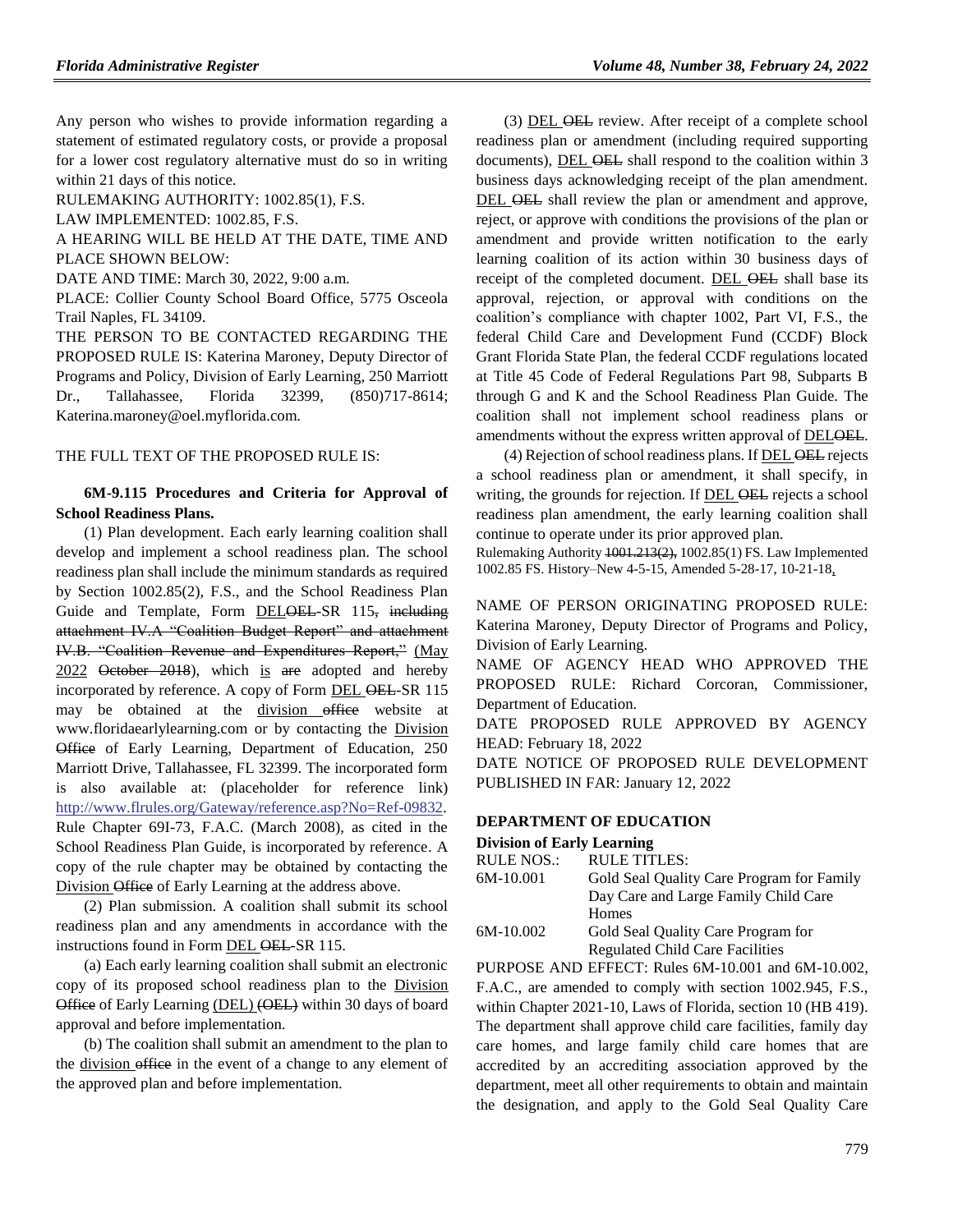Any person who wishes to provide information regarding a statement of estimated regulatory costs, or provide a proposal for a lower cost regulatory alternative must do so in writing within 21 days of this notice.

RULEMAKING AUTHORITY: 1002.85(1), F.S.

LAW IMPLEMENTED: 1002.85, F.S.

A HEARING WILL BE HELD AT THE DATE, TIME AND PLACE SHOWN BELOW:

DATE AND TIME: March 30, 2022, 9:00 a.m.

PLACE: Collier County School Board Office, 5775 Osceola Trail Naples, FL 34109.

THE PERSON TO BE CONTACTED REGARDING THE PROPOSED RULE IS: Katerina Maroney, Deputy Director of Programs and Policy, Division of Early Learning, 250 Marriott Dr., Tallahassee, Florida 32399, (850)717-8614; Katerina.maroney@oel.myflorida.com.

THE FULL TEXT OF THE PROPOSED RULE IS:

**6M-9.115 Procedures and Criteria for Approval of School Readiness Plans.**

(1) Plan development. Each early learning coalition shall develop and implement a school readiness plan. The school readiness plan shall include the minimum standards as required by Section 1002.85(2), F.S., and the School Readiness Plan Guide and Template, Form DELOEL-SR 115, including attachment IV.A "Coalition Budget Report" and attachment IV.B. "Coalition Revenue and Expenditures Report," (May 2022 October 2018), which is are adopted and hereby incorporated by reference. A copy of Form DEL OEL-SR 115 may be obtained at the division office website at www.floridaearlylearning.com or by contacting the Division Office of Early Learning, Department of Education, 250 Marriott Drive, Tallahassee, FL 32399. The incorporated form is also available at: (placeholder for reference link) http://www.flrules.org/Gateway/reference.asp?No=Ref-09832. Rule Chapter 69I-73, F.A.C. (March 2008), as cited in the School Readiness Plan Guide, is incorporated by reference. A copy of the rule chapter may be obtained by contacting the Division Office of Early Learning at the address above.

(2) Plan submission. A coalition shall submit its school readiness plan and any amendments in accordance with the instructions found in Form DEL OEL-SR 115.

(a) Each early learning coalition shall submit an electronic copy of its proposed school readiness plan to the Division Office of Early Learning (DEL) (OEL) within 30 days of board approval and before implementation.

(b) The coalition shall submit an amendment to the plan to the division office in the event of a change to any element of the approved plan and before implementation.

(3) DEL OEL review. After receipt of a complete school readiness plan or amendment (including required supporting documents), DEL OEL shall respond to the coalition within 3 business days acknowledging receipt of the plan amendment. DEL OEL shall review the plan or amendment and approve, reject, or approve with conditions the provisions of the plan or amendment and provide written notification to the early learning coalition of its action within 30 business days of receipt of the completed document. DEL OEL shall base its approval, rejection, or approval with conditions on the coalition's compliance with chapter 1002, Part VI, F.S., the federal Child Care and Development Fund (CCDF) Block Grant Florida State Plan, the federal CCDF regulations located at Title 45 Code of Federal Regulations Part 98, Subparts B through G and K and the School Readiness Plan Guide. The coalition shall not implement school readiness plans or amendments without the express written approval of DELOEL.

(4) Rejection of school readiness plans. If DEL OEL rejects a school readiness plan or amendment, it shall specify, in writing, the grounds for rejection. If DEL OEL rejects a school readiness plan amendment, the early learning coalition shall continue to operate under its prior approved plan.

Rulemaking Authority 1001.213(2), 1002.85(1) FS. Law Implemented 1002.85 FS. History–New 4-5-15, Amended 5-28-17, 10-21-18,.

NAME OF PERSON ORIGINATING PROPOSED RULE: Katerina Maroney, Deputy Director of Programs and Policy, Division of Early Learning.

NAME OF AGENCY HEAD WHO APPROVED THE PROPOSED RULE: Richard Corcoran, Commissioner, Department of Education.

DATE PROPOSED RULE APPROVED BY AGENCY HEAD: February 18, 2022

DATE NOTICE OF PROPOSED RULE DEVELOPMENT PUBLISHED IN FAR: January 12, 2022

## DEPARTMENT OF EDUCATION

### Division of Early Learning

| RULE NOS.: | RULE TITLES: |
|---|---|
| 6M-10.001 | Gold Seal Quality Care Program for Family Day Care and Large Family Child Care Homes |
| 6M-10.002 | Gold Seal Quality Care Program for Regulated Child Care Facilities |

PURPOSE AND EFFECT: Rules 6M-10.001 and 6M-10.002, F.A.C., are amended to comply with section 1002.945, F.S., within Chapter 2021-10, Laws of Florida, section 10 (HB 419). The department shall approve child care facilities, family day care homes, and large family child care homes that are accredited by an accrediting association approved by the department, meet all other requirements to obtain and maintain the designation, and apply to the Gold Seal Quality Care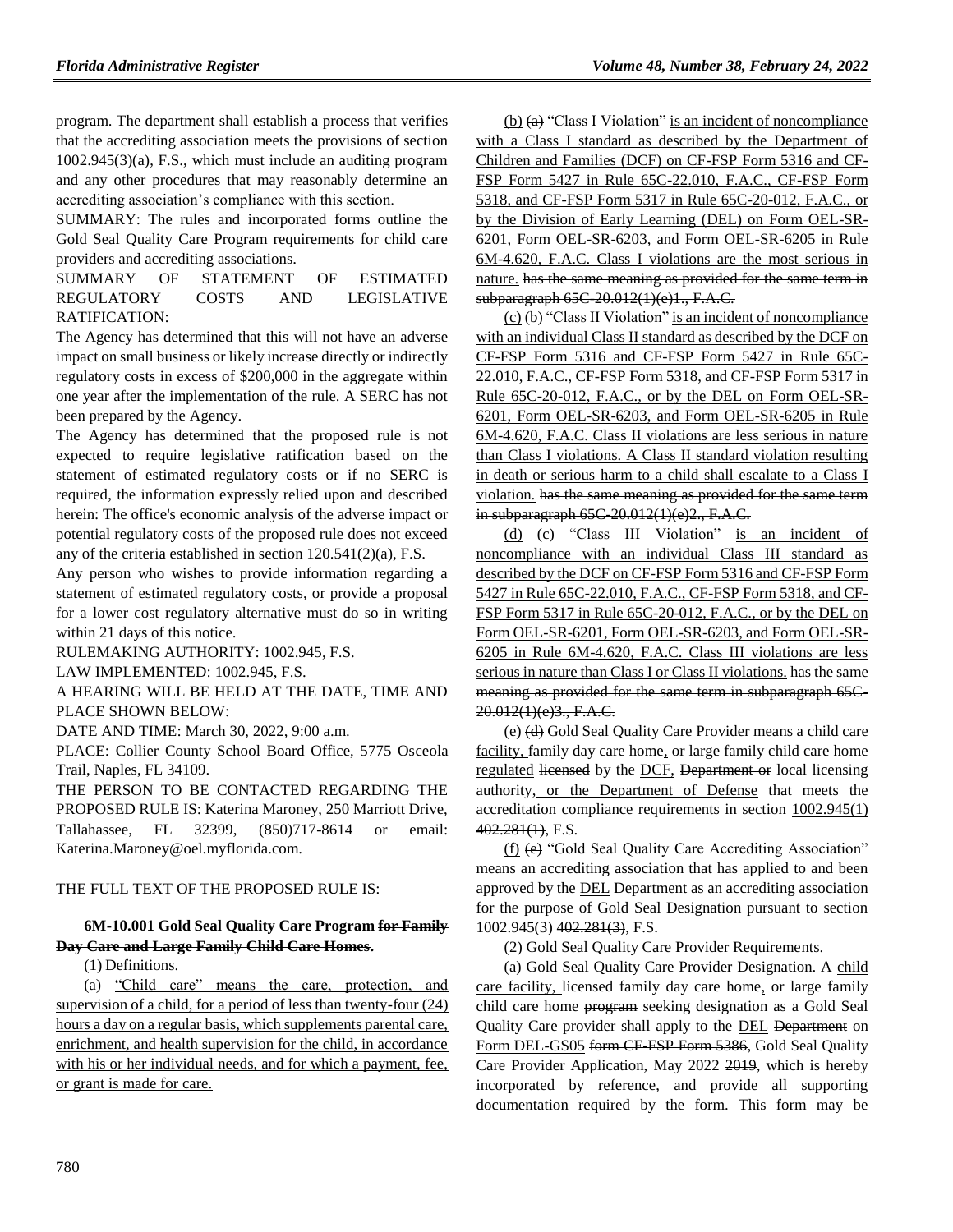program. The department shall establish a process that verifies that the accrediting association meets the provisions of section 1002.945(3)(a), F.S., which must include an auditing program and any other procedures that may reasonably determine an accrediting association's compliance with this section.

SUMMARY: The rules and incorporated forms outline the Gold Seal Quality Care Program requirements for child care providers and accrediting associations.

SUMMARY OF STATEMENT OF ESTIMATED REGULATORY COSTS AND LEGISLATIVE RATIFICATION:

The Agency has determined that this will not have an adverse impact on small business or likely increase directly or indirectly regulatory costs in excess of $200,000 in the aggregate within one year after the implementation of the rule. A SERC has not been prepared by the Agency.

The Agency has determined that the proposed rule is not expected to require legislative ratification based on the statement of estimated regulatory costs or if no SERC is required, the information expressly relied upon and described herein: The office's economic analysis of the adverse impact or potential regulatory costs of the proposed rule does not exceed any of the criteria established in section 120.541(2)(a), F.S.

Any person who wishes to provide information regarding a statement of estimated regulatory costs, or provide a proposal for a lower cost regulatory alternative must do so in writing within 21 days of this notice.

RULEMAKING AUTHORITY: 1002.945, F.S.

LAW IMPLEMENTED: 1002.945, F.S.

A HEARING WILL BE HELD AT THE DATE, TIME AND PLACE SHOWN BELOW:

DATE AND TIME: March 30, 2022, 9:00 a.m.

PLACE: Collier County School Board Office, 5775 Osceola Trail, Naples, FL 34109.

THE PERSON TO BE CONTACTED REGARDING THE PROPOSED RULE IS: Katerina Maroney, 250 Marriott Drive, Tallahassee, FL 32399, (850)717-8614 or email: Katerina.Maroney@oel.myflorida.com.

THE FULL TEXT OF THE PROPOSED RULE IS:

**6M-10.001 Gold Seal Quality Care Program ~~for Family Day Care and Large Family Child Care Homes~~.**

(1) Definitions.

(a) <u>"Child care" means the care, protection, and supervision of a child, for a period of less than twenty-four (24) hours a day on a regular basis, which supplements parental care, enrichment, and health supervision for the child, in accordance with his or her individual needs, and for which a payment, fee, or grant is made for care.</u>

<u>(b)</u> ~~(a)~~ "Class I Violation" <u>is an incident of noncompliance with a Class I standard as described by the Department of Children and Families (DCF) on CF-FSP Form 5316 and CF-FSP Form 5427 in Rule 65C-22.010, F.A.C., CF-FSP Form 5318, and CF-FSP Form 5317 in Rule 65C-20-012, F.A.C., or by the Division of Early Learning (DEL) on Form OEL-SR-6201, Form OEL-SR-6203, and Form OEL-SR-6205 in Rule 6M-4.620, F.A.C. Class I violations are the most serious in nature.</u> ~~has the same meaning as provided for the same term in subparagraph 65C-20.012(1)(e)1., F.A.C.~~

<u>(c)</u> ~~(b)~~ "Class II Violation" <u>is an incident of noncompliance with an individual Class II standard as described by the DCF on CF-FSP Form 5316 and CF-FSP Form 5427 in Rule 65C-22.010, F.A.C., CF-FSP Form 5318, and CF-FSP Form 5317 in Rule 65C-20-012, F.A.C., or by the DEL on Form OEL-SR-6201, Form OEL-SR-6203, and Form OEL-SR-6205 in Rule 6M-4.620, F.A.C. Class II violations are less serious in nature than Class I violations. A Class II standard violation resulting in death or serious harm to a child shall escalate to a Class I violation.</u> ~~has the same meaning as provided for the same term in subparagraph 65C-20.012(1)(e)2., F.A.C.~~

<u>(d)</u> ~~(c)~~ "Class III Violation" <u>is an incident of noncompliance with an individual Class III standard as described by the DCF on CF-FSP Form 5316 and CF-FSP Form 5427 in Rule 65C-22.010, F.A.C., CF-FSP Form 5318, and CF-FSP Form 5317 in Rule 65C-20-012, F.A.C., or by the DEL on Form OEL-SR-6201, Form OEL-SR-6203, and Form OEL-SR-6205 in Rule 6M-4.620, F.A.C. Class III violations are less serious in nature than Class I or Class II violations.</u> ~~has the same meaning as provided for the same term in subparagraph 65C-20.012(1)(e)3., F.A.C.~~

<u>(e)</u> ~~(d)~~ Gold Seal Quality Care Provider means a <u>child care facility,</u> family day care home<u>,</u> or large family child care home <u>regulated</u> ~~licensed~~ by the <u>DCF,</u> ~~Department or~~ local licensing authority<u>, or the Department of Defense</u> that meets the accreditation compliance requirements in section <u>1002.945(1)</u> ~~402.281(1)~~, F.S.

<u>(f)</u> ~~(e)~~ "Gold Seal Quality Care Accrediting Association" means an accrediting association that has applied to and been approved by the <u>DEL</u> ~~Department~~ as an accrediting association for the purpose of Gold Seal Designation pursuant to section <u>1002.945(3)</u> ~~402.281(3)~~, F.S.

(2) Gold Seal Quality Care Provider Requirements.

(a) Gold Seal Quality Care Provider Designation. A <u>child care facility,</u> licensed family day care home<u>,</u> or large family child care home ~~program~~ seeking designation as a Gold Seal Quality Care provider shall apply to the <u>DEL</u> ~~Department~~ on <u>Form DEL-GS05</u> ~~form CF-FSP Form 5386~~, Gold Seal Quality Care Provider Application, May <u>2022</u> ~~2019~~, which is hereby incorporated by reference, and provide all supporting documentation required by the form. This form may be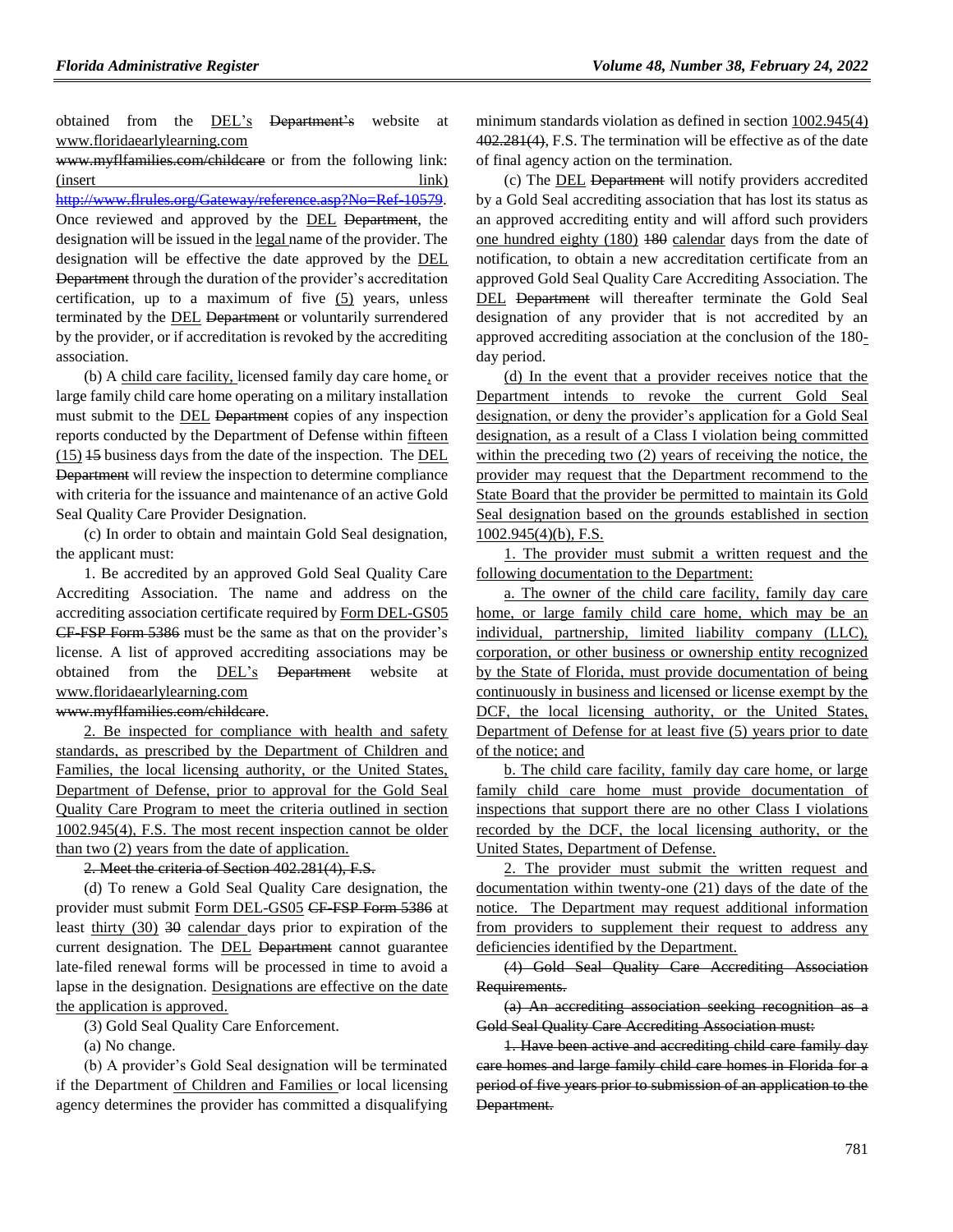obtained from the DEL's Department's website at www.floridaearlylearning.com www.myflfamilies.com/childcare or from the following link: (insert link) http://www.flrules.org/Gateway/reference.asp?No=Ref-10579. Once reviewed and approved by the DEL Department, the designation will be issued in the legal name of the provider. The designation will be effective the date approved by the DEL Department through the duration of the provider's accreditation certification, up to a maximum of five (5) years, unless terminated by the DEL Department or voluntarily surrendered by the provider, or if accreditation is revoked by the accrediting association.

(b) A child care facility, licensed family day care home, or large family child care home operating on a military installation must submit to the DEL Department copies of any inspection reports conducted by the Department of Defense within fifteen (15) 15 business days from the date of the inspection. The DEL Department will review the inspection to determine compliance with criteria for the issuance and maintenance of an active Gold Seal Quality Care Provider Designation.

(c) In order to obtain and maintain Gold Seal designation, the applicant must:

1. Be accredited by an approved Gold Seal Quality Care Accrediting Association. The name and address on the accrediting association certificate required by Form DEL-GS05 CF-FSP Form 5386 must be the same as that on the provider's license. A list of approved accrediting associations may be obtained from the DEL's Department website at www.floridaearlylearning.com www.myflfamilies.com/childcare.

2. Be inspected for compliance with health and safety standards, as prescribed by the Department of Children and Families, the local licensing authority, or the United States, Department of Defense, prior to approval for the Gold Seal Quality Care Program to meet the criteria outlined in section 1002.945(4), F.S. The most recent inspection cannot be older than two (2) years from the date of application.

2. Meet the criteria of Section 402.281(4), F.S.

(d) To renew a Gold Seal Quality Care designation, the provider must submit Form DEL-GS05 CF-FSP Form 5386 at least thirty (30) 30 calendar days prior to expiration of the current designation. The DEL Department cannot guarantee late-filed renewal forms will be processed in time to avoid a lapse in the designation. Designations are effective on the date the application is approved.

(3) Gold Seal Quality Care Enforcement.

(a) No change.

(b) A provider's Gold Seal designation will be terminated if the Department of Children and Families or local licensing agency determines the provider has committed a disqualifying minimum standards violation as defined in section 1002.945(4) 402.281(4), F.S. The termination will be effective as of the date of final agency action on the termination.

(c) The DEL Department will notify providers accredited by a Gold Seal accrediting association that has lost its status as an approved accrediting entity and will afford such providers one hundred eighty (180) 180 calendar days from the date of notification, to obtain a new accreditation certificate from an approved Gold Seal Quality Care Accrediting Association. The DEL Department will thereafter terminate the Gold Seal designation of any provider that is not accredited by an approved accrediting association at the conclusion of the 180-day period.

(d) In the event that a provider receives notice that the Department intends to revoke the current Gold Seal designation, or deny the provider's application for a Gold Seal designation, as a result of a Class I violation being committed within the preceding two (2) years of receiving the notice, the provider may request that the Department recommend to the State Board that the provider be permitted to maintain its Gold Seal designation based on the grounds established in section 1002.945(4)(b), F.S.

1. The provider must submit a written request and the following documentation to the Department:

a. The owner of the child care facility, family day care home, or large family child care home, which may be an individual, partnership, limited liability company (LLC), corporation, or other business or ownership entity recognized by the State of Florida, must provide documentation of being continuously in business and licensed or license exempt by the DCF, the local licensing authority, or the United States, Department of Defense for at least five (5) years prior to date of the notice; and

b. The child care facility, family day care home, or large family child care home must provide documentation of inspections that support there are no other Class I violations recorded by the DCF, the local licensing authority, or the United States, Department of Defense.

2. The provider must submit the written request and documentation within twenty-one (21) days of the date of the notice. The Department may request additional information from providers to supplement their request to address any deficiencies identified by the Department.

(4) Gold Seal Quality Care Accrediting Association Requirements.

(a) An accrediting association seeking recognition as a Gold Seal Quality Care Accrediting Association must:

1. Have been active and accrediting child care family day care homes and large family child care homes in Florida for a period of five years prior to submission of an application to the Department.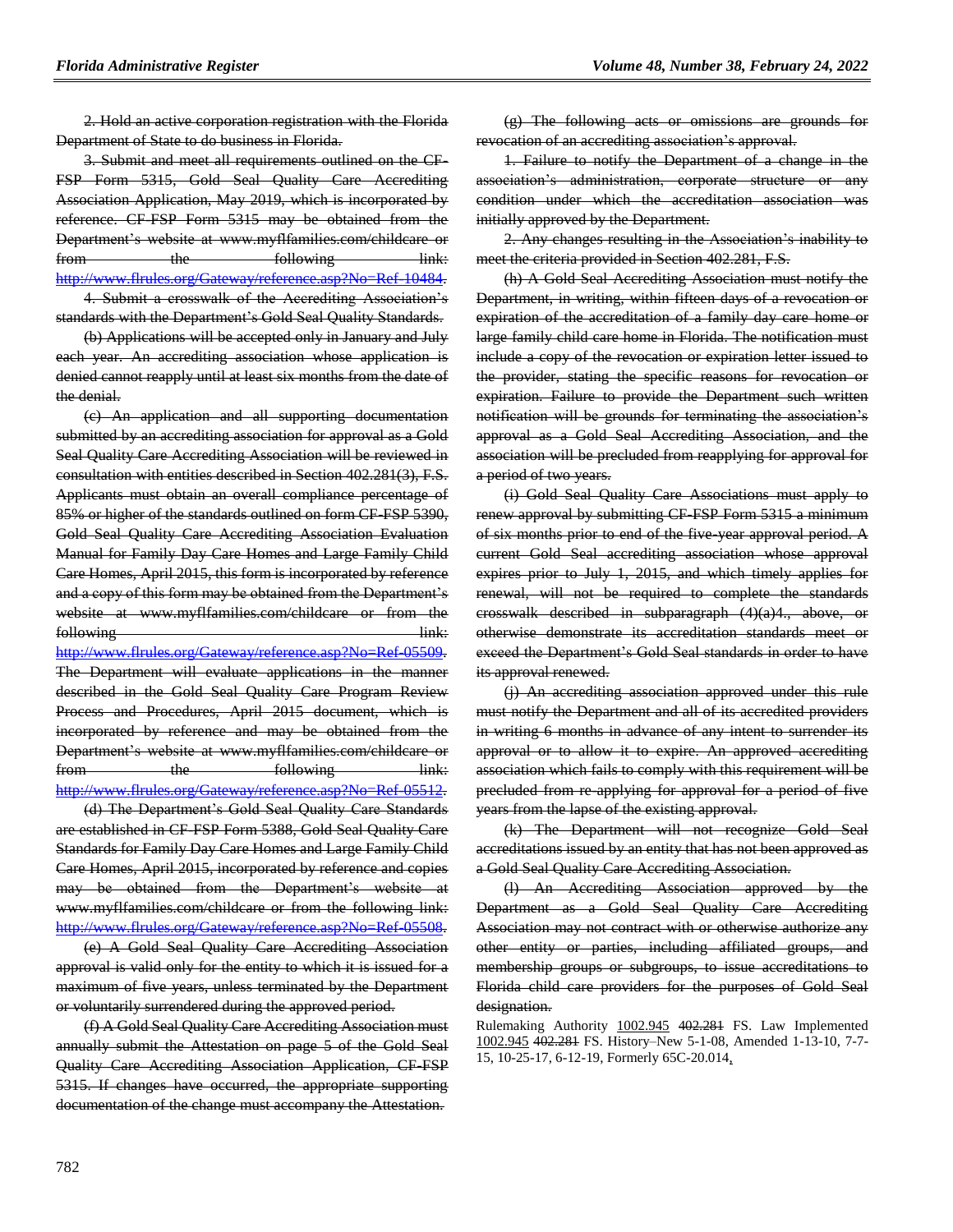2. Hold an active corporation registration with the Florida Department of State to do business in Florida.

3. Submit and meet all requirements outlined on the CF-FSP Form 5315, Gold Seal Quality Care Accrediting Association Application, May 2019, which is incorporated by reference. CF-FSP Form 5315 may be obtained from the Department's website at www.myflfamilies.com/childcare or from the following link: http://www.flrules.org/Gateway/reference.asp?No=Ref-10484.

4. Submit a crosswalk of the Accrediting Association's standards with the Department's Gold Seal Quality Standards.

(b) Applications will be accepted only in January and July each year. An accrediting association whose application is denied cannot reapply until at least six months from the date of the denial.

(c) An application and all supporting documentation submitted by an accrediting association for approval as a Gold Seal Quality Care Accrediting Association will be reviewed in consultation with entities described in Section 402.281(3), F.S. Applicants must obtain an overall compliance percentage of 85% or higher of the standards outlined on form CF-FSP 5390, Gold Seal Quality Care Accrediting Association Evaluation Manual for Family Day Care Homes and Large Family Child Care Homes, April 2015, this form is incorporated by reference and a copy of this form may be obtained from the Department's website at www.myflfamilies.com/childcare or from the following link: http://www.flrules.org/Gateway/reference.asp?No=Ref-05509. The Department will evaluate applications in the manner described in the Gold Seal Quality Care Program Review Process and Procedures, April 2015 document, which is incorporated by reference and may be obtained from the Department's website at www.myflfamilies.com/childcare or from the following link: http://www.flrules.org/Gateway/reference.asp?No=Ref-05512.

(d) The Department's Gold Seal Quality Care Standards are established in CF-FSP Form 5388, Gold Seal Quality Care Standards for Family Day Care Homes and Large Family Child Care Homes, April 2015, incorporated by reference and copies may be obtained from the Department's website at www.myflfamilies.com/childcare or from the following link: http://www.flrules.org/Gateway/reference.asp?No=Ref-05508.

(e) A Gold Seal Quality Care Accrediting Association approval is valid only for the entity to which it is issued for a maximum of five years, unless terminated by the Department or voluntarily surrendered during the approved period.

(f) A Gold Seal Quality Care Accrediting Association must annually submit the Attestation on page 5 of the Gold Seal Quality Care Accrediting Association Application, CF-FSP 5315. If changes have occurred, the appropriate supporting documentation of the change must accompany the Attestation.

(g) The following acts or omissions are grounds for revocation of an accrediting association's approval.

1. Failure to notify the Department of a change in the association's administration, corporate structure or any condition under which the accreditation association was initially approved by the Department.

2. Any changes resulting in the Association's inability to meet the criteria provided in Section 402.281, F.S.

(h) A Gold Seal Accrediting Association must notify the Department, in writing, within fifteen days of a revocation or expiration of the accreditation of a family day care home or large family child care home in Florida. The notification must include a copy of the revocation or expiration letter issued to the provider, stating the specific reasons for revocation or expiration. Failure to provide the Department such written notification will be grounds for terminating the association's approval as a Gold Seal Accrediting Association, and the association will be precluded from reapplying for approval for a period of two years.

(i) Gold Seal Quality Care Associations must apply to renew approval by submitting CF-FSP Form 5315 a minimum of six months prior to end of the five-year approval period. A current Gold Seal accrediting association whose approval expires prior to July 1, 2015, and which timely applies for renewal, will not be required to complete the standards crosswalk described in subparagraph (4)(a)4., above, or otherwise demonstrate its accreditation standards meet or exceed the Department's Gold Seal standards in order to have its approval renewed.

(j) An accrediting association approved under this rule must notify the Department and all of its accredited providers in writing 6 months in advance of any intent to surrender its approval or to allow it to expire. An approved accrediting association which fails to comply with this requirement will be precluded from re-applying for approval for a period of five years from the lapse of the existing approval.

(k) The Department will not recognize Gold Seal accreditations issued by an entity that has not been approved as a Gold Seal Quality Care Accrediting Association.

(l) An Accrediting Association approved by the Department as a Gold Seal Quality Care Accrediting Association may not contract with or otherwise authorize any other entity or parties, including affiliated groups, and membership groups or subgroups, to issue accreditations to Florida child care providers for the purposes of Gold Seal designation.

Rulemaking Authority 1002.945 402.281 FS. Law Implemented 1002.945 402.281 FS. History–New 5-1-08, Amended 1-13-10, 7-7-15, 10-25-17, 6-12-19, Formerly 65C-20.014,.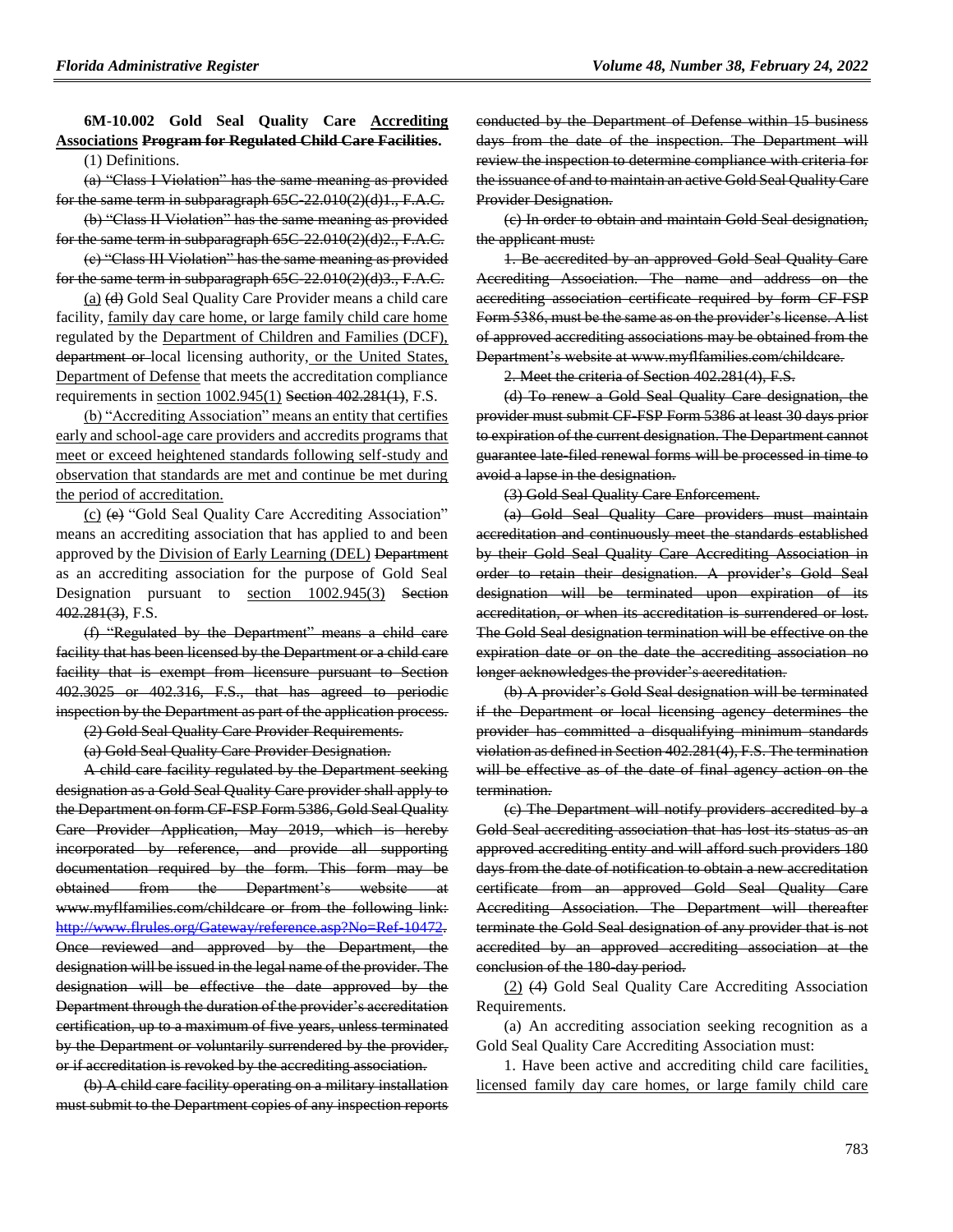**6M-10.002 Gold Seal Quality Care Accrediting Associations Program for Regulated Child Care Facilities.**

(1) Definitions.

(a) "Class I Violation" has the same meaning as provided for the same term in subparagraph 65C-22.010(2)(d)1., F.A.C.

(b) "Class II Violation" has the same meaning as provided for the same term in subparagraph 65C-22.010(2)(d)2., F.A.C.

(c) "Class III Violation" has the same meaning as provided for the same term in subparagraph 65C-22.010(2)(d)3., F.A.C.

(a) (d) Gold Seal Quality Care Provider means a child care facility, family day care home, or large family child care home regulated by the Department of Children and Families (DCF), department or local licensing authority, or the United States, Department of Defense that meets the accreditation compliance requirements in section 1002.945(1) Section 402.281(1), F.S.

(b) "Accrediting Association" means an entity that certifies early and school-age care providers and accredits programs that meet or exceed heightened standards following self-study and observation that standards are met and continue be met during the period of accreditation.

(c) (e) "Gold Seal Quality Care Accrediting Association" means an accrediting association that has applied to and been approved by the Division of Early Learning (DEL) Department as an accrediting association for the purpose of Gold Seal Designation pursuant to section 1002.945(3) Section 402.281(3), F.S.

(f) "Regulated by the Department" means a child care facility that has been licensed by the Department or a child care facility that is exempt from licensure pursuant to Section 402.3025 or 402.316, F.S., that has agreed to periodic inspection by the Department as part of the application process.

(2) Gold Seal Quality Care Provider Requirements.

(a) Gold Seal Quality Care Provider Designation.

A child care facility regulated by the Department seeking designation as a Gold Seal Quality Care provider shall apply to the Department on form CF-FSP Form 5386, Gold Seal Quality Care Provider Application, May 2019, which is hereby incorporated by reference, and provide all supporting documentation required by the form. This form may be obtained from the Department's website at www.myflfamilies.com/childcare or from the following link: http://www.flrules.org/Gateway/reference.asp?No=Ref-10472. Once reviewed and approved by the Department, the designation will be issued in the legal name of the provider. The designation will be effective the date approved by the Department through the duration of the provider's accreditation certification, up to a maximum of five years, unless terminated by the Department or voluntarily surrendered by the provider, or if accreditation is revoked by the accrediting association.

(b) A child care facility operating on a military installation must submit to the Department copies of any inspection reports conducted by the Department of Defense within 15 business days from the date of the inspection. The Department will review the inspection to determine compliance with criteria for the issuance of and to maintain an active Gold Seal Quality Care Provider Designation.

(c) In order to obtain and maintain Gold Seal designation, the applicant must:

1. Be accredited by an approved Gold Seal Quality Care Accrediting Association. The name and address on the accrediting association certificate required by form CF-FSP Form 5386, must be the same as on the provider's license. A list of approved accrediting associations may be obtained from the Department's website at www.myflfamilies.com/childcare.

2. Meet the criteria of Section 402.281(4), F.S.

(d) To renew a Gold Seal Quality Care designation, the provider must submit CF-FSP Form 5386 at least 30 days prior to expiration of the current designation. The Department cannot guarantee late-filed renewal forms will be processed in time to avoid a lapse in the designation.

(3) Gold Seal Quality Care Enforcement.

(a) Gold Seal Quality Care providers must maintain accreditation and continuously meet the standards established by their Gold Seal Quality Care Accrediting Association in order to retain their designation. A provider's Gold Seal designation will be terminated upon expiration of its accreditation, or when its accreditation is surrendered or lost. The Gold Seal designation termination will be effective on the expiration date or on the date the accrediting association no longer acknowledges the provider's accreditation.

(b) A provider's Gold Seal designation will be terminated if the Department or local licensing agency determines the provider has committed a disqualifying minimum standards violation as defined in Section 402.281(4), F.S. The termination will be effective as of the date of final agency action on the termination.

(c) The Department will notify providers accredited by a Gold Seal accrediting association that has lost its status as an approved accrediting entity and will afford such providers 180 days from the date of notification to obtain a new accreditation certificate from an approved Gold Seal Quality Care Accrediting Association. The Department will thereafter terminate the Gold Seal designation of any provider that is not accredited by an approved accrediting association at the conclusion of the 180-day period.

(2) (4) Gold Seal Quality Care Accrediting Association Requirements.

(a) An accrediting association seeking recognition as a Gold Seal Quality Care Accrediting Association must:

1. Have been active and accrediting child care facilities, licensed family day care homes, or large family child care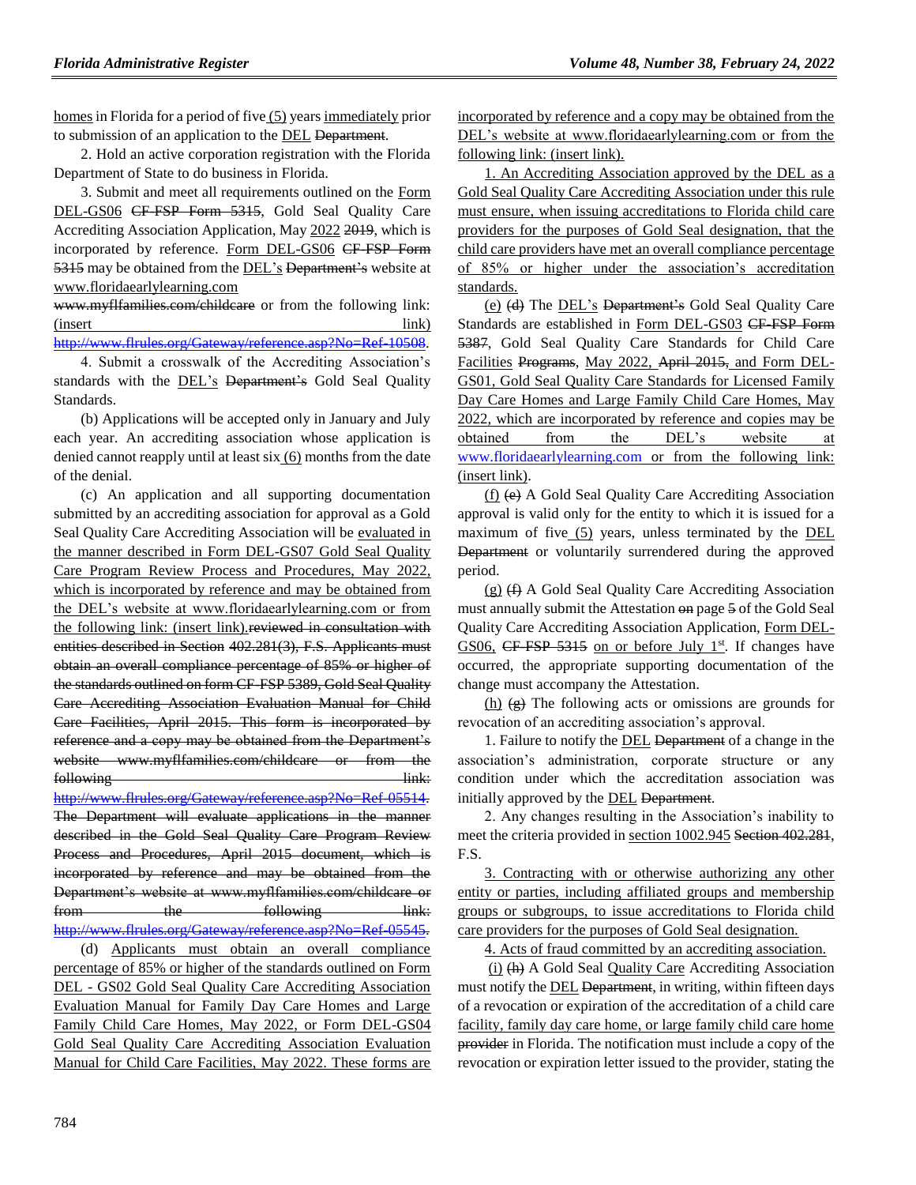homes in Florida for a period of five (5) years immediately prior to submission of an application to the DEL Department.

2. Hold an active corporation registration with the Florida Department of State to do business in Florida.

3. Submit and meet all requirements outlined on the Form DEL-GS06 CF-FSP Form 5315, Gold Seal Quality Care Accrediting Association Application, May 2022 2019, which is incorporated by reference. Form DEL-GS06 CF-FSP Form 5315 may be obtained from the DEL's Department's website at www.floridaearlylearning.com www.myflfamilies.com/childcare or from the following link: (insert link) http://www.flrules.org/Gateway/reference.asp?No=Ref-10508.

4. Submit a crosswalk of the Accrediting Association's standards with the DEL's Department's Gold Seal Quality Standards.

(b) Applications will be accepted only in January and July each year. An accrediting association whose application is denied cannot reapply until at least six (6) months from the date of the denial.

(c) An application and all supporting documentation submitted by an accrediting association for approval as a Gold Seal Quality Care Accrediting Association will be evaluated in the manner described in Form DEL-GS07 Gold Seal Quality Care Program Review Process and Procedures, May 2022, which is incorporated by reference and may be obtained from the DEL's website at www.floridaearlylearning.com or from the following link: (insert link).reviewed in consultation with entities described in Section 402.281(3), F.S. Applicants must obtain an overall compliance percentage of 85% or higher of the standards outlined on form CF-FSP 5389, Gold Seal Quality Care Accrediting Association Evaluation Manual for Child Care Facilities, April 2015. This form is incorporated by reference and a copy may be obtained from the Department's website www.myflfamilies.com/childcare or from the following link: http://www.flrules.org/Gateway/reference.asp?No=Ref-05514. The Department will evaluate applications in the manner described in the Gold Seal Quality Care Program Review Process and Procedures, April 2015 document, which is incorporated by reference and may be obtained from the Department's website at www.myflfamilies.com/childcare or from the following link: http://www.flrules.org/Gateway/reference.asp?No=Ref-05545.

(d) Applicants must obtain an overall compliance percentage of 85% or higher of the standards outlined on Form DEL - GS02 Gold Seal Quality Care Accrediting Association Evaluation Manual for Family Day Care Homes and Large Family Child Care Homes, May 2022, or Form DEL-GS04 Gold Seal Quality Care Accrediting Association Evaluation Manual for Child Care Facilities, May 2022. These forms are incorporated by reference and a copy may be obtained from the DEL's website at www.floridaearlylearning.com or from the following link: (insert link).

1. An Accrediting Association approved by the DEL as a Gold Seal Quality Care Accrediting Association under this rule must ensure, when issuing accreditations to Florida child care providers for the purposes of Gold Seal designation, that the child care providers have met an overall compliance percentage of 85% or higher under the association's accreditation standards.

(e) (d) The DEL's Department's Gold Seal Quality Care Standards are established in Form DEL-GS03 CF-FSP Form 5387, Gold Seal Quality Care Standards for Child Care Facilities Programs, May 2022, April 2015, and Form DEL-GS01, Gold Seal Quality Care Standards for Licensed Family Day Care Homes and Large Family Child Care Homes, May 2022, which are incorporated by reference and copies may be obtained from the DEL's website at www.floridaearlylearning.com or from the following link: (insert link).

(f) (e) A Gold Seal Quality Care Accrediting Association approval is valid only for the entity to which it is issued for a maximum of five (5) years, unless terminated by the DEL Department or voluntarily surrendered during the approved period.

(g) (f) A Gold Seal Quality Care Accrediting Association must annually submit the Attestation on page 5 of the Gold Seal Quality Care Accrediting Association Application, Form DEL-GS06, CF-FSP 5315 on or before July 1st. If changes have occurred, the appropriate supporting documentation of the change must accompany the Attestation.

(h) (g) The following acts or omissions are grounds for revocation of an accrediting association's approval.

1. Failure to notify the DEL Department of a change in the association's administration, corporate structure or any condition under which the accreditation association was initially approved by the DEL Department.

2. Any changes resulting in the Association's inability to meet the criteria provided in section 1002.945 Section 402.281, F.S.

3. Contracting with or otherwise authorizing any other entity or parties, including affiliated groups and membership groups or subgroups, to issue accreditations to Florida child care providers for the purposes of Gold Seal designation.

4. Acts of fraud committed by an accrediting association.

(i) (h) A Gold Seal Quality Care Accrediting Association must notify the DEL Department, in writing, within fifteen days of a revocation or expiration of the accreditation of a child care facility, family day care home, or large family child care home provider in Florida. The notification must include a copy of the revocation or expiration letter issued to the provider, stating the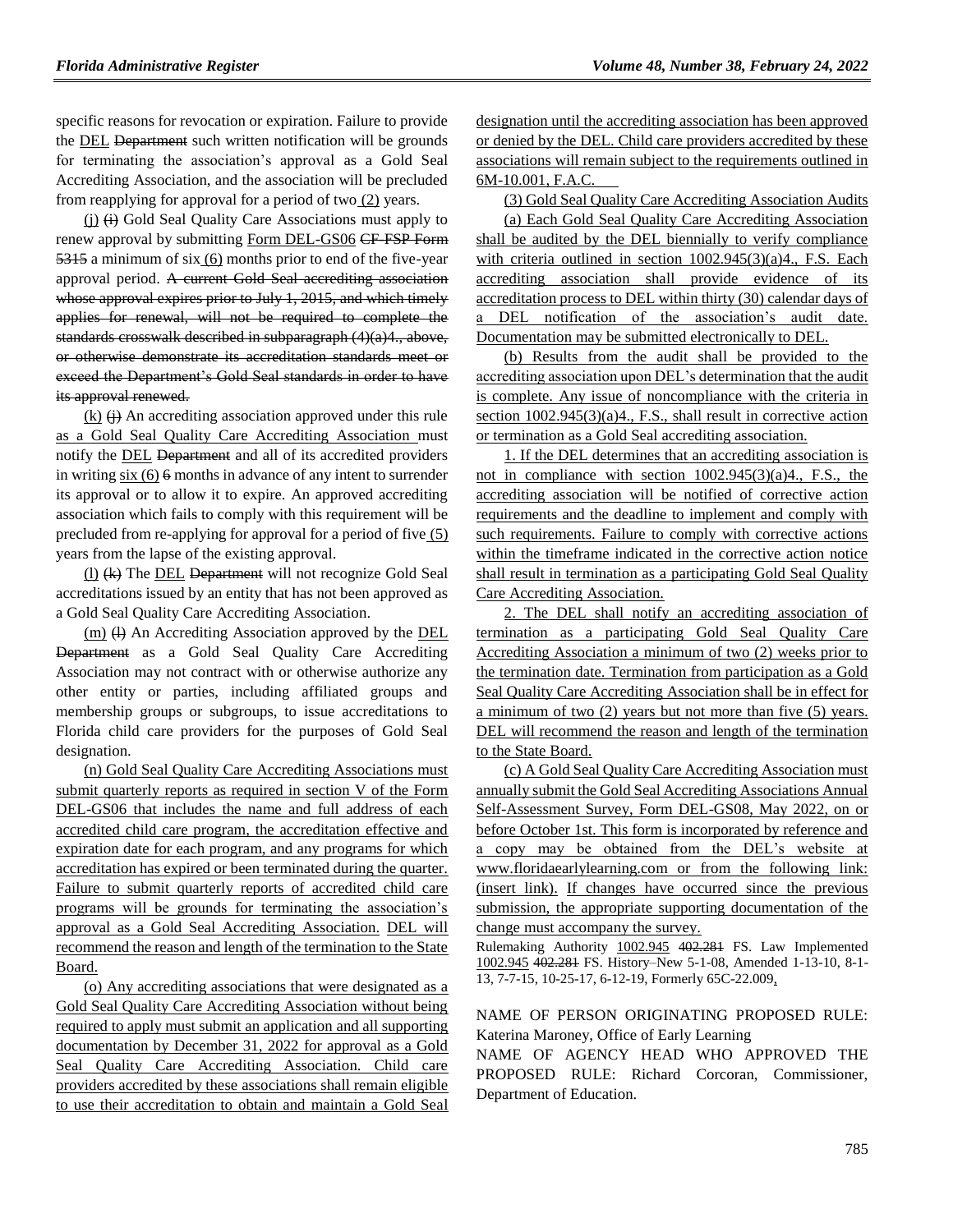specific reasons for revocation or expiration. Failure to provide the DEL Department such written notification will be grounds for terminating the association's approval as a Gold Seal Accrediting Association, and the association will be precluded from reapplying for approval for a period of two (2) years.

(j) (i) Gold Seal Quality Care Associations must apply to renew approval by submitting Form DEL-GS06 CF-FSP Form 5315 a minimum of six (6) months prior to end of the five-year approval period. A current Gold Seal accrediting association whose approval expires prior to July 1, 2015, and which timely applies for renewal, will not be required to complete the standards crosswalk described in subparagraph (4)(a)4., above, or otherwise demonstrate its accreditation standards meet or exceed the Department's Gold Seal standards in order to have its approval renewed.

(k) (j) An accrediting association approved under this rule as a Gold Seal Quality Care Accrediting Association must notify the DEL Department and all of its accredited providers in writing six (6) 6 months in advance of any intent to surrender its approval or to allow it to expire. An approved accrediting association which fails to comply with this requirement will be precluded from re-applying for approval for a period of five (5) years from the lapse of the existing approval.

(l) (k) The DEL Department will not recognize Gold Seal accreditations issued by an entity that has not been approved as a Gold Seal Quality Care Accrediting Association.

(m) (l) An Accrediting Association approved by the DEL Department as a Gold Seal Quality Care Accrediting Association may not contract with or otherwise authorize any other entity or parties, including affiliated groups and membership groups or subgroups, to issue accreditations to Florida child care providers for the purposes of Gold Seal designation.

(n) Gold Seal Quality Care Accrediting Associations must submit quarterly reports as required in section V of the Form DEL-GS06 that includes the name and full address of each accredited child care program, the accreditation effective and expiration date for each program, and any programs for which accreditation has expired or been terminated during the quarter. Failure to submit quarterly reports of accredited child care programs will be grounds for terminating the association's approval as a Gold Seal Accrediting Association. DEL will recommend the reason and length of the termination to the State Board.

(o) Any accrediting associations that were designated as a Gold Seal Quality Care Accrediting Association without being required to apply must submit an application and all supporting documentation by December 31, 2022 for approval as a Gold Seal Quality Care Accrediting Association. Child care providers accredited by these associations shall remain eligible to use their accreditation to obtain and maintain a Gold Seal designation until the accrediting association has been approved or denied by the DEL. Child care providers accredited by these associations will remain subject to the requirements outlined in 6M-10.001, F.A.C.

(3) Gold Seal Quality Care Accrediting Association Audits

(a) Each Gold Seal Quality Care Accrediting Association shall be audited by the DEL biennially to verify compliance with criteria outlined in section 1002.945(3)(a)4., F.S. Each accrediting association shall provide evidence of its accreditation process to DEL within thirty (30) calendar days of a DEL notification of the association's audit date. Documentation may be submitted electronically to DEL.

(b) Results from the audit shall be provided to the accrediting association upon DEL's determination that the audit is complete. Any issue of noncompliance with the criteria in section 1002.945(3)(a)4., F.S., shall result in corrective action or termination as a Gold Seal accrediting association.

1. If the DEL determines that an accrediting association is not in compliance with section 1002.945(3)(a)4., F.S., the accrediting association will be notified of corrective action requirements and the deadline to implement and comply with such requirements. Failure to comply with corrective actions within the timeframe indicated in the corrective action notice shall result in termination as a participating Gold Seal Quality Care Accrediting Association.

2. The DEL shall notify an accrediting association of termination as a participating Gold Seal Quality Care Accrediting Association a minimum of two (2) weeks prior to the termination date. Termination from participation as a Gold Seal Quality Care Accrediting Association shall be in effect for a minimum of two (2) years but not more than five (5) years. DEL will recommend the reason and length of the termination to the State Board.

(c) A Gold Seal Quality Care Accrediting Association must annually submit the Gold Seal Accrediting Associations Annual Self-Assessment Survey, Form DEL-GS08, May 2022, on or before October 1st. This form is incorporated by reference and a copy may be obtained from the DEL's website at www.floridaearlylearning.com or from the following link: (insert link). If changes have occurred since the previous submission, the appropriate supporting documentation of the change must accompany the survey.

Rulemaking Authority 1002.945 402.281 FS. Law Implemented 1002.945 402.281 FS. History–New 5-1-08, Amended 1-13-10, 8-1-13, 7-7-15, 10-25-17, 6-12-19, Formerly 65C-22.009,

NAME OF PERSON ORIGINATING PROPOSED RULE: Katerina Maroney, Office of Early Learning

NAME OF AGENCY HEAD WHO APPROVED THE PROPOSED RULE: Richard Corcoran, Commissioner, Department of Education.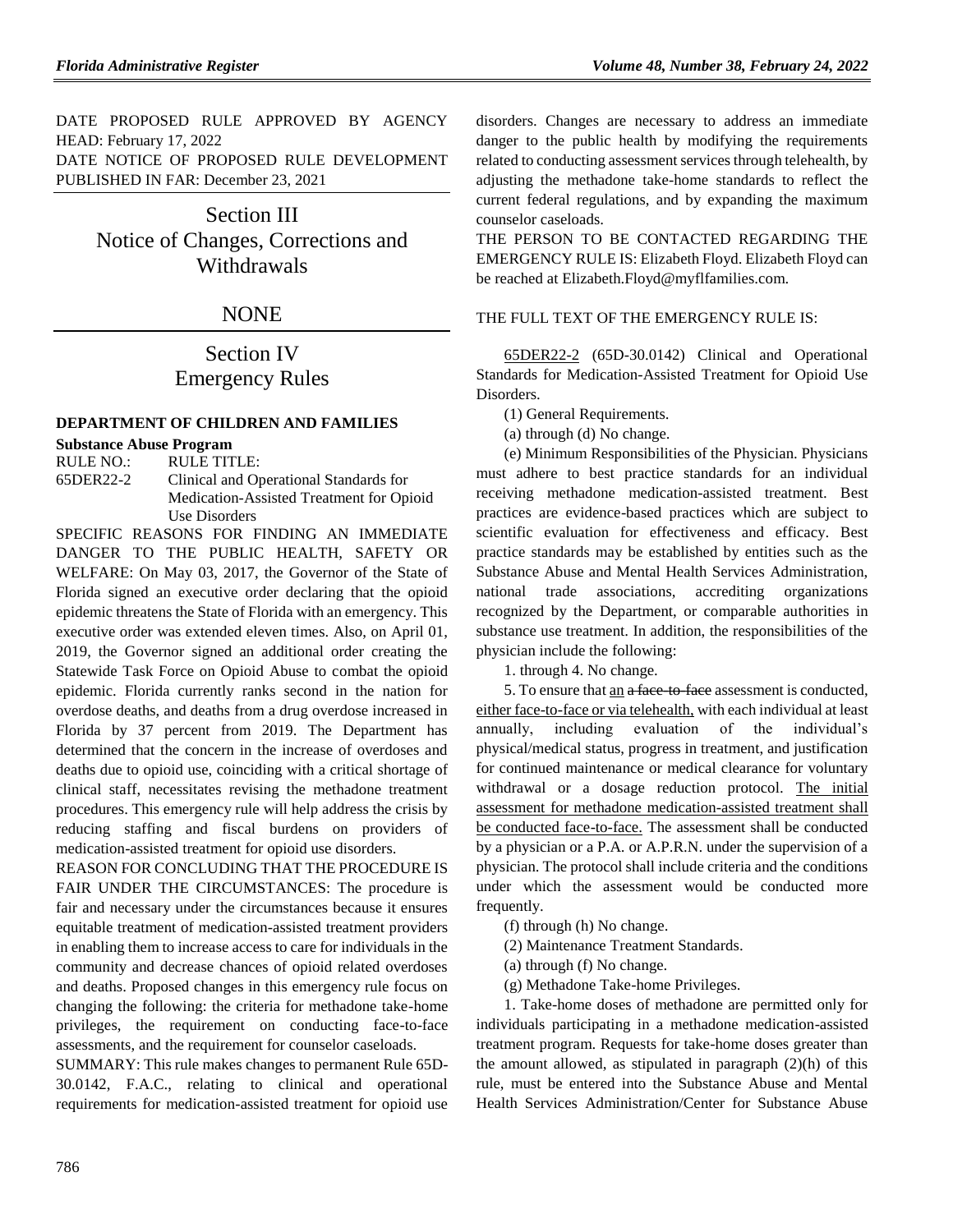DATE PROPOSED RULE APPROVED BY AGENCY HEAD: February 17, 2022

DATE NOTICE OF PROPOSED RULE DEVELOPMENT PUBLISHED IN FAR: December 23, 2021

# Section III
# Notice of Changes, Corrections and Withdrawals

## NONE

# Section IV
# Emergency Rules

### DEPARTMENT OF CHILDREN AND FAMILIES

**Substance Abuse Program**

RULE NO.: RULE TITLE:

65DER22-2 Clinical and Operational Standards for Medication-Assisted Treatment for Opioid Use Disorders

SPECIFIC REASONS FOR FINDING AN IMMEDIATE DANGER TO THE PUBLIC HEALTH, SAFETY OR WELFARE: On May 03, 2017, the Governor of the State of Florida signed an executive order declaring that the opioid epidemic threatens the State of Florida with an emergency. This executive order was extended eleven times. Also, on April 01, 2019, the Governor signed an additional order creating the Statewide Task Force on Opioid Abuse to combat the opioid epidemic. Florida currently ranks second in the nation for overdose deaths, and deaths from a drug overdose increased in Florida by 37 percent from 2019. The Department has determined that the concern in the increase of overdoses and deaths due to opioid use, coinciding with a critical shortage of clinical staff, necessitates revising the methadone treatment procedures. This emergency rule will help address the crisis by reducing staffing and fiscal burdens on providers of medication-assisted treatment for opioid use disorders.

REASON FOR CONCLUDING THAT THE PROCEDURE IS FAIR UNDER THE CIRCUMSTANCES: The procedure is fair and necessary under the circumstances because it ensures equitable treatment of medication-assisted treatment providers in enabling them to increase access to care for individuals in the community and decrease chances of opioid related overdoses and deaths. Proposed changes in this emergency rule focus on changing the following: the criteria for methadone take-home privileges, the requirement on conducting face-to-face assessments, and the requirement for counselor caseloads.

SUMMARY: This rule makes changes to permanent Rule 65D-30.0142, F.A.C., relating to clinical and operational requirements for medication-assisted treatment for opioid use disorders. Changes are necessary to address an immediate danger to the public health by modifying the requirements related to conducting assessment services through telehealth, by adjusting the methadone take-home standards to reflect the current federal regulations, and by expanding the maximum counselor caseloads.

THE PERSON TO BE CONTACTED REGARDING THE EMERGENCY RULE IS: Elizabeth Floyd. Elizabeth Floyd can be reached at Elizabeth.Floyd@myflfamilies.com.

THE FULL TEXT OF THE EMERGENCY RULE IS:

65DER22-2 (65D-30.0142) Clinical and Operational Standards for Medication-Assisted Treatment for Opioid Use Disorders.

(1) General Requirements.

(a) through (d) No change.

(e) Minimum Responsibilities of the Physician. Physicians must adhere to best practice standards for an individual receiving methadone medication-assisted treatment. Best practices are evidence-based practices which are subject to scientific evaluation for effectiveness and efficacy. Best practice standards may be established by entities such as the Substance Abuse and Mental Health Services Administration, national trade associations, accrediting organizations recognized by the Department, or comparable authorities in substance use treatment. In addition, the responsibilities of the physician include the following:

1. through 4. No change.

5. To ensure that an ~~a face-to-face~~ assessment is conducted, either face-to-face or via telehealth, with each individual at least annually, including evaluation of the individual's physical/medical status, progress in treatment, and justification for continued maintenance or medical clearance for voluntary withdrawal or a dosage reduction protocol. The initial assessment for methadone medication-assisted treatment shall be conducted face-to-face. The assessment shall be conducted by a physician or a P.A. or A.P.R.N. under the supervision of a physician. The protocol shall include criteria and the conditions under which the assessment would be conducted more frequently.

(f) through (h) No change.

(2) Maintenance Treatment Standards.

(a) through (f) No change.

(g) Methadone Take-home Privileges.

1. Take-home doses of methadone are permitted only for individuals participating in a methadone medication-assisted treatment program. Requests for take-home doses greater than the amount allowed, as stipulated in paragraph (2)(h) of this rule, must be entered into the Substance Abuse and Mental Health Services Administration/Center for Substance Abuse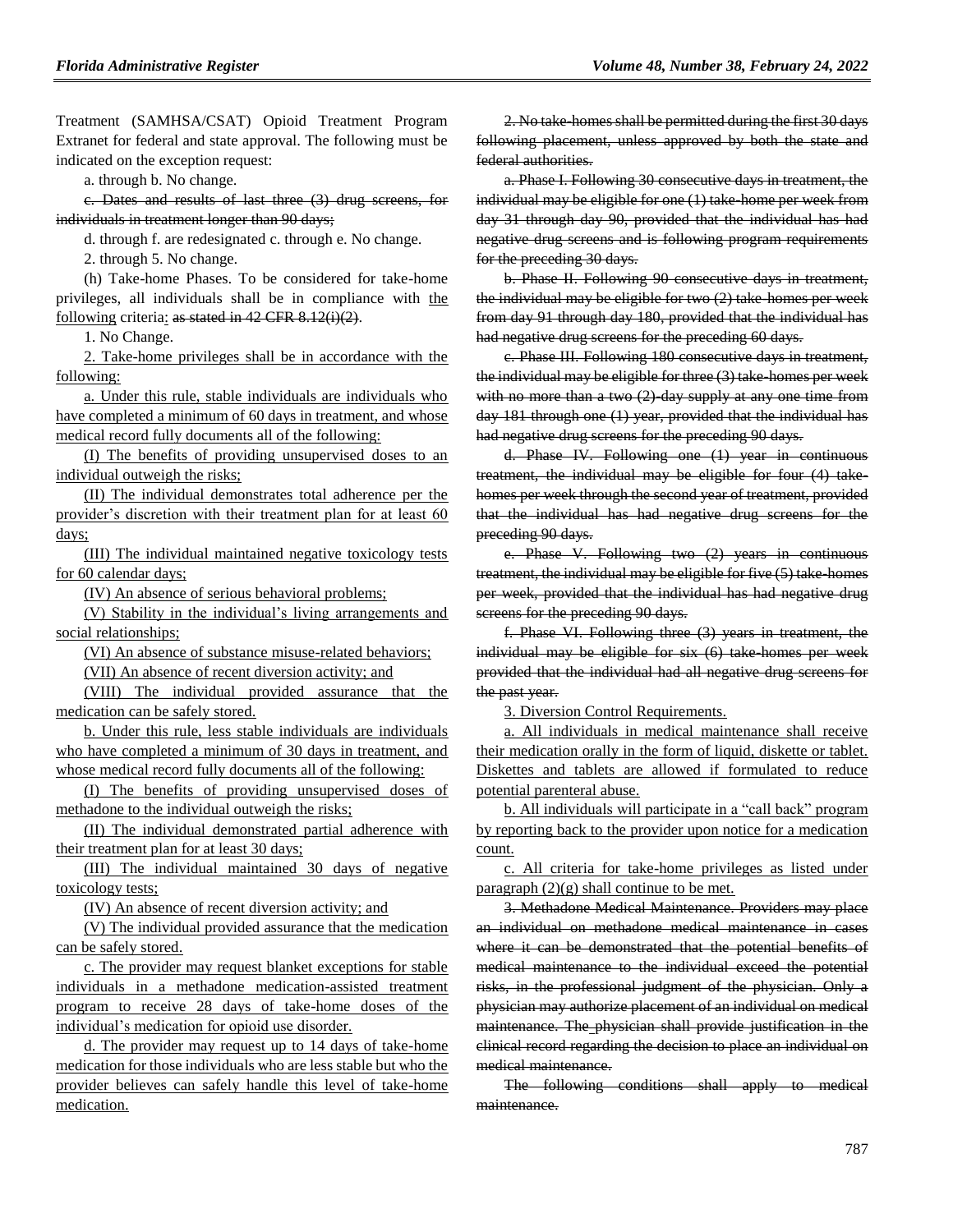Treatment (SAMHSA/CSAT) Opioid Treatment Program Extranet for federal and state approval. The following must be indicated on the exception request:

a. through b. No change.

~~c. Dates and results of last three (3) drug screens, for individuals in treatment longer than 90 days;~~

d. through f. are redesignated c. through e. No change.

2. through 5. No change.

(h) Take-home Phases. To be considered for take-home privileges, all individuals shall be in compliance with the following criteria: ~~as stated in 42 CFR 8.12(i)(2)~~.

1. No Change.

2. Take-home privileges shall be in accordance with the following:

a. Under this rule, stable individuals are individuals who have completed a minimum of 60 days in treatment, and whose medical record fully documents all of the following:

(I) The benefits of providing unsupervised doses to an individual outweigh the risks;

(II) The individual demonstrates total adherence per the provider's discretion with their treatment plan for at least 60 days;

(III) The individual maintained negative toxicology tests for 60 calendar days;

(IV) An absence of serious behavioral problems;

(V) Stability in the individual's living arrangements and social relationships;

(VI) An absence of substance misuse-related behaviors;

(VII) An absence of recent diversion activity; and

(VIII) The individual provided assurance that the medication can be safely stored.

b. Under this rule, less stable individuals are individuals who have completed a minimum of 30 days in treatment, and whose medical record fully documents all of the following:

(I) The benefits of providing unsupervised doses of methadone to the individual outweigh the risks;

(II) The individual demonstrated partial adherence with their treatment plan for at least 30 days;

(III) The individual maintained 30 days of negative toxicology tests;

(IV) An absence of recent diversion activity; and

(V) The individual provided assurance that the medication can be safely stored.

c. The provider may request blanket exceptions for stable individuals in a methadone medication-assisted treatment program to receive 28 days of take-home doses of the individual's medication for opioid use disorder.

d. The provider may request up to 14 days of take-home medication for those individuals who are less stable but who the provider believes can safely handle this level of take-home medication.

~~2. No take-homes shall be permitted during the first 30 days following placement, unless approved by both the state and federal authorities.~~

~~a. Phase I. Following 30 consecutive days in treatment, the individual may be eligible for one (1) take-home per week from day 31 through day 90, provided that the individual has had negative drug screens and is following program requirements for the preceding 30 days.~~

~~b. Phase II. Following 90 consecutive days in treatment, the individual may be eligible for two (2) take-homes per week from day 91 through day 180, provided that the individual has had negative drug screens for the preceding 60 days.~~

~~c. Phase III. Following 180 consecutive days in treatment, the individual may be eligible for three (3) take-homes per week with no more than a two (2)-day supply at any one time from day 181 through one (1) year, provided that the individual has had negative drug screens for the preceding 90 days.~~

~~d. Phase IV. Following one (1) year in continuous treatment, the individual may be eligible for four (4) take-homes per week through the second year of treatment, provided that the individual has had negative drug screens for the preceding 90 days.~~

~~e. Phase V. Following two (2) years in continuous treatment, the individual may be eligible for five (5) take-homes per week, provided that the individual has had negative drug screens for the preceding 90 days.~~

~~f. Phase VI. Following three (3) years in treatment, the individual may be eligible for six (6) take-homes per week provided that the individual had all negative drug screens for the past year.~~

3. Diversion Control Requirements.

a. All individuals in medical maintenance shall receive their medication orally in the form of liquid, diskette or tablet. Diskettes and tablets are allowed if formulated to reduce potential parenteral abuse.

b. All individuals will participate in a "call back" program by reporting back to the provider upon notice for a medication count.

c. All criteria for take-home privileges as listed under paragraph (2)(g) shall continue to be met.

~~3. Methadone Medical Maintenance. Providers may place an individual on methadone medical maintenance in cases where it can be demonstrated that the potential benefits of medical maintenance to the individual exceed the potential risks, in the professional judgment of the physician. Only a physician may authorize placement of an individual on medical maintenance. The physician shall provide justification in the clinical record regarding the decision to place an individual on medical maintenance.~~

~~The following conditions shall apply to medical maintenance.~~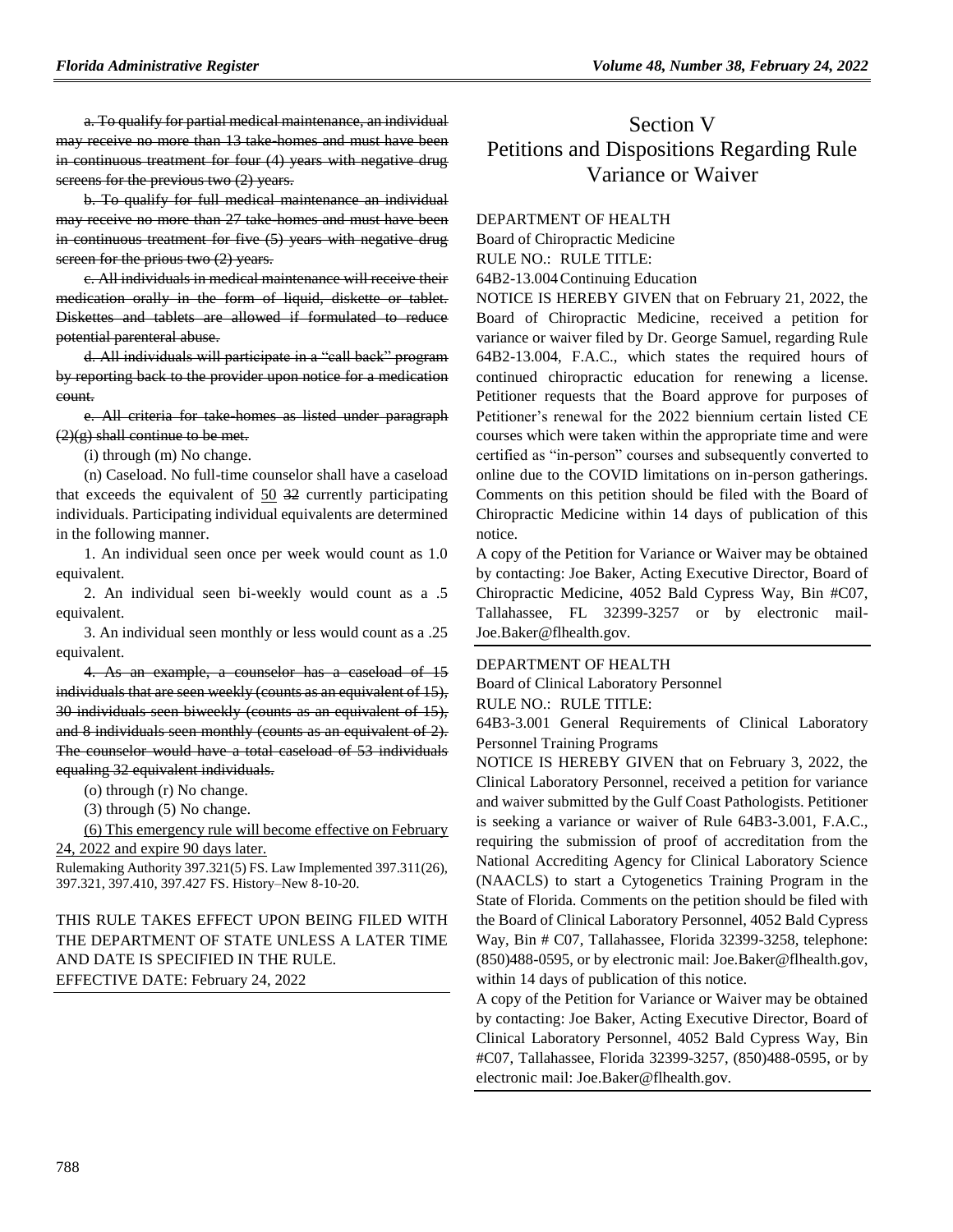~~a. To qualify for partial medical maintenance, an individual may receive no more than 13 take-homes and must have been in continuous treatment for four (4) years with negative drug screens for the previous two (2) years.~~

~~b. To qualify for full medical maintenance an individual may receive no more than 27 take-homes and must have been in continuous treatment for five (5) years with negative drug screen for the prious two (2) years.~~

~~c. All individuals in medical maintenance will receive their medication orally in the form of liquid, diskette or tablet. Diskettes and tablets are allowed if formulated to reduce potential parenteral abuse.~~

~~d. All individuals will participate in a "call back" program by reporting back to the provider upon notice for a medication count.~~

~~e. All criteria for take-homes as listed under paragraph (2)(g) shall continue to be met.~~

(i) through (m) No change.

(n) Caseload. No full-time counselor shall have a caseload that exceeds the equivalent of <u>50</u> ~~32~~ currently participating individuals. Participating individual equivalents are determined in the following manner.

1. An individual seen once per week would count as 1.0 equivalent.

2. An individual seen bi-weekly would count as a .5 equivalent.

3. An individual seen monthly or less would count as a .25 equivalent.

~~4. As an example, a counselor has a caseload of 15 individuals that are seen weekly (counts as an equivalent of 15), 30 individuals seen biweekly (counts as an equivalent of 15), and 8 individuals seen monthly (counts as an equivalent of 2). The counselor would have a total caseload of 53 individuals equaling 32 equivalent individuals.~~

(o) through (r) No change.

(3) through (5) No change.

<u>(6) This emergency rule will become effective on February 24, 2022 and expire 90 days later.</u>

Rulemaking Authority 397.321(5) FS. Law Implemented 397.311(26), 397.321, 397.410, 397.427 FS. History–New 8-10-20.

THIS RULE TAKES EFFECT UPON BEING FILED WITH THE DEPARTMENT OF STATE UNLESS A LATER TIME AND DATE IS SPECIFIED IN THE RULE.
EFFECTIVE DATE: February 24, 2022

# Section V
# Petitions and Dispositions Regarding Rule Variance or Waiver

DEPARTMENT OF HEALTH
Board of Chiropractic Medicine
RULE NO.: RULE TITLE:
64B2-13.004 Continuing Education

NOTICE IS HEREBY GIVEN that on February 21, 2022, the Board of Chiropractic Medicine, received a petition for variance or waiver filed by Dr. George Samuel, regarding Rule 64B2-13.004, F.A.C., which states the required hours of continued chiropractic education for renewing a license. Petitioner requests that the Board approve for purposes of Petitioner's renewal for the 2022 biennium certain listed CE courses which were taken within the appropriate time and were certified as "in-person" courses and subsequently converted to online due to the COVID limitations on in-person gatherings. Comments on this petition should be filed with the Board of Chiropractic Medicine within 14 days of publication of this notice.

A copy of the Petition for Variance or Waiver may be obtained by contacting: Joe Baker, Acting Executive Director, Board of Chiropractic Medicine, 4052 Bald Cypress Way, Bin #C07, Tallahassee, FL 32399-3257 or by electronic mail-Joe.Baker@flhealth.gov.

DEPARTMENT OF HEALTH
Board of Clinical Laboratory Personnel
RULE NO.: RULE TITLE:
64B3-3.001 General Requirements of Clinical Laboratory Personnel Training Programs

NOTICE IS HEREBY GIVEN that on February 3, 2022, the Clinical Laboratory Personnel, received a petition for variance and waiver submitted by the Gulf Coast Pathologists. Petitioner is seeking a variance or waiver of Rule 64B3-3.001, F.A.C., requiring the submission of proof of accreditation from the National Accrediting Agency for Clinical Laboratory Science (NAACLS) to start a Cytogenetics Training Program in the State of Florida. Comments on the petition should be filed with the Board of Clinical Laboratory Personnel, 4052 Bald Cypress Way, Bin # C07, Tallahassee, Florida 32399-3258, telephone: (850)488-0595, or by electronic mail: Joe.Baker@flhealth.gov, within 14 days of publication of this notice.

A copy of the Petition for Variance or Waiver may be obtained by contacting: Joe Baker, Acting Executive Director, Board of Clinical Laboratory Personnel, 4052 Bald Cypress Way, Bin #C07, Tallahassee, Florida 32399-3257, (850)488-0595, or by electronic mail: Joe.Baker@flhealth.gov.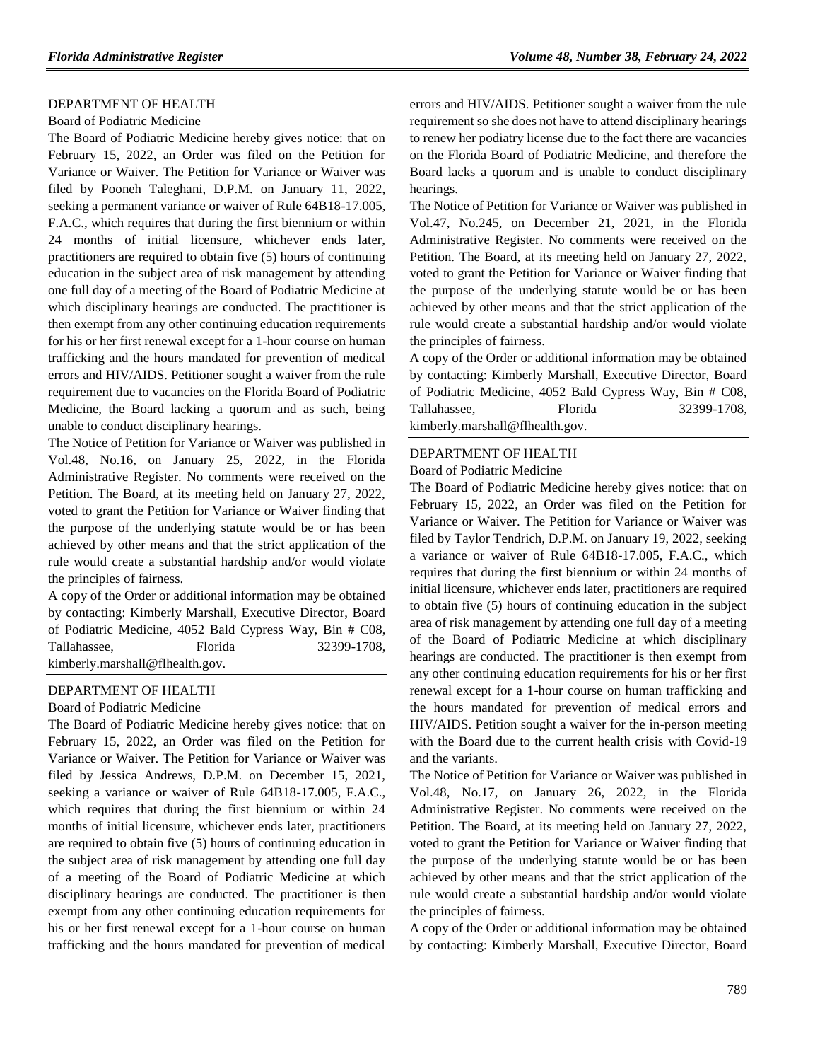## DEPARTMENT OF HEALTH

### Board of Podiatric Medicine

The Board of Podiatric Medicine hereby gives notice: that on February 15, 2022, an Order was filed on the Petition for Variance or Waiver. The Petition for Variance or Waiver was filed by Pooneh Taleghani, D.P.M. on January 11, 2022, seeking a permanent variance or waiver of Rule 64B18-17.005, F.A.C., which requires that during the first biennium or within 24 months of initial licensure, whichever ends later, practitioners are required to obtain five (5) hours of continuing education in the subject area of risk management by attending one full day of a meeting of the Board of Podiatric Medicine at which disciplinary hearings are conducted. The practitioner is then exempt from any other continuing education requirements for his or her first renewal except for a 1-hour course on human trafficking and the hours mandated for prevention of medical errors and HIV/AIDS. Petitioner sought a waiver from the rule requirement due to vacancies on the Florida Board of Podiatric Medicine, the Board lacking a quorum and as such, being unable to conduct disciplinary hearings.

The Notice of Petition for Variance or Waiver was published in Vol.48, No.16, on January 25, 2022, in the Florida Administrative Register. No comments were received on the Petition. The Board, at its meeting held on January 27, 2022, voted to grant the Petition for Variance or Waiver finding that the purpose of the underlying statute would be or has been achieved by other means and that the strict application of the rule would create a substantial hardship and/or would violate the principles of fairness.

A copy of the Order or additional information may be obtained by contacting: Kimberly Marshall, Executive Director, Board of Podiatric Medicine, 4052 Bald Cypress Way, Bin # C08, Tallahassee, Florida 32399-1708, kimberly.marshall@flhealth.gov.

## DEPARTMENT OF HEALTH

### Board of Podiatric Medicine

The Board of Podiatric Medicine hereby gives notice: that on February 15, 2022, an Order was filed on the Petition for Variance or Waiver. The Petition for Variance or Waiver was filed by Jessica Andrews, D.P.M. on December 15, 2021, seeking a variance or waiver of Rule 64B18-17.005, F.A.C., which requires that during the first biennium or within 24 months of initial licensure, whichever ends later, practitioners are required to obtain five (5) hours of continuing education in the subject area of risk management by attending one full day of a meeting of the Board of Podiatric Medicine at which disciplinary hearings are conducted. The practitioner is then exempt from any other continuing education requirements for his or her first renewal except for a 1-hour course on human trafficking and the hours mandated for prevention of medical errors and HIV/AIDS. Petitioner sought a waiver from the rule requirement so she does not have to attend disciplinary hearings to renew her podiatry license due to the fact there are vacancies on the Florida Board of Podiatric Medicine, and therefore the Board lacks a quorum and is unable to conduct disciplinary hearings.

The Notice of Petition for Variance or Waiver was published in Vol.47, No.245, on December 21, 2021, in the Florida Administrative Register. No comments were received on the Petition. The Board, at its meeting held on January 27, 2022, voted to grant the Petition for Variance or Waiver finding that the purpose of the underlying statute would be or has been achieved by other means and that the strict application of the rule would create a substantial hardship and/or would violate the principles of fairness.

A copy of the Order or additional information may be obtained by contacting: Kimberly Marshall, Executive Director, Board of Podiatric Medicine, 4052 Bald Cypress Way, Bin # C08, Tallahassee, Florida 32399-1708, kimberly.marshall@flhealth.gov.

## DEPARTMENT OF HEALTH

### Board of Podiatric Medicine

The Board of Podiatric Medicine hereby gives notice: that on February 15, 2022, an Order was filed on the Petition for Variance or Waiver. The Petition for Variance or Waiver was filed by Taylor Tendrich, D.P.M. on January 19, 2022, seeking a variance or waiver of Rule 64B18-17.005, F.A.C., which requires that during the first biennium or within 24 months of initial licensure, whichever ends later, practitioners are required to obtain five (5) hours of continuing education in the subject area of risk management by attending one full day of a meeting of the Board of Podiatric Medicine at which disciplinary hearings are conducted. The practitioner is then exempt from any other continuing education requirements for his or her first renewal except for a 1-hour course on human trafficking and the hours mandated for prevention of medical errors and HIV/AIDS. Petition sought a waiver for the in-person meeting with the Board due to the current health crisis with Covid-19 and the variants.

The Notice of Petition for Variance or Waiver was published in Vol.48, No.17, on January 26, 2022, in the Florida Administrative Register. No comments were received on the Petition. The Board, at its meeting held on January 27, 2022, voted to grant the Petition for Variance or Waiver finding that the purpose of the underlying statute would be or has been achieved by other means and that the strict application of the rule would create a substantial hardship and/or would violate the principles of fairness.

A copy of the Order or additional information may be obtained by contacting: Kimberly Marshall, Executive Director, Board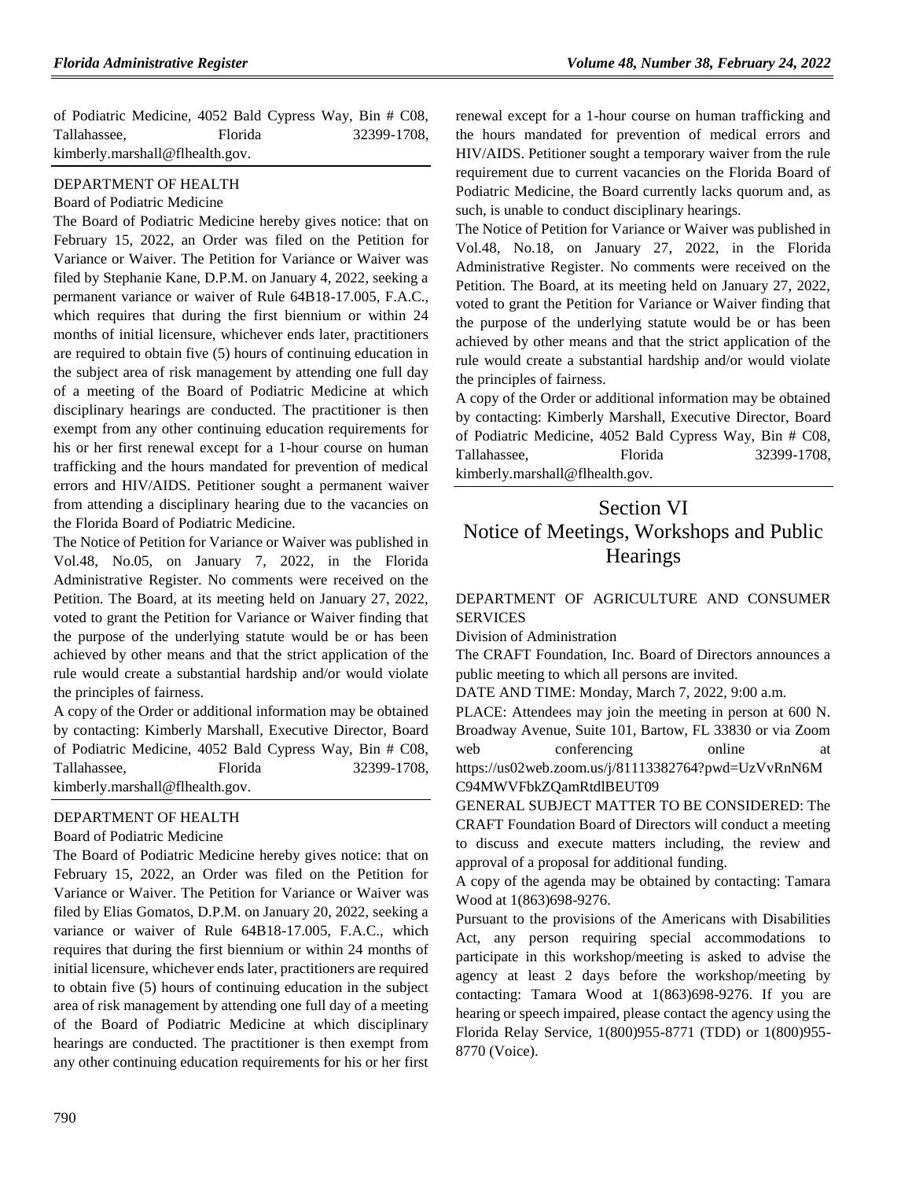of Podiatric Medicine, 4052 Bald Cypress Way, Bin # C08, Tallahassee, Florida 32399-1708, kimberly.marshall@flhealth.gov.

DEPARTMENT OF HEALTH

Board of Podiatric Medicine

The Board of Podiatric Medicine hereby gives notice: that on February 15, 2022, an Order was filed on the Petition for Variance or Waiver. The Petition for Variance or Waiver was filed by Stephanie Kane, D.P.M. on January 4, 2022, seeking a permanent variance or waiver of Rule 64B18-17.005, F.A.C., which requires that during the first biennium or within 24 months of initial licensure, whichever ends later, practitioners are required to obtain five (5) hours of continuing education in the subject area of risk management by attending one full day of a meeting of the Board of Podiatric Medicine at which disciplinary hearings are conducted. The practitioner is then exempt from any other continuing education requirements for his or her first renewal except for a 1-hour course on human trafficking and the hours mandated for prevention of medical errors and HIV/AIDS. Petitioner sought a permanent waiver from attending a disciplinary hearing due to the vacancies on the Florida Board of Podiatric Medicine.

The Notice of Petition for Variance or Waiver was published in Vol.48, No.05, on January 7, 2022, in the Florida Administrative Register. No comments were received on the Petition. The Board, at its meeting held on January 27, 2022, voted to grant the Petition for Variance or Waiver finding that the purpose of the underlying statute would be or has been achieved by other means and that the strict application of the rule would create a substantial hardship and/or would violate the principles of fairness.

A copy of the Order or additional information may be obtained by contacting: Kimberly Marshall, Executive Director, Board of Podiatric Medicine, 4052 Bald Cypress Way, Bin # C08, Tallahassee, Florida 32399-1708, kimberly.marshall@flhealth.gov.

DEPARTMENT OF HEALTH

Board of Podiatric Medicine

The Board of Podiatric Medicine hereby gives notice: that on February 15, 2022, an Order was filed on the Petition for Variance or Waiver. The Petition for Variance or Waiver was filed by Elias Gomatos, D.P.M. on January 20, 2022, seeking a variance or waiver of Rule 64B18-17.005, F.A.C., which requires that during the first biennium or within 24 months of initial licensure, whichever ends later, practitioners are required to obtain five (5) hours of continuing education in the subject area of risk management by attending one full day of a meeting of the Board of Podiatric Medicine at which disciplinary hearings are conducted. The practitioner is then exempt from any other continuing education requirements for his or her first renewal except for a 1-hour course on human trafficking and the hours mandated for prevention of medical errors and HIV/AIDS. Petitioner sought a temporary waiver from the rule requirement due to current vacancies on the Florida Board of Podiatric Medicine, the Board currently lacks quorum and, as such, is unable to conduct disciplinary hearings.

The Notice of Petition for Variance or Waiver was published in Vol.48, No.18, on January 27, 2022, in the Florida Administrative Register. No comments were received on the Petition. The Board, at its meeting held on January 27, 2022, voted to grant the Petition for Variance or Waiver finding that the purpose of the underlying statute would be or has been achieved by other means and that the strict application of the rule would create a substantial hardship and/or would violate the principles of fairness.

A copy of the Order or additional information may be obtained by contacting: Kimberly Marshall, Executive Director, Board of Podiatric Medicine, 4052 Bald Cypress Way, Bin # C08, Tallahassee, Florida 32399-1708, kimberly.marshall@flhealth.gov.

# Section VI
# Notice of Meetings, Workshops and Public Hearings

DEPARTMENT OF AGRICULTURE AND CONSUMER SERVICES

Division of Administration

The CRAFT Foundation, Inc. Board of Directors announces a public meeting to which all persons are invited.

DATE AND TIME: Monday, March 7, 2022, 9:00 a.m.

PLACE: Attendees may join the meeting in person at 600 N. Broadway Avenue, Suite 101, Bartow, FL 33830 or via Zoom web conferencing online at https://us02web.zoom.us/j/81113382764?pwd=UzVvRnN6MC94MWVFbkZQamRtdlBEUT09

GENERAL SUBJECT MATTER TO BE CONSIDERED: The CRAFT Foundation Board of Directors will conduct a meeting to discuss and execute matters including, the review and approval of a proposal for additional funding.

A copy of the agenda may be obtained by contacting: Tamara Wood at 1(863)698-9276.

Pursuant to the provisions of the Americans with Disabilities Act, any person requiring special accommodations to participate in this workshop/meeting is asked to advise the agency at least 2 days before the workshop/meeting by contacting: Tamara Wood at 1(863)698-9276. If you are hearing or speech impaired, please contact the agency using the Florida Relay Service, 1(800)955-8771 (TDD) or 1(800)955-8770 (Voice).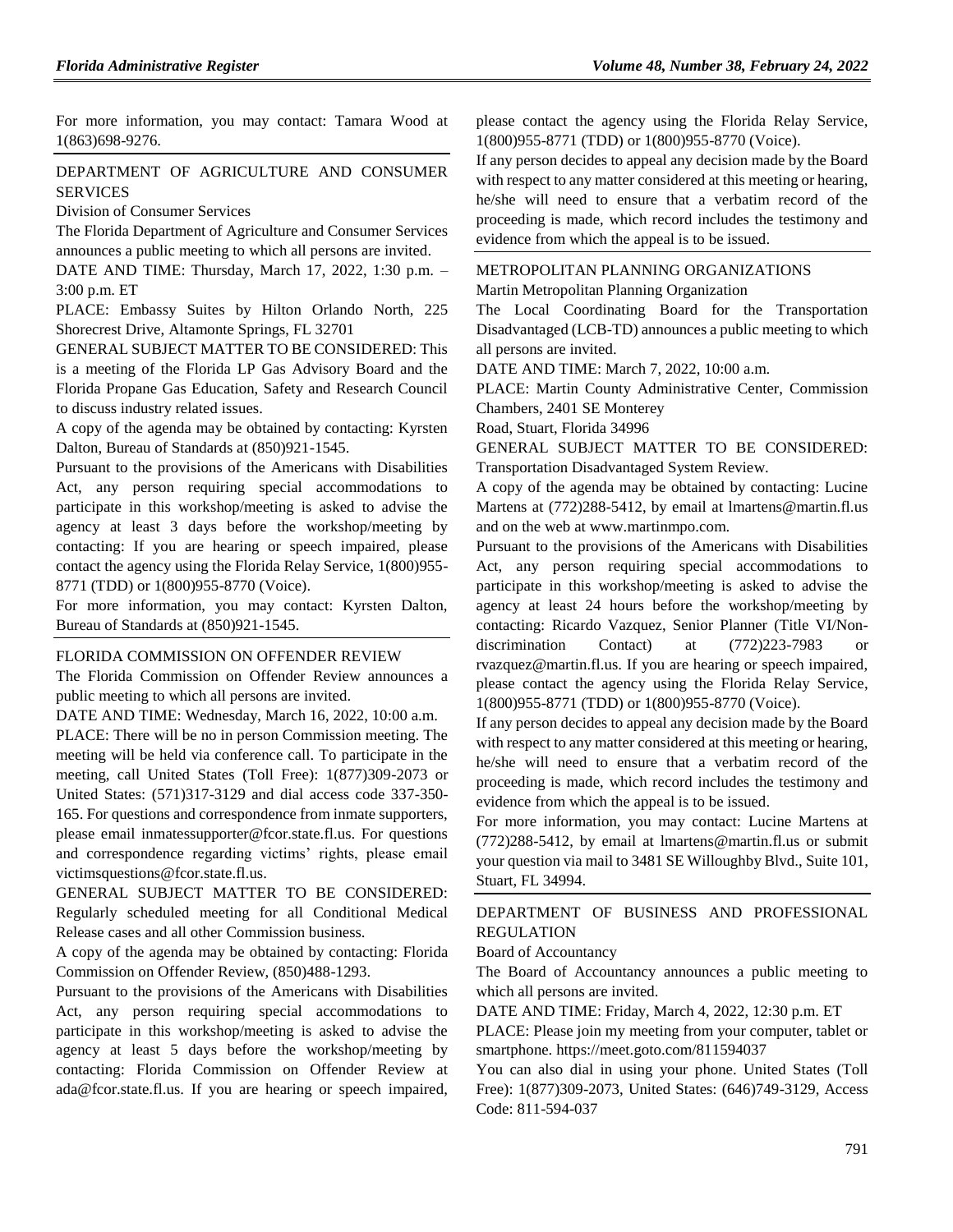For more information, you may contact: Tamara Wood at 1(863)698-9276.

DEPARTMENT OF AGRICULTURE AND CONSUMER SERVICES

Division of Consumer Services

The Florida Department of Agriculture and Consumer Services announces a public meeting to which all persons are invited.

DATE AND TIME: Thursday, March 17, 2022, 1:30 p.m. – 3:00 p.m. ET

PLACE: Embassy Suites by Hilton Orlando North, 225 Shorecrest Drive, Altamonte Springs, FL 32701

GENERAL SUBJECT MATTER TO BE CONSIDERED: This is a meeting of the Florida LP Gas Advisory Board and the Florida Propane Gas Education, Safety and Research Council to discuss industry related issues.

A copy of the agenda may be obtained by contacting: Kyrsten Dalton, Bureau of Standards at (850)921-1545.

Pursuant to the provisions of the Americans with Disabilities Act, any person requiring special accommodations to participate in this workshop/meeting is asked to advise the agency at least 3 days before the workshop/meeting by contacting: If you are hearing or speech impaired, please contact the agency using the Florida Relay Service, 1(800)955-8771 (TDD) or 1(800)955-8770 (Voice).

For more information, you may contact: Kyrsten Dalton, Bureau of Standards at (850)921-1545.

FLORIDA COMMISSION ON OFFENDER REVIEW

The Florida Commission on Offender Review announces a public meeting to which all persons are invited.

DATE AND TIME: Wednesday, March 16, 2022, 10:00 a.m.

PLACE: There will be no in person Commission meeting. The meeting will be held via conference call. To participate in the meeting, call United States (Toll Free): 1(877)309-2073 or United States: (571)317-3129 and dial access code 337-350-165. For questions and correspondence from inmate supporters, please email inmatessupporter@fcor.state.fl.us. For questions and correspondence regarding victims' rights, please email victimsquestions@fcor.state.fl.us.

GENERAL SUBJECT MATTER TO BE CONSIDERED: Regularly scheduled meeting for all Conditional Medical Release cases and all other Commission business.

A copy of the agenda may be obtained by contacting: Florida Commission on Offender Review, (850)488-1293.

Pursuant to the provisions of the Americans with Disabilities Act, any person requiring special accommodations to participate in this workshop/meeting is asked to advise the agency at least 5 days before the workshop/meeting by contacting: Florida Commission on Offender Review at ada@fcor.state.fl.us. If you are hearing or speech impaired, please contact the agency using the Florida Relay Service, 1(800)955-8771 (TDD) or 1(800)955-8770 (Voice).

If any person decides to appeal any decision made by the Board with respect to any matter considered at this meeting or hearing, he/she will need to ensure that a verbatim record of the proceeding is made, which record includes the testimony and evidence from which the appeal is to be issued.

METROPOLITAN PLANNING ORGANIZATIONS

Martin Metropolitan Planning Organization

The Local Coordinating Board for the Transportation Disadvantaged (LCB-TD) announces a public meeting to which all persons are invited.

DATE AND TIME: March 7, 2022, 10:00 a.m.

PLACE: Martin County Administrative Center, Commission Chambers, 2401 SE Monterey Road, Stuart, Florida 34996

GENERAL SUBJECT MATTER TO BE CONSIDERED: Transportation Disadvantaged System Review.

A copy of the agenda may be obtained by contacting: Lucine Martens at (772)288-5412, by email at lmartens@martin.fl.us and on the web at www.martinmpo.com.

Pursuant to the provisions of the Americans with Disabilities Act, any person requiring special accommodations to participate in this workshop/meeting is asked to advise the agency at least 24 hours before the workshop/meeting by contacting: Ricardo Vazquez, Senior Planner (Title VI/Non-discrimination Contact) at (772)223-7983 or rvazquez@martin.fl.us. If you are hearing or speech impaired, please contact the agency using the Florida Relay Service, 1(800)955-8771 (TDD) or 1(800)955-8770 (Voice).

If any person decides to appeal any decision made by the Board with respect to any matter considered at this meeting or hearing, he/she will need to ensure that a verbatim record of the proceeding is made, which record includes the testimony and evidence from which the appeal is to be issued.

For more information, you may contact: Lucine Martens at (772)288-5412, by email at lmartens@martin.fl.us or submit your question via mail to 3481 SE Willoughby Blvd., Suite 101, Stuart, FL 34994.

DEPARTMENT OF BUSINESS AND PROFESSIONAL REGULATION

Board of Accountancy

The Board of Accountancy announces a public meeting to which all persons are invited.

DATE AND TIME: Friday, March 4, 2022, 12:30 p.m. ET

PLACE: Please join my meeting from your computer, tablet or smartphone. https://meet.goto.com/811594037

You can also dial in using your phone. United States (Toll Free): 1(877)309-2073, United States: (646)749-3129, Access Code: 811-594-037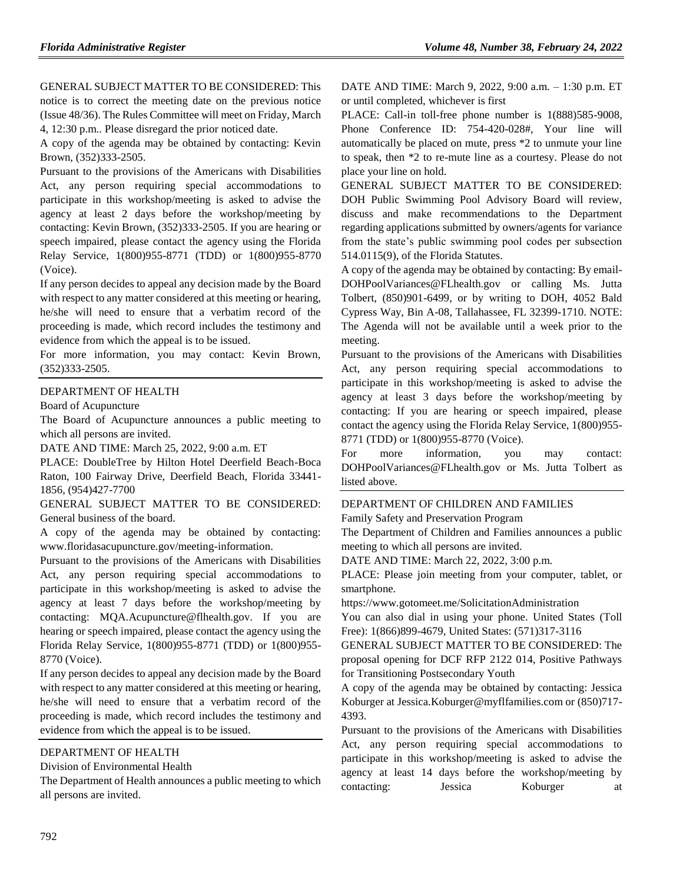GENERAL SUBJECT MATTER TO BE CONSIDERED: This notice is to correct the meeting date on the previous notice (Issue 48/36). The Rules Committee will meet on Friday, March 4, 12:30 p.m.. Please disregard the prior noticed date.

A copy of the agenda may be obtained by contacting: Kevin Brown, (352)333-2505.

Pursuant to the provisions of the Americans with Disabilities Act, any person requiring special accommodations to participate in this workshop/meeting is asked to advise the agency at least 2 days before the workshop/meeting by contacting: Kevin Brown, (352)333-2505. If you are hearing or speech impaired, please contact the agency using the Florida Relay Service, 1(800)955-8771 (TDD) or 1(800)955-8770 (Voice).

If any person decides to appeal any decision made by the Board with respect to any matter considered at this meeting or hearing, he/she will need to ensure that a verbatim record of the proceeding is made, which record includes the testimony and evidence from which the appeal is to be issued.

For more information, you may contact: Kevin Brown, (352)333-2505.

---

DEPARTMENT OF HEALTH

Board of Acupuncture

The Board of Acupuncture announces a public meeting to which all persons are invited.

DATE AND TIME: March 25, 2022, 9:00 a.m. ET

PLACE: DoubleTree by Hilton Hotel Deerfield Beach-Boca Raton, 100 Fairway Drive, Deerfield Beach, Florida 33441-1856, (954)427-7700

GENERAL SUBJECT MATTER TO BE CONSIDERED: General business of the board.

A copy of the agenda may be obtained by contacting: www.floridasacupuncture.gov/meeting-information.

Pursuant to the provisions of the Americans with Disabilities Act, any person requiring special accommodations to participate in this workshop/meeting is asked to advise the agency at least 7 days before the workshop/meeting by contacting: MQA.Acupuncture@flhealth.gov. If you are hearing or speech impaired, please contact the agency using the Florida Relay Service, 1(800)955-8771 (TDD) or 1(800)955-8770 (Voice).

If any person decides to appeal any decision made by the Board with respect to any matter considered at this meeting or hearing, he/she will need to ensure that a verbatim record of the proceeding is made, which record includes the testimony and evidence from which the appeal is to be issued.

---

DEPARTMENT OF HEALTH

Division of Environmental Health

The Department of Health announces a public meeting to which all persons are invited.

DATE AND TIME: March 9, 2022, 9:00 a.m. – 1:30 p.m. ET or until completed, whichever is first

PLACE: Call-in toll-free phone number is 1(888)585-9008, Phone Conference ID: 754-420-028#, Your line will automatically be placed on mute, press *2 to unmute your line to speak, then *2 to re-mute line as a courtesy. Please do not place your line on hold.

GENERAL SUBJECT MATTER TO BE CONSIDERED: DOH Public Swimming Pool Advisory Board will review, discuss and make recommendations to the Department regarding applications submitted by owners/agents for variance from the state's public swimming pool codes per subsection 514.0115(9), of the Florida Statutes.

A copy of the agenda may be obtained by contacting: By email-DOHPoolVariances@FLhealth.gov or calling Ms. Jutta Tolbert, (850)901-6499, or by writing to DOH, 4052 Bald Cypress Way, Bin A-08, Tallahassee, FL 32399-1710. NOTE: The Agenda will not be available until a week prior to the meeting.

Pursuant to the provisions of the Americans with Disabilities Act, any person requiring special accommodations to participate in this workshop/meeting is asked to advise the agency at least 3 days before the workshop/meeting by contacting: If you are hearing or speech impaired, please contact the agency using the Florida Relay Service, 1(800)955-8771 (TDD) or 1(800)955-8770 (Voice).

For more information, you may contact: DOHPoolVariances@FLhealth.gov or Ms. Jutta Tolbert as listed above.

---

DEPARTMENT OF CHILDREN AND FAMILIES

Family Safety and Preservation Program

The Department of Children and Families announces a public meeting to which all persons are invited.

DATE AND TIME: March 22, 2022, 3:00 p.m.

PLACE: Please join meeting from your computer, tablet, or smartphone.

https://www.gotomeet.me/SolicitationAdministration

You can also dial in using your phone. United States (Toll Free): 1(866)899-4679, United States: (571)317-3116

GENERAL SUBJECT MATTER TO BE CONSIDERED: The proposal opening for DCF RFP 2122 014, Positive Pathways for Transitioning Postsecondary Youth

A copy of the agenda may be obtained by contacting: Jessica Koburger at Jessica.Koburger@myflfamilies.com or (850)717-4393.

Pursuant to the provisions of the Americans with Disabilities Act, any person requiring special accommodations to participate in this workshop/meeting is asked to advise the agency at least 14 days before the workshop/meeting by contacting: Jessica Koburger at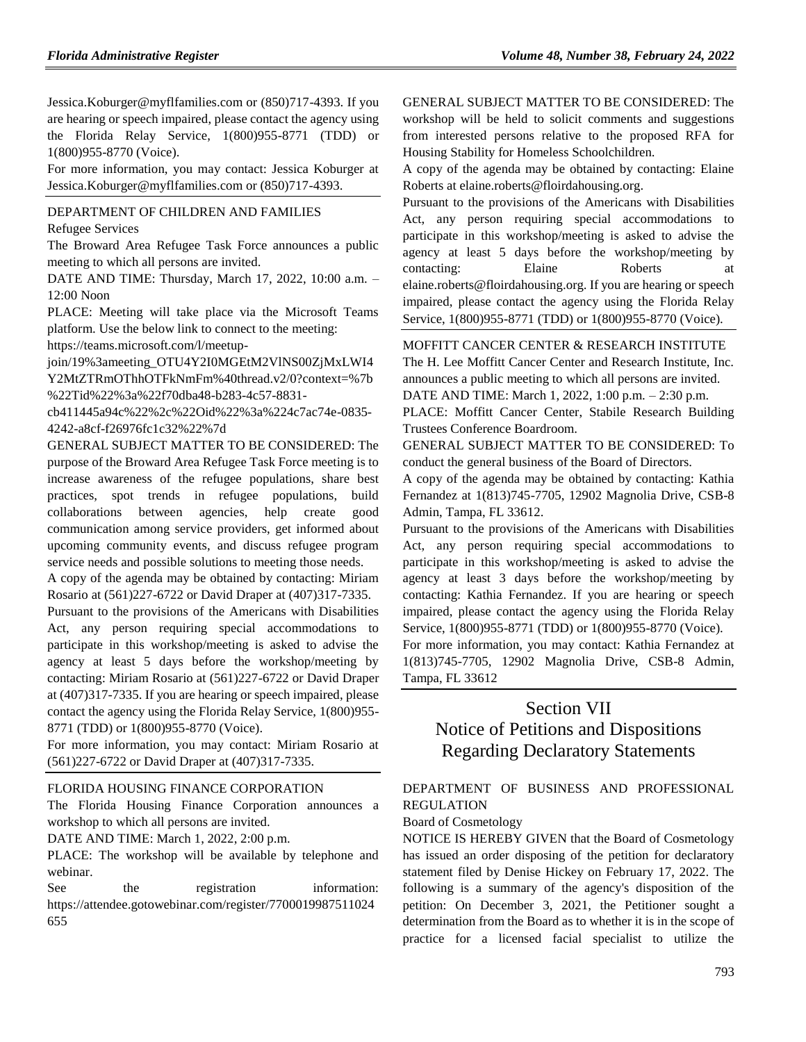Jessica.Koburger@myflfamilies.com or (850)717-4393. If you are hearing or speech impaired, please contact the agency using the Florida Relay Service, 1(800)955-8771 (TDD) or 1(800)955-8770 (Voice).

For more information, you may contact: Jessica Koburger at Jessica.Koburger@myflfamilies.com or (850)717-4393.

DEPARTMENT OF CHILDREN AND FAMILIES

Refugee Services

The Broward Area Refugee Task Force announces a public meeting to which all persons are invited.

DATE AND TIME: Thursday, March 17, 2022, 10:00 a.m. – 12:00 Noon

PLACE: Meeting will take place via the Microsoft Teams platform. Use the below link to connect to the meeting: https://teams.microsoft.com/l/meetup-join/19%3ameeting_OTU4Y2I0MGEtM2VlNS00ZjMxLWI4Y2MtZTRmOThhOTFkNmFm%40thread.v2/0?context=%7b%22Tid%22%3a%22f70dba48-b283-4c57-8831-cb411445a94c%22%2c%22Oid%22%3a%224c7ac74e-0835-4242-a8cf-f26976fc1c32%22%7d

GENERAL SUBJECT MATTER TO BE CONSIDERED: The purpose of the Broward Area Refugee Task Force meeting is to increase awareness of the refugee populations, share best practices, spot trends in refugee populations, build collaborations between agencies, help create good communication among service providers, get informed about upcoming community events, and discuss refugee program service needs and possible solutions to meeting those needs.

A copy of the agenda may be obtained by contacting: Miriam Rosario at (561)227-6722 or David Draper at (407)317-7335.

Pursuant to the provisions of the Americans with Disabilities Act, any person requiring special accommodations to participate in this workshop/meeting is asked to advise the agency at least 5 days before the workshop/meeting by contacting: Miriam Rosario at (561)227-6722 or David Draper at (407)317-7335. If you are hearing or speech impaired, please contact the agency using the Florida Relay Service, 1(800)955-8771 (TDD) or 1(800)955-8770 (Voice).

For more information, you may contact: Miriam Rosario at (561)227-6722 or David Draper at (407)317-7335.

FLORIDA HOUSING FINANCE CORPORATION

The Florida Housing Finance Corporation announces a workshop to which all persons are invited.

DATE AND TIME: March 1, 2022, 2:00 p.m.

PLACE: The workshop will be available by telephone and webinar.

See the registration information: https://attendee.gotowebinar.com/register/7700019987511024655

GENERAL SUBJECT MATTER TO BE CONSIDERED: The workshop will be held to solicit comments and suggestions from interested persons relative to the proposed RFA for Housing Stability for Homeless Schoolchildren.

A copy of the agenda may be obtained by contacting: Elaine Roberts at elaine.roberts@floirdahousing.org.

Pursuant to the provisions of the Americans with Disabilities Act, any person requiring special accommodations to participate in this workshop/meeting is asked to advise the agency at least 5 days before the workshop/meeting by contacting: Elaine Roberts at elaine.roberts@floirdahousing.org. If you are hearing or speech impaired, please contact the agency using the Florida Relay Service, 1(800)955-8771 (TDD) or 1(800)955-8770 (Voice).

MOFFITT CANCER CENTER & RESEARCH INSTITUTE

The H. Lee Moffitt Cancer Center and Research Institute, Inc. announces a public meeting to which all persons are invited.

DATE AND TIME: March 1, 2022, 1:00 p.m. – 2:30 p.m.

PLACE: Moffitt Cancer Center, Stabile Research Building Trustees Conference Boardroom.

GENERAL SUBJECT MATTER TO BE CONSIDERED: To conduct the general business of the Board of Directors.

A copy of the agenda may be obtained by contacting: Kathia Fernandez at 1(813)745-7705, 12902 Magnolia Drive, CSB-8 Admin, Tampa, FL 33612.

Pursuant to the provisions of the Americans with Disabilities Act, any person requiring special accommodations to participate in this workshop/meeting is asked to advise the agency at least 3 days before the workshop/meeting by contacting: Kathia Fernandez. If you are hearing or speech impaired, please contact the agency using the Florida Relay Service, 1(800)955-8771 (TDD) or 1(800)955-8770 (Voice).

For more information, you may contact: Kathia Fernandez at 1(813)745-7705, 12902 Magnolia Drive, CSB-8 Admin, Tampa, FL 33612

# Section VII
# Notice of Petitions and Dispositions Regarding Declaratory Statements

DEPARTMENT OF BUSINESS AND PROFESSIONAL REGULATION

Board of Cosmetology

NOTICE IS HEREBY GIVEN that the Board of Cosmetology has issued an order disposing of the petition for declaratory statement filed by Denise Hickey on February 17, 2022. The following is a summary of the agency's disposition of the petition: On December 3, 2021, the Petitioner sought a determination from the Board as to whether it is in the scope of practice for a licensed facial specialist to utilize the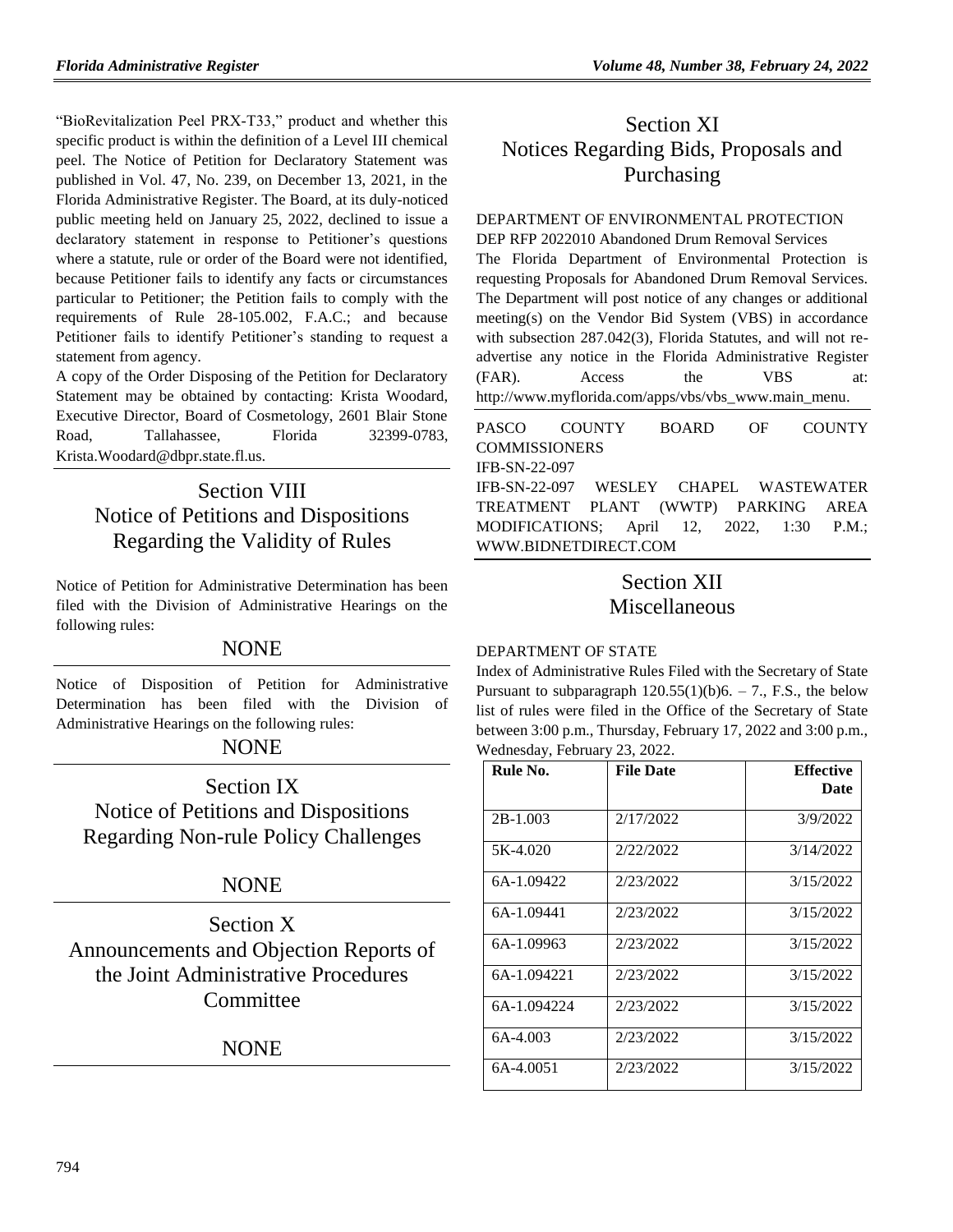"BioRevitalization Peel PRX-T33," product and whether this specific product is within the definition of a Level III chemical peel. The Notice of Petition for Declaratory Statement was published in Vol. 47, No. 239, on December 13, 2021, in the Florida Administrative Register. The Board, at its duly-noticed public meeting held on January 25, 2022, declined to issue a declaratory statement in response to Petitioner's questions where a statute, rule or order of the Board were not identified, because Petitioner fails to identify any facts or circumstances particular to Petitioner; the Petition fails to comply with the requirements of Rule 28-105.002, F.A.C.; and because Petitioner fails to identify Petitioner's standing to request a statement from agency.

A copy of the Order Disposing of the Petition for Declaratory Statement may be obtained by contacting: Krista Woodard, Executive Director, Board of Cosmetology, 2601 Blair Stone Road, Tallahassee, Florida 32399-0783, Krista.Woodard@dbpr.state.fl.us.

# Section VIII Notice of Petitions and Dispositions Regarding the Validity of Rules

Notice of Petition for Administrative Determination has been filed with the Division of Administrative Hearings on the following rules:

NONE

Notice of Disposition of Petition for Administrative Determination has been filed with the Division of Administrative Hearings on the following rules:

NONE

# Section IX Notice of Petitions and Dispositions Regarding Non-rule Policy Challenges

NONE

# Section X Announcements and Objection Reports of the Joint Administrative Procedures Committee

NONE

# Section XI Notices Regarding Bids, Proposals and Purchasing

DEPARTMENT OF ENVIRONMENTAL PROTECTION

DEP RFP 2022010 Abandoned Drum Removal Services

The Florida Department of Environmental Protection is requesting Proposals for Abandoned Drum Removal Services. The Department will post notice of any changes or additional meeting(s) on the Vendor Bid System (VBS) in accordance with subsection 287.042(3), Florida Statutes, and will not re-advertise any notice in the Florida Administrative Register (FAR). Access the VBS at: http://www.myflorida.com/apps/vbs/vbs_www.main_menu.

PASCO COUNTY BOARD OF COUNTY COMMISSIONERS

IFB-SN-22-097

IFB-SN-22-097 WESLEY CHAPEL WASTEWATER TREATMENT PLANT (WWTP) PARKING AREA MODIFICATIONS; April 12, 2022, 1:30 P.M.; WWW.BIDNETDIRECT.COM

# Section XII Miscellaneous

DEPARTMENT OF STATE

Index of Administrative Rules Filed with the Secretary of State

Pursuant to subparagraph 120.55(1)(b)6. – 7., F.S., the below list of rules were filed in the Office of the Secretary of State between 3:00 p.m., Thursday, February 17, 2022 and 3:00 p.m., Wednesday, February 23, 2022.

| Rule No. | File Date | Effective Date |
|---|---|---|
| 2B-1.003 | 2/17/2022 | 3/9/2022 |
| 5K-4.020 | 2/22/2022 | 3/14/2022 |
| 6A-1.09422 | 2/23/2022 | 3/15/2022 |
| 6A-1.09441 | 2/23/2022 | 3/15/2022 |
| 6A-1.09963 | 2/23/2022 | 3/15/2022 |
| 6A-1.094221 | 2/23/2022 | 3/15/2022 |
| 6A-1.094224 | 2/23/2022 | 3/15/2022 |
| 6A-4.003 | 2/23/2022 | 3/15/2022 |
| 6A-4.0051 | 2/23/2022 | 3/15/2022 |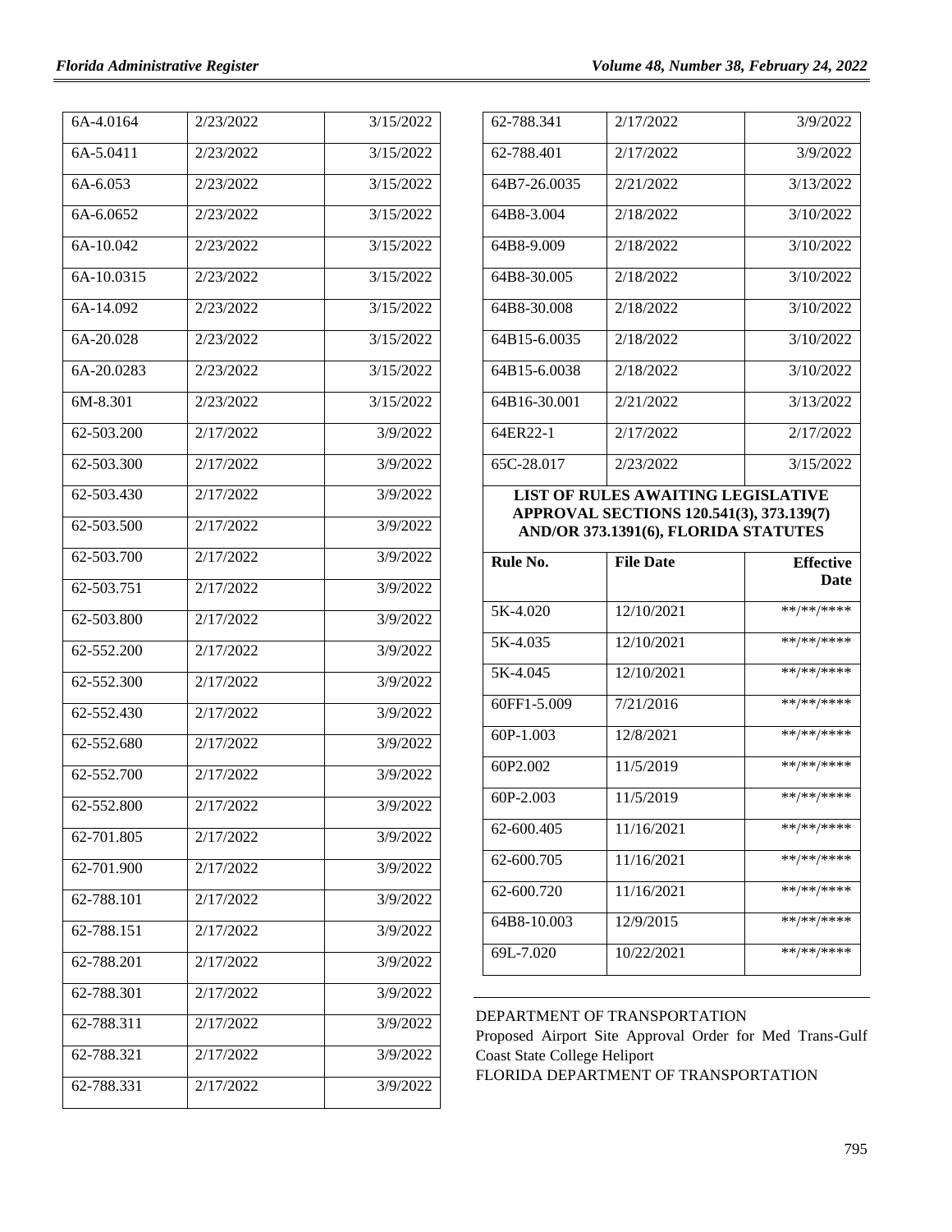| | | |
|---|---|---|
| 6A-4.0164 | 2/23/2022 | 3/15/2022 |
| 6A-5.0411 | 2/23/2022 | 3/15/2022 |
| 6A-6.053 | 2/23/2022 | 3/15/2022 |
| 6A-6.0652 | 2/23/2022 | 3/15/2022 |
| 6A-10.042 | 2/23/2022 | 3/15/2022 |
| 6A-10.0315 | 2/23/2022 | 3/15/2022 |
| 6A-14.092 | 2/23/2022 | 3/15/2022 |
| 6A-20.028 | 2/23/2022 | 3/15/2022 |
| 6A-20.0283 | 2/23/2022 | 3/15/2022 |
| 6M-8.301 | 2/23/2022 | 3/15/2022 |
| 62-503.200 | 2/17/2022 | 3/9/2022 |
| 62-503.300 | 2/17/2022 | 3/9/2022 |
| 62-503.430 | 2/17/2022 | 3/9/2022 |
| 62-503.500 | 2/17/2022 | 3/9/2022 |
| 62-503.700 | 2/17/2022 | 3/9/2022 |
| 62-503.751 | 2/17/2022 | 3/9/2022 |
| 62-503.800 | 2/17/2022 | 3/9/2022 |
| 62-552.200 | 2/17/2022 | 3/9/2022 |
| 62-552.300 | 2/17/2022 | 3/9/2022 |
| 62-552.430 | 2/17/2022 | 3/9/2022 |
| 62-552.680 | 2/17/2022 | 3/9/2022 |
| 62-552.700 | 2/17/2022 | 3/9/2022 |
| 62-552.800 | 2/17/2022 | 3/9/2022 |
| 62-701.805 | 2/17/2022 | 3/9/2022 |
| 62-701.900 | 2/17/2022 | 3/9/2022 |
| 62-788.101 | 2/17/2022 | 3/9/2022 |
| 62-788.151 | 2/17/2022 | 3/9/2022 |
| 62-788.201 | 2/17/2022 | 3/9/2022 |
| 62-788.301 | 2/17/2022 | 3/9/2022 |
| 62-788.311 | 2/17/2022 | 3/9/2022 |
| 62-788.321 | 2/17/2022 | 3/9/2022 |
| 62-788.331 | 2/17/2022 | 3/9/2022 |
| 62-788.341 | 2/17/2022 | 3/9/2022 |
| 62-788.401 | 2/17/2022 | 3/9/2022 |
| 64B7-26.0035 | 2/21/2022 | 3/13/2022 |
| 64B8-3.004 | 2/18/2022 | 3/10/2022 |
| 64B8-9.009 | 2/18/2022 | 3/10/2022 |
| 64B8-30.005 | 2/18/2022 | 3/10/2022 |
| 64B8-30.008 | 2/18/2022 | 3/10/2022 |
| 64B15-6.0035 | 2/18/2022 | 3/10/2022 |
| 64B15-6.0038 | 2/18/2022 | 3/10/2022 |
| 64B16-30.001 | 2/21/2022 | 3/13/2022 |
| 64ER22-1 | 2/17/2022 | 2/17/2022 |
| 65C-28.017 | 2/23/2022 | 3/15/2022 |

**LIST OF RULES AWAITING LEGISLATIVE APPROVAL SECTIONS 120.541(3), 373.139(7) AND/OR 373.1391(6), FLORIDA STATUTES**

| Rule No. | File Date | Effective Date |
|---|---|---|
| 5K-4.020 | 12/10/2021 | **/**/**** |
| 5K-4.035 | 12/10/2021 | **/**/**** |
| 5K-4.045 | 12/10/2021 | **/**/**** |
| 60FF1-5.009 | 7/21/2016 | **/**/**** |
| 60P-1.003 | 12/8/2021 | **/**/**** |
| 60P2.002 | 11/5/2019 | **/**/**** |
| 60P-2.003 | 11/5/2019 | **/**/**** |
| 62-600.405 | 11/16/2021 | **/**/**** |
| 62-600.705 | 11/16/2021 | **/**/**** |
| 62-600.720 | 11/16/2021 | **/**/**** |
| 64B8-10.003 | 12/9/2015 | **/**/**** |
| 69L-7.020 | 10/22/2021 | **/**/**** |

DEPARTMENT OF TRANSPORTATION

Proposed Airport Site Approval Order for Med Trans-Gulf Coast State College Heliport

FLORIDA DEPARTMENT OF TRANSPORTATION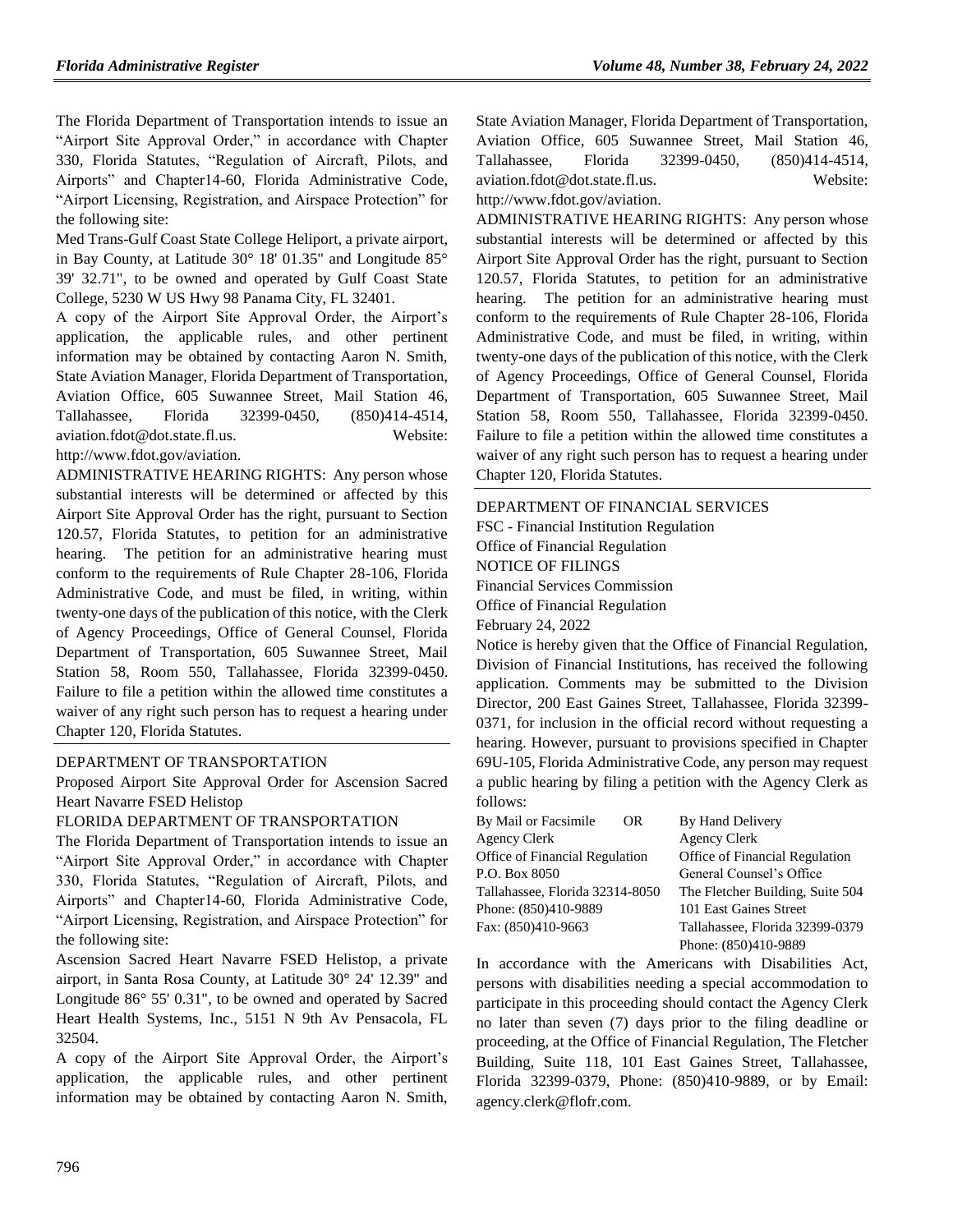The Florida Department of Transportation intends to issue an "Airport Site Approval Order," in accordance with Chapter 330, Florida Statutes, "Regulation of Aircraft, Pilots, and Airports" and Chapter14-60, Florida Administrative Code, "Airport Licensing, Registration, and Airspace Protection" for the following site:

Med Trans-Gulf Coast State College Heliport, a private airport, in Bay County, at Latitude 30° 18' 01.35" and Longitude 85° 39' 32.71", to be owned and operated by Gulf Coast State College, 5230 W US Hwy 98 Panama City, FL 32401.

A copy of the Airport Site Approval Order, the Airport's application, the applicable rules, and other pertinent information may be obtained by contacting Aaron N. Smith, State Aviation Manager, Florida Department of Transportation, Aviation Office, 605 Suwannee Street, Mail Station 46, Tallahassee, Florida 32399-0450, (850)414-4514, aviation.fdot@dot.state.fl.us. Website: http://www.fdot.gov/aviation.

ADMINISTRATIVE HEARING RIGHTS: Any person whose substantial interests will be determined or affected by this Airport Site Approval Order has the right, pursuant to Section 120.57, Florida Statutes, to petition for an administrative hearing. The petition for an administrative hearing must conform to the requirements of Rule Chapter 28-106, Florida Administrative Code, and must be filed, in writing, within twenty-one days of the publication of this notice, with the Clerk of Agency Proceedings, Office of General Counsel, Florida Department of Transportation, 605 Suwannee Street, Mail Station 58, Room 550, Tallahassee, Florida 32399-0450. Failure to file a petition within the allowed time constitutes a waiver of any right such person has to request a hearing under Chapter 120, Florida Statutes.

DEPARTMENT OF TRANSPORTATION

Proposed Airport Site Approval Order for Ascension Sacred Heart Navarre FSED Helistop

FLORIDA DEPARTMENT OF TRANSPORTATION

The Florida Department of Transportation intends to issue an "Airport Site Approval Order," in accordance with Chapter 330, Florida Statutes, "Regulation of Aircraft, Pilots, and Airports" and Chapter14-60, Florida Administrative Code, "Airport Licensing, Registration, and Airspace Protection" for the following site:

Ascension Sacred Heart Navarre FSED Helistop, a private airport, in Santa Rosa County, at Latitude 30° 24' 12.39" and Longitude 86° 55' 0.31", to be owned and operated by Sacred Heart Health Systems, Inc., 5151 N 9th Av Pensacola, FL 32504.

A copy of the Airport Site Approval Order, the Airport's application, the applicable rules, and other pertinent information may be obtained by contacting Aaron N. Smith, State Aviation Manager, Florida Department of Transportation, Aviation Office, 605 Suwannee Street, Mail Station 46, Tallahassee, Florida 32399-0450, (850)414-4514, aviation.fdot@dot.state.fl.us. Website: http://www.fdot.gov/aviation.

ADMINISTRATIVE HEARING RIGHTS: Any person whose substantial interests will be determined or affected by this Airport Site Approval Order has the right, pursuant to Section 120.57, Florida Statutes, to petition for an administrative hearing. The petition for an administrative hearing must conform to the requirements of Rule Chapter 28-106, Florida Administrative Code, and must be filed, in writing, within twenty-one days of the publication of this notice, with the Clerk of Agency Proceedings, Office of General Counsel, Florida Department of Transportation, 605 Suwannee Street, Mail Station 58, Room 550, Tallahassee, Florida 32399-0450. Failure to file a petition within the allowed time constitutes a waiver of any right such person has to request a hearing under Chapter 120, Florida Statutes.

DEPARTMENT OF FINANCIAL SERVICES

FSC - Financial Institution Regulation

Office of Financial Regulation

NOTICE OF FILINGS

Financial Services Commission

Office of Financial Regulation

February 24, 2022

Notice is hereby given that the Office of Financial Regulation, Division of Financial Institutions, has received the following application. Comments may be submitted to the Division Director, 200 East Gaines Street, Tallahassee, Florida 32399-0371, for inclusion in the official record without requesting a hearing. However, pursuant to provisions specified in Chapter 69U-105, Florida Administrative Code, any person may request a public hearing by filing a petition with the Agency Clerk as follows:

| By Mail or Facsimile OR | By Hand Delivery |
|---|---|
| Agency Clerk | Agency Clerk |
| Office of Financial Regulation | Office of Financial Regulation |
| P.O. Box 8050 | General Counsel's Office |
| Tallahassee, Florida 32314-8050 | The Fletcher Building, Suite 504 |
| Phone: (850)410-9889 | 101 East Gaines Street |
| Fax: (850)410-9663 | Tallahassee, Florida 32399-0379 |
| | Phone: (850)410-9889 |

In accordance with the Americans with Disabilities Act, persons with disabilities needing a special accommodation to participate in this proceeding should contact the Agency Clerk no later than seven (7) days prior to the filing deadline or proceeding, at the Office of Financial Regulation, The Fletcher Building, Suite 118, 101 East Gaines Street, Tallahassee, Florida 32399-0379, Phone: (850)410-9889, or by Email: agency.clerk@flofr.com.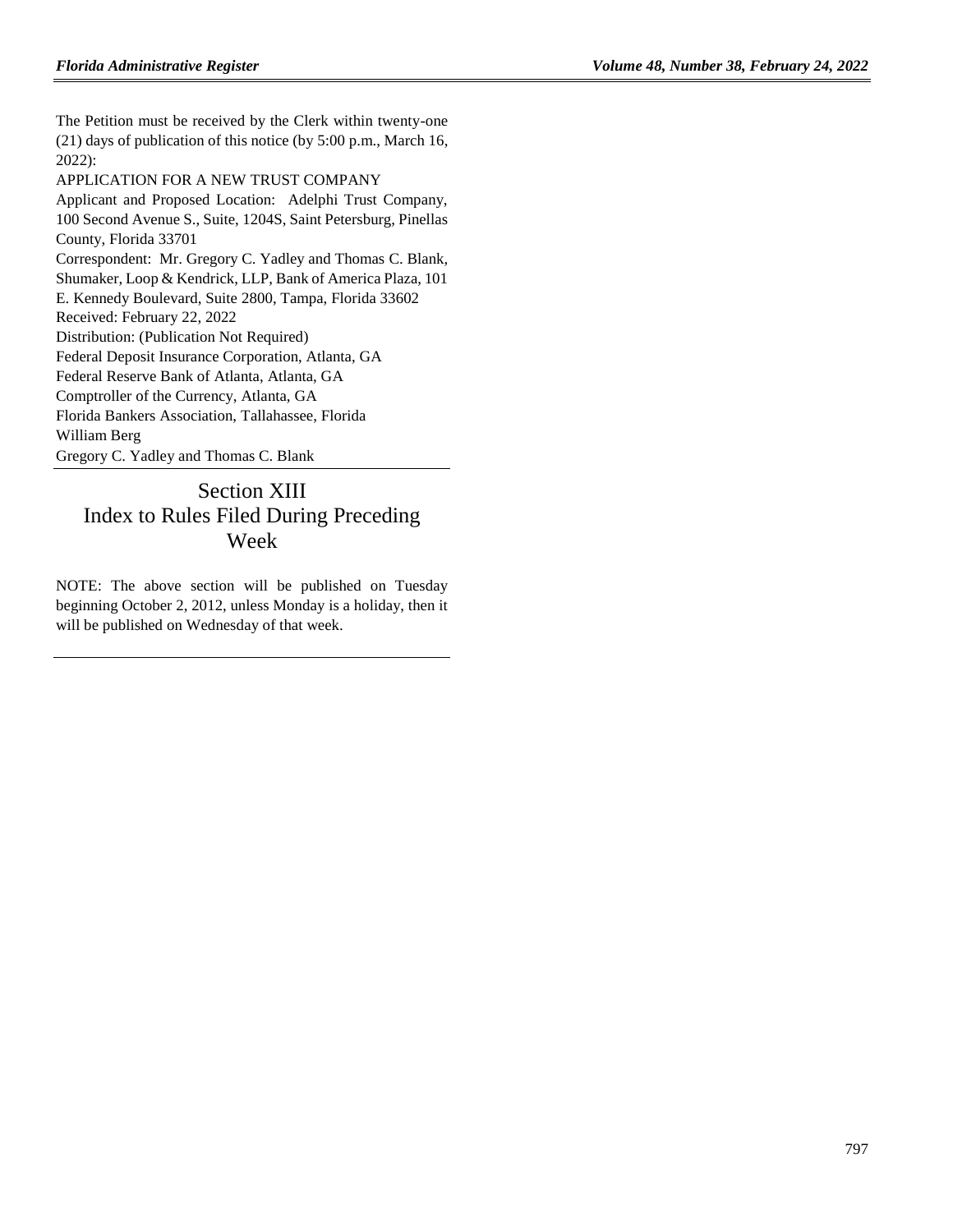The Petition must be received by the Clerk within twenty-one (21) days of publication of this notice (by 5:00 p.m., March 16, 2022):

APPLICATION FOR A NEW TRUST COMPANY

Applicant and Proposed Location: Adelphi Trust Company, 100 Second Avenue S., Suite, 1204S, Saint Petersburg, Pinellas County, Florida 33701

Correspondent: Mr. Gregory C. Yadley and Thomas C. Blank, Shumaker, Loop & Kendrick, LLP, Bank of America Plaza, 101 E. Kennedy Boulevard, Suite 2800, Tampa, Florida 33602

Received: February 22, 2022

Distribution: (Publication Not Required)

Federal Deposit Insurance Corporation, Atlanta, GA

Federal Reserve Bank of Atlanta, Atlanta, GA

Comptroller of the Currency, Atlanta, GA

Florida Bankers Association, Tallahassee, Florida

William Berg

Gregory C. Yadley and Thomas C. Blank

# Section XIII Index to Rules Filed During Preceding Week

NOTE: The above section will be published on Tuesday beginning October 2, 2012, unless Monday is a holiday, then it will be published on Wednesday of that week.